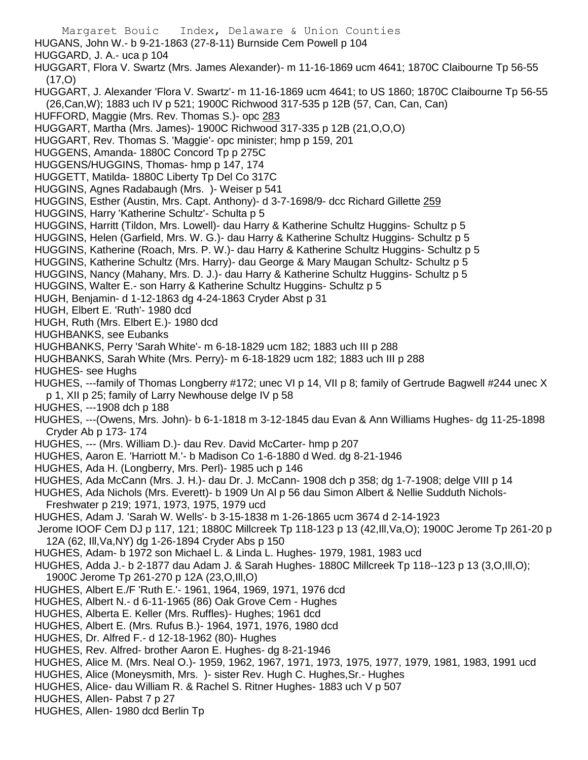HUGANS, John W.- b 9-21-1863 (27-8-11) Burnside Cem Powell p 104

HUGGARD, J. A.- uca p 104

HUGGART, Flora V. Swartz (Mrs. James Alexander)- m 11-16-1869 ucm 4641; 1870C Claibourne Tp 56-55 (17,O)

HUGGART, J. Alexander 'Flora V. Swartz'- m 11-16-1869 ucm 4641; to US 1860; 1870C Claibourne Tp 56-55 (26,Can,W); 1883 uch IV p 521; 1900C Richwood 317-535 p 12B (57, Can, Can, Can)

HUFFORD, Maggie (Mrs. Rev. Thomas S.)- opc 283

HUGGART, Martha (Mrs. James)- 1900C Richwood 317-335 p 12B (21,O,O,O)

HUGGART, Rev. Thomas S. 'Maggie'- opc minister; hmp p 159, 201

HUGGENS, Amanda- 1880C Concord Tp p 275C

HUGGENS/HUGGINS, Thomas- hmp p 147, 174

HUGGETT, Matilda- 1880C Liberty Tp Del Co 317C

HUGGINS, Agnes Radabaugh (Mrs. )- Weiser p 541

HUGGINS, Esther (Austin, Mrs. Capt. Anthony)- d 3-7-1698/9- dcc Richard Gillette 259

HUGGINS, Harry 'Katherine Schultz'- Schulta p 5

HUGGINS, Harritt (Tildon, Mrs. Lowell)- dau Harry & Katherine Schultz Huggins- Schultz p 5

HUGGINS, Helen (Garfield, Mrs. W. G.)- dau Harry & Katherine Schultz Huggins- Schultz p 5

HUGGINS, Katherine (Roach, Mrs. P. W.)- dau Harry & Katherine Schultz Huggins- Schultz p 5

HUGGINS, Katherine Schultz (Mrs. Harry)- dau George & Mary Maugan Schultz- Schultz p 5

HUGGINS, Nancy (Mahany, Mrs. D. J.)- dau Harry & Katherine Schultz Huggins- Schultz p 5

HUGGINS, Walter E.- son Harry & Katherine Schultz Huggins- Schultz p 5

HUGH, Benjamin- d 1-12-1863 dg 4-24-1863 Cryder Abst p 31

HUGH, Elbert E. 'Ruth'- 1980 dcd

HUGH, Ruth (Mrs. Elbert E.)- 1980 dcd

HUGHBANKS, see Eubanks

HUGHBANKS, Perry 'Sarah White'- m 6-18-1829 ucm 182; 1883 uch III p 288

HUGHBANKS, Sarah White (Mrs. Perry)- m 6-18-1829 ucm 182; 1883 uch III p 288

HUGHES- see Hughs

HUGHES, ---family of Thomas Longberry #172; unec VI p 14, VII p 8; family of Gertrude Bagwell #244 unec X p 1, XII p 25; family of Larry Newhouse delge IV p 58

HUGHES, ---1908 dch p 188

HUGHES, ---(Owens, Mrs. John)- b 6-1-1818 m 3-12-1845 dau Evan & Ann Williams Hughes- dg 11-25-1898 Cryder Ab p 173- 174

HUGHES, --- (Mrs. William D.)- dau Rev. David McCarter- hmp p 207

HUGHES, Aaron E. 'Harriott M.'- b Madison Co 1-6-1880 d Wed. dg 8-21-1946

HUGHES, Ada H. (Longberry, Mrs. Perl)- 1985 uch p 146

HUGHES, Ada McCann (Mrs. J. H.)- dau Dr. J. McCann- 1908 dch p 358; dg 1-7-1908; delge VIII p 14

HUGHES, Ada Nichols (Mrs. Everett)- b 1909 Un Al p 56 dau Simon Albert & Nellie Sudduth Nichols- Freshwater p 219; 1971, 1973, 1975, 1979 ucd

HUGHES, Adam J. 'Sarah W. Wells'- b 3-15-1838 m 1-26-1865 ucm 3674 d 2-14-1923 Jerome IOOF Cem DJ p 117, 121; 1880C Millcreek Tp 118-123 p 13 (42,Ill,Va,O); 1900C Jerome Tp 261-20 p 12A (62, Ill,Va,NY) dg 1-26-1894 Cryder Abs p 150

HUGHES, Adam- b 1972 son Michael L. & Linda L. Hughes- 1979, 1981, 1983 ucd

HUGHES, Adda J.- b 2-1877 dau Adam J. & Sarah Hughes- 1880C Millcreek Tp 118--123 p 13 (3,O,Ill,O); 1900C Jerome Tp 261-270 p 12A (23,O,Ill,O)

HUGHES, Albert E./F 'Ruth E.'- 1961, 1964, 1969, 1971, 1976 dcd

HUGHES, Albert N.- d 6-11-1965 (86) Oak Grove Cem - Hughes

HUGHES, Alberta E. Keller (Mrs. Ruffles)- Hughes; 1961 dcd

HUGHES, Albert E. (Mrs. Rufus B.)- 1964, 1971, 1976, 1980 dcd

HUGHES, Dr. Alfred F.- d 12-18-1962 (80)- Hughes

HUGHES, Rev. Alfred- brother Aaron E. Hughes- dg 8-21-1946

HUGHES, Alice M. (Mrs. Neal O.)- 1959, 1962, 1967, 1971, 1973, 1975, 1977, 1979, 1981, 1983, 1991 ucd

HUGHES, Alice (Moneysmith, Mrs. )- sister Rev. Hugh C. Hughes,Sr.- Hughes

HUGHES, Alice- dau William R. & Rachel S. Ritner Hughes- 1883 uch V p 507

HUGHES, Allen- Pabst 7 p 27

HUGHES, Allen- 1980 dcd Berlin Tp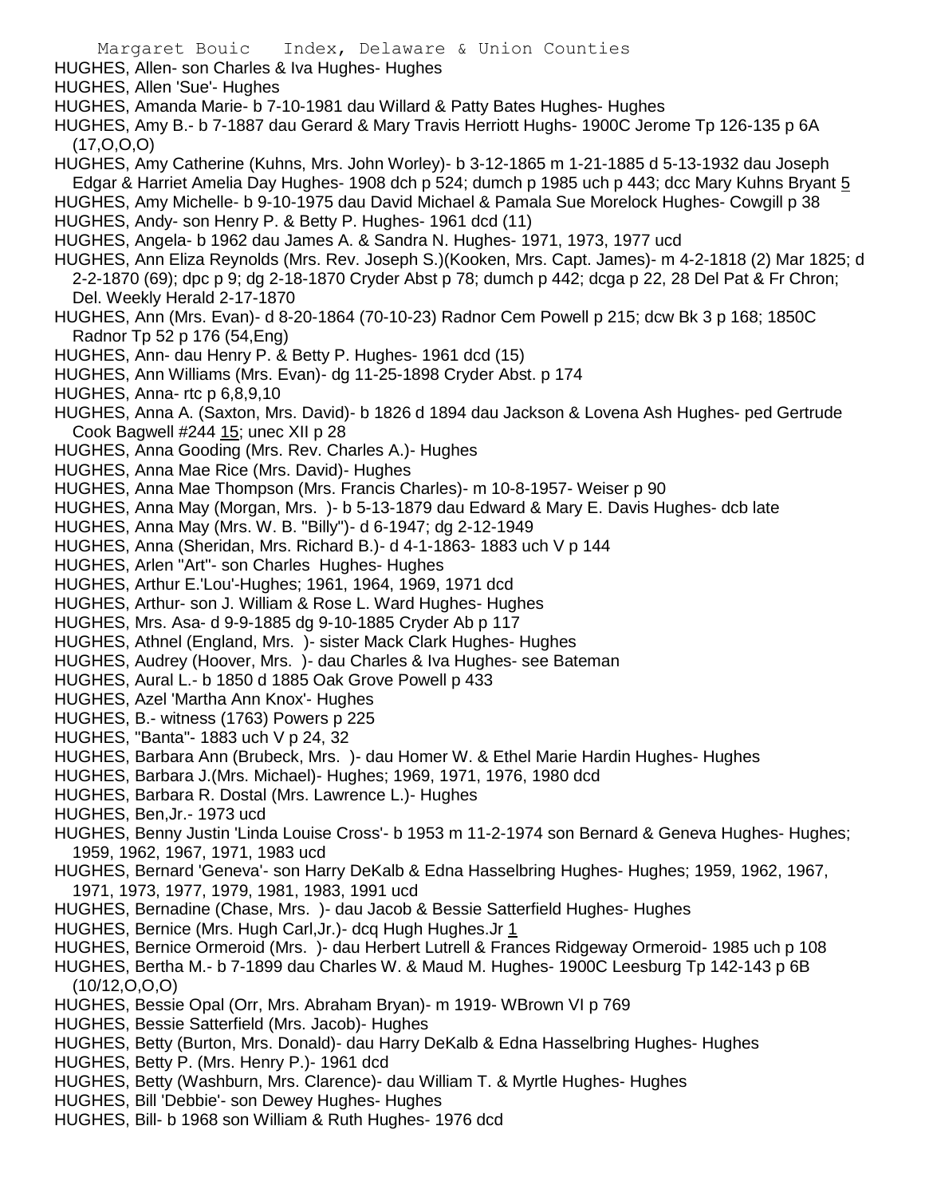HUGHES, Allen- son Charles & Iva Hughes- Hughes

HUGHES, Allen 'Sue'- Hughes

HUGHES, Amanda Marie- b 7-10-1981 dau Willard & Patty Bates Hughes- Hughes

HUGHES, Amy B.- b 7-1887 dau Gerard & Mary Travis Herriott Hughs- 1900C Jerome Tp 126-135 p 6A (17,O,O,O)

HUGHES, Amy Catherine (Kuhns, Mrs. John Worley)- b 3-12-1865 m 1-21-1885 d 5-13-1932 dau Joseph Edgar & Harriet Amelia Day Hughes- 1908 dch p 524; dumch p 1985 uch p 443; dcc Mary Kuhns Bryant 5

HUGHES, Amy Michelle- b 9-10-1975 dau David Michael & Pamala Sue Morelock Hughes- Cowgill p 38

HUGHES, Andy- son Henry P. & Betty P. Hughes- 1961 dcd (11)

HUGHES, Angela- b 1962 dau James A. & Sandra N. Hughes- 1971, 1973, 1977 ucd

HUGHES, Ann Eliza Reynolds (Mrs. Rev. Joseph S.)(Kooken, Mrs. Capt. James)- m 4-2-1818 (2) Mar 1825; d 2-2-1870 (69); dpc p 9; dg 2-18-1870 Cryder Abst p 78; dumch p 442; dcga p 22, 28 Del Pat & Fr Chron; Del. Weekly Herald 2-17-1870

HUGHES, Ann (Mrs. Evan)- d 8-20-1864 (70-10-23) Radnor Cem Powell p 215; dcw Bk 3 p 168; 1850C Radnor Tp 52 p 176 (54,Eng)

HUGHES, Ann- dau Henry P. & Betty P. Hughes- 1961 dcd (15)

HUGHES, Ann Williams (Mrs. Evan)- dg 11-25-1898 Cryder Abst. p 174

HUGHES, Anna- rtc p 6,8,9,10

HUGHES, Anna A. (Saxton, Mrs. David)- b 1826 d 1894 dau Jackson & Lovena Ash Hughes- ped Gertrude Cook Bagwell #244 15; unec XII p 28

HUGHES, Anna Gooding (Mrs. Rev. Charles A.)- Hughes

HUGHES, Anna Mae Rice (Mrs. David)- Hughes

HUGHES, Anna Mae Thompson (Mrs. Francis Charles)- m 10-8-1957- Weiser p 90

HUGHES, Anna May (Morgan, Mrs. )- b 5-13-1879 dau Edward & Mary E. Davis Hughes- dcb late

HUGHES, Anna May (Mrs. W. B. "Billy")- d 6-1947; dg 2-12-1949

HUGHES, Anna (Sheridan, Mrs. Richard B.)- d 4-1-1863- 1883 uch V p 144

HUGHES, Arlen "Art"- son Charles Hughes- Hughes

HUGHES, Arthur E.'Lou'-Hughes; 1961, 1964, 1969, 1971 dcd

HUGHES, Arthur- son J. William & Rose L. Ward Hughes- Hughes

HUGHES, Mrs. Asa- d 9-9-1885 dg 9-10-1885 Cryder Ab p 117

HUGHES, Athnel (England, Mrs. )- sister Mack Clark Hughes- Hughes

HUGHES, Audrey (Hoover, Mrs. )- dau Charles & Iva Hughes- see Bateman

HUGHES, Aural L.- b 1850 d 1885 Oak Grove Powell p 433

HUGHES, Azel 'Martha Ann Knox'- Hughes

HUGHES, B.- witness (1763) Powers p 225

HUGHES, "Banta"- 1883 uch V p 24, 32

HUGHES, Barbara Ann (Brubeck, Mrs. )- dau Homer W. & Ethel Marie Hardin Hughes- Hughes

HUGHES, Barbara J.(Mrs. Michael)- Hughes; 1969, 1971, 1976, 1980 dcd

HUGHES, Barbara R. Dostal (Mrs. Lawrence L.)- Hughes

HUGHES, Ben,Jr.- 1973 ucd

HUGHES, Benny Justin 'Linda Louise Cross'- b 1953 m 11-2-1974 son Bernard & Geneva Hughes- Hughes; 1959, 1962, 1967, 1971, 1983 ucd

HUGHES, Bernard 'Geneva'- son Harry DeKalb & Edna Hasselbring Hughes- Hughes; 1959, 1962, 1967, 1971, 1973, 1977, 1979, 1981, 1983, 1991 ucd

HUGHES, Bernadine (Chase, Mrs. )- dau Jacob & Bessie Satterfield Hughes- Hughes

HUGHES, Bernice (Mrs. Hugh Carl,Jr.)- dcq Hugh Hughes.Jr 1

HUGHES, Bernice Ormeroid (Mrs. )- dau Herbert Lutrell & Frances Ridgeway Ormeroid- 1985 uch p 108

HUGHES, Bertha M.- b 7-1899 dau Charles W. & Maud M. Hughes- 1900C Leesburg Tp 142-143 p 6B (10/12,O,O,O)

HUGHES, Bessie Opal (Orr, Mrs. Abraham Bryan)- m 1919- WBrown VI p 769

HUGHES, Bessie Satterfield (Mrs. Jacob)- Hughes

HUGHES, Betty (Burton, Mrs. Donald)- dau Harry DeKalb & Edna Hasselbring Hughes- Hughes

HUGHES, Betty P. (Mrs. Henry P.)- 1961 dcd

HUGHES, Betty (Washburn, Mrs. Clarence)- dau William T. & Myrtle Hughes- Hughes

HUGHES, Bill 'Debbie'- son Dewey Hughes- Hughes

HUGHES, Bill- b 1968 son William & Ruth Hughes- 1976 dcd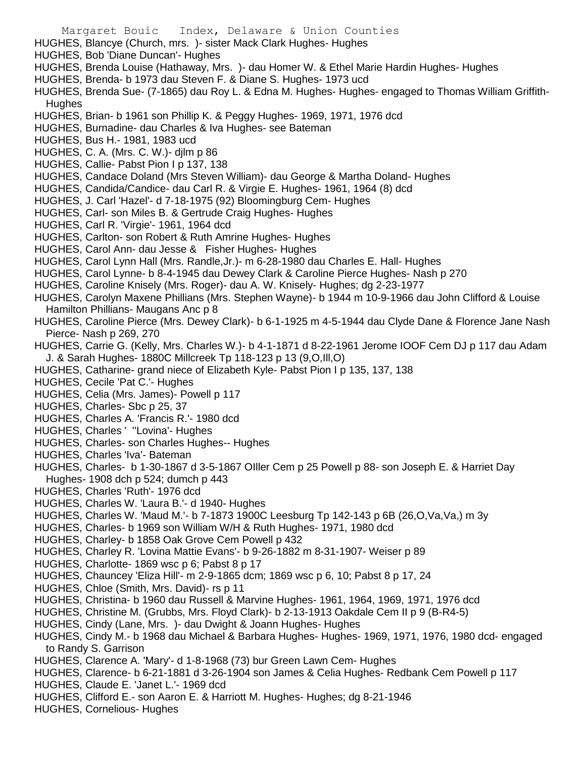HUGHES, Blancye (Church, mrs. )- sister Mack Clark Hughes- Hughes
HUGHES, Bob 'Diane Duncan'- Hughes
HUGHES, Brenda Louise (Hathaway, Mrs. )- dau Homer W. & Ethel Marie Hardin Hughes- Hughes
HUGHES, Brenda- b 1973 dau Steven F. & Diane S. Hughes- 1973 ucd
HUGHES, Brenda Sue- (7-1865) dau Roy L. & Edna M. Hughes- Hughes- engaged to Thomas William Griffith- Hughes
HUGHES, Brian- b 1961 son Phillip K. & Peggy Hughes- 1969, 1971, 1976 dcd
HUGHES, Burnadine- dau Charles & Iva Hughes- see Bateman
HUGHES, Bus H.- 1981, 1983 ucd
HUGHES, C. A. (Mrs. C. W.)- djlm p 86
HUGHES, Callie- Pabst Pion I p 137, 138
HUGHES, Candace Doland (Mrs Steven William)- dau George & Martha Doland- Hughes
HUGHES, Candida/Candice- dau Carl R. & Virgie E. Hughes- 1961, 1964 (8) dcd
HUGHES, J. Carl 'Hazel'- d 7-18-1975 (92) Bloomingburg Cem- Hughes
HUGHES, Carl- son Miles B. & Gertrude Craig Hughes- Hughes
HUGHES, Carl R. 'Virgie'- 1961, 1964 dcd
HUGHES, Carlton- son Robert & Ruth Amrine Hughes- Hughes
HUGHES, Carol Ann- dau Jesse & Fisher Hughes- Hughes
HUGHES, Carol Lynn Hall (Mrs. Randle,Jr.)- m 6-28-1980 dau Charles E. Hall- Hughes
HUGHES, Carol Lynne- b 8-4-1945 dau Dewey Clark & Caroline Pierce Hughes- Nash p 270
HUGHES, Caroline Knisely (Mrs. Roger)- dau A. W. Knisely- Hughes; dg 2-23-1977
HUGHES, Carolyn Maxene Phillians (Mrs. Stephen Wayne)- b 1944 m 10-9-1966 dau John Clifford & Louise Hamilton Phillians- Maugans Anc p 8
HUGHES, Caroline Pierce (Mrs. Dewey Clark)- b 6-1-1925 m 4-5-1944 dau Clyde Dane & Florence Jane Nash Pierce- Nash p 269, 270
HUGHES, Carrie G. (Kelly, Mrs. Charles W.)- b 4-1-1871 d 8-22-1961 Jerome IOOF Cem DJ p 117 dau Adam J. & Sarah Hughes- 1880C Millcreek Tp 118-123 p 13 (9,O,Ill,O)
HUGHES, Catharine- grand niece of Elizabeth Kyle- Pabst Pion I p 135, 137, 138
HUGHES, Cecile 'Pat C.'- Hughes
HUGHES, Celia (Mrs. James)- Powell p 117
HUGHES, Charles- Sbc p 25, 37
HUGHES, Charles A. 'Francis R.'- 1980 dcd
HUGHES, Charles ' ''Lovina'- Hughes
HUGHES, Charles- son Charles Hughes-- Hughes
HUGHES, Charles 'Iva'- Bateman
HUGHES, Charles- b 1-30-1867 d 3-5-1867 OIller Cem p 25 Powell p 88- son Joseph E. & Harriet Day Hughes- 1908 dch p 524; dumch p 443
HUGHES, Charles 'Ruth'- 1976 dcd
HUGHES, Charles W. 'Laura B.'- d 1940- Hughes
HUGHES, Charles W. 'Maud M.'- b 7-1873 1900C Leesburg Tp 142-143 p 6B (26,O,Va,Va,) m 3y
HUGHES, Charles- b 1969 son William W/H & Ruth Hughes- 1971, 1980 dcd
HUGHES, Charley- b 1858 Oak Grove Cem Powell p 432
HUGHES, Charley R. 'Lovina Mattie Evans'- b 9-26-1882 m 8-31-1907- Weiser p 89
HUGHES, Charlotte- 1869 wsc p 6; Pabst 8 p 17
HUGHES, Chauncey 'Eliza Hill'- m 2-9-1865 dcm; 1869 wsc p 6, 10; Pabst 8 p 17, 24
HUGHES, Chloe (Smith, Mrs. David)- rs p 11
HUGHES, Christina- b 1960 dau Russell & Marvine Hughes- 1961, 1964, 1969, 1971, 1976 dcd
HUGHES, Christine M. (Grubbs, Mrs. Floyd Clark)- b 2-13-1913 Oakdale Cem II p 9 (B-R4-5)
HUGHES, Cindy (Lane, Mrs. )- dau Dwight & Joann Hughes- Hughes
HUGHES, Cindy M.- b 1968 dau Michael & Barbara Hughes- Hughes- 1969, 1971, 1976, 1980 dcd- engaged to Randy S. Garrison
HUGHES, Clarence A. 'Mary'- d 1-8-1968 (73) bur Green Lawn Cem- Hughes
HUGHES, Clarence- b 6-21-1881 d 3-26-1904 son James & Celia Hughes- Redbank Cem Powell p 117
HUGHES, Claude E. 'Janet L.'- 1969 dcd
HUGHES, Clifford E.- son Aaron E. & Harriott M. Hughes- Hughes; dg 8-21-1946
HUGHES, Cornelious- Hughes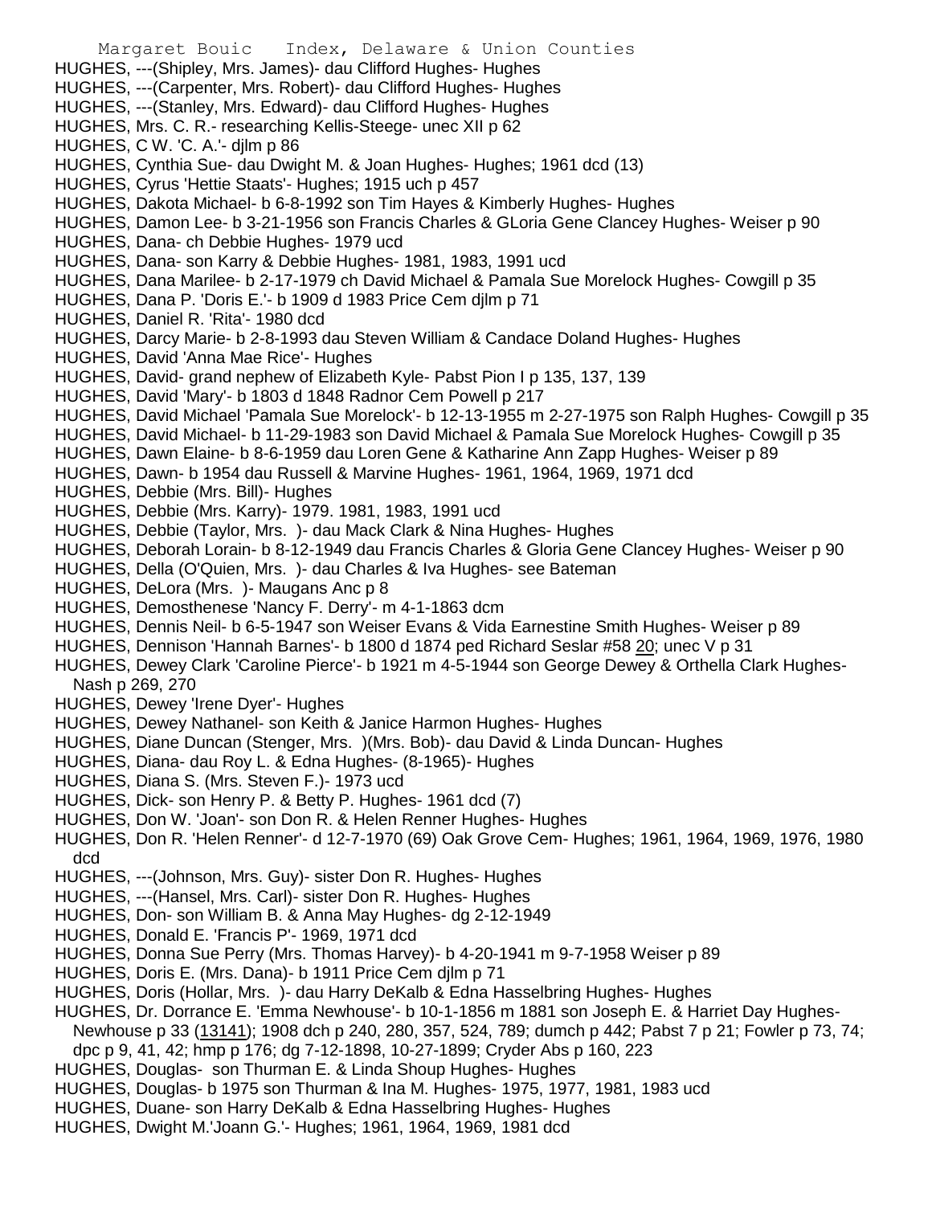HUGHES, ---(Shipley, Mrs. James)- dau Clifford Hughes- Hughes
HUGHES, ---(Carpenter, Mrs. Robert)- dau Clifford Hughes- Hughes
HUGHES, ---(Stanley, Mrs. Edward)- dau Clifford Hughes- Hughes
HUGHES, Mrs. C. R.- researching Kellis-Steege- unec XII p 62
HUGHES, C W. 'C. A.'- djlm p 86
HUGHES, Cynthia Sue- dau Dwight M. & Joan Hughes- Hughes; 1961 dcd (13)
HUGHES, Cyrus 'Hettie Staats'- Hughes; 1915 uch p 457
HUGHES, Dakota Michael- b 6-8-1992 son Tim Hayes & Kimberly Hughes- Hughes
HUGHES, Damon Lee- b 3-21-1956 son Francis Charles & GLoria Gene Clancey Hughes- Weiser p 90
HUGHES, Dana- ch Debbie Hughes- 1979 ucd
HUGHES, Dana- son Karry & Debbie Hughes- 1981, 1983, 1991 ucd
HUGHES, Dana Marilee- b 2-17-1979 ch David Michael & Pamala Sue Morelock Hughes- Cowgill p 35
HUGHES, Dana P. 'Doris E.'- b 1909 d 1983 Price Cem djlm p 71
HUGHES, Daniel R. 'Rita'- 1980 dcd
HUGHES, Darcy Marie- b 2-8-1993 dau Steven William & Candace Doland Hughes- Hughes
HUGHES, David 'Anna Mae Rice'- Hughes
HUGHES, David- grand nephew of Elizabeth Kyle- Pabst Pion I p 135, 137, 139
HUGHES, David 'Mary'- b 1803 d 1848 Radnor Cem Powell p 217
HUGHES, David Michael 'Pamala Sue Morelock'- b 12-13-1955 m 2-27-1975 son Ralph Hughes- Cowgill p 35
HUGHES, David Michael- b 11-29-1983 son David Michael & Pamala Sue Morelock Hughes- Cowgill p 35
HUGHES, Dawn Elaine- b 8-6-1959 dau Loren Gene & Katharine Ann Zapp Hughes- Weiser p 89
HUGHES, Dawn- b 1954 dau Russell & Marvine Hughes- 1961, 1964, 1969, 1971 dcd
HUGHES, Debbie (Mrs. Bill)- Hughes
HUGHES, Debbie (Mrs. Karry)- 1979. 1981, 1983, 1991 ucd
HUGHES, Debbie (Taylor, Mrs. )- dau Mack Clark & Nina Hughes- Hughes
HUGHES, Deborah Lorain- b 8-12-1949 dau Francis Charles & Gloria Gene Clancey Hughes- Weiser p 90
HUGHES, Della (O'Quien, Mrs. )- dau Charles & Iva Hughes- see Bateman
HUGHES, DeLora (Mrs. )- Maugans Anc p 8
HUGHES, Demosthenese 'Nancy F. Derry'- m 4-1-1863 dcm
HUGHES, Dennis Neil- b 6-5-1947 son Weiser Evans & Vida Earnestine Smith Hughes- Weiser p 89
HUGHES, Dennison 'Hannah Barnes'- b 1800 d 1874 ped Richard Seslar #58 20; unec V p 31
HUGHES, Dewey Clark 'Caroline Pierce'- b 1921 m 4-5-1944 son George Dewey & Orthella Clark Hughes- Nash p 269, 270
HUGHES, Dewey 'Irene Dyer'- Hughes
HUGHES, Dewey Nathanel- son Keith & Janice Harmon Hughes- Hughes
HUGHES, Diane Duncan (Stenger, Mrs. )(Mrs. Bob)- dau David & Linda Duncan- Hughes
HUGHES, Diana- dau Roy L. & Edna Hughes- (8-1965)- Hughes
HUGHES, Diana S. (Mrs. Steven F.)- 1973 ucd
HUGHES, Dick- son Henry P. & Betty P. Hughes- 1961 dcd (7)
HUGHES, Don W. 'Joan'- son Don R. & Helen Renner Hughes- Hughes
HUGHES, Don R. 'Helen Renner'- d 12-7-1970 (69) Oak Grove Cem- Hughes; 1961, 1964, 1969, 1976, 1980 dcd
HUGHES, ---(Johnson, Mrs. Guy)- sister Don R. Hughes- Hughes
HUGHES, ---(Hansel, Mrs. Carl)- sister Don R. Hughes- Hughes
HUGHES, Don- son William B. & Anna May Hughes- dg 2-12-1949
HUGHES, Donald E. 'Francis P'- 1969, 1971 dcd
HUGHES, Donna Sue Perry (Mrs. Thomas Harvey)- b 4-20-1941 m 9-7-1958 Weiser p 89
HUGHES, Doris E. (Mrs. Dana)- b 1911 Price Cem djlm p 71
HUGHES, Doris (Hollar, Mrs. )- dau Harry DeKalb & Edna Hasselbring Hughes- Hughes
HUGHES, Dr. Dorrance E. 'Emma Newhouse'- b 10-1-1856 m 1881 son Joseph E. & Harriet Day Hughes- Newhouse p 33 (13141); 1908 dch p 240, 280, 357, 524, 789; dumch p 442; Pabst 7 p 21; Fowler p 73, 74; dpc p 9, 41, 42; hmp p 176; dg 7-12-1898, 10-27-1899; Cryder Abs p 160, 223
HUGHES, Douglas- son Thurman E. & Linda Shoup Hughes- Hughes
HUGHES, Douglas- b 1975 son Thurman & Ina M. Hughes- 1975, 1977, 1981, 1983 ucd
HUGHES, Duane- son Harry DeKalb & Edna Hasselbring Hughes- Hughes
HUGHES, Dwight M.'Joann G.'- Hughes; 1961, 1964, 1969, 1981 dcd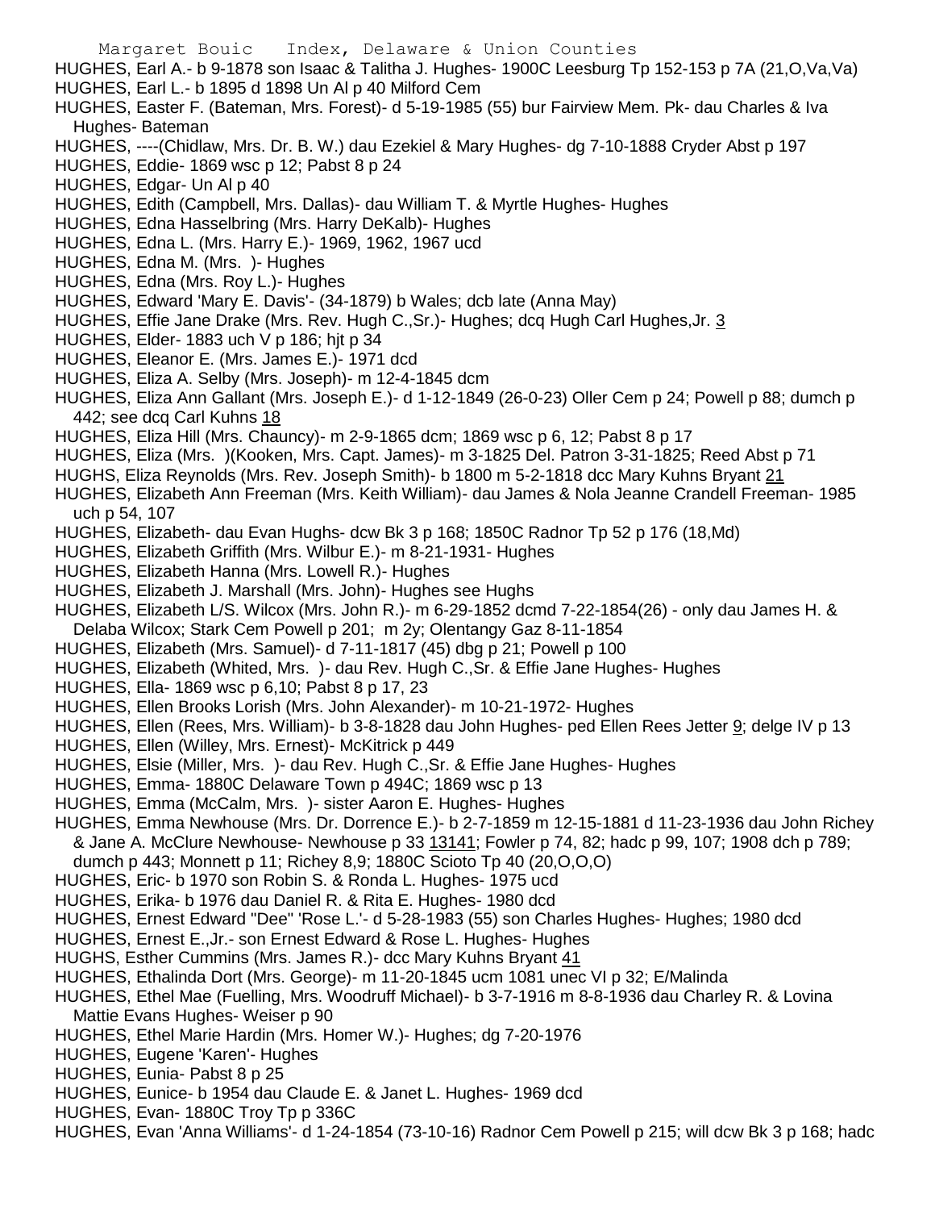HUGHES, Earl A.- b 9-1878 son Isaac & Talitha J. Hughes- 1900C Leesburg Tp 152-153 p 7A (21,O,Va,Va)
HUGHES, Earl L.- b 1895 d 1898 Un Al p 40 Milford Cem
HUGHES, Easter F. (Bateman, Mrs. Forest)- d 5-19-1985 (55) bur Fairview Mem. Pk- dau Charles & Iva Hughes- Bateman
HUGHES, ----(Chidlaw, Mrs. Dr. B. W.) dau Ezekiel & Mary Hughes- dg 7-10-1888 Cryder Abst p 197
HUGHES, Eddie- 1869 wsc p 12; Pabst 8 p 24
HUGHES, Edgar- Un Al p 40
HUGHES, Edith (Campbell, Mrs. Dallas)- dau William T. & Myrtle Hughes- Hughes
HUGHES, Edna Hasselbring (Mrs. Harry DeKalb)- Hughes
HUGHES, Edna L. (Mrs. Harry E.)- 1969, 1962, 1967 ucd
HUGHES, Edna M. (Mrs. )- Hughes
HUGHES, Edna (Mrs. Roy L.)- Hughes
HUGHES, Edward 'Mary E. Davis'- (34-1879) b Wales; dcb late (Anna May)
HUGHES, Effie Jane Drake (Mrs. Rev. Hugh C.,Sr.)- Hughes; dcq Hugh Carl Hughes,Jr. 3
HUGHES, Elder- 1883 uch V p 186; hjt p 34
HUGHES, Eleanor E. (Mrs. James E.)- 1971 dcd
HUGHES, Eliza A. Selby (Mrs. Joseph)- m 12-4-1845 dcm
HUGHES, Eliza Ann Gallant (Mrs. Joseph E.)- d 1-12-1849 (26-0-23) Oller Cem p 24; Powell p 88; dumch p 442; see dcq Carl Kuhns 18
HUGHES, Eliza Hill (Mrs. Chauncy)- m 2-9-1865 dcm; 1869 wsc p 6, 12; Pabst 8 p 17
HUGHES, Eliza (Mrs. )(Kooken, Mrs. Capt. James)- m 3-1825 Del. Patron 3-31-1825; Reed Abst p 71
HUGHS, Eliza Reynolds (Mrs. Rev. Joseph Smith)- b 1800 m 5-2-1818 dcc Mary Kuhns Bryant 21
HUGHES, Elizabeth Ann Freeman (Mrs. Keith William)- dau James & Nola Jeanne Crandell Freeman- 1985 uch p 54, 107
HUGHES, Elizabeth- dau Evan Hughs- dcw Bk 3 p 168; 1850C Radnor Tp 52 p 176 (18,Md)
HUGHES, Elizabeth Griffith (Mrs. Wilbur E.)- m 8-21-1931- Hughes
HUGHES, Elizabeth Hanna (Mrs. Lowell R.)- Hughes
HUGHES, Elizabeth J. Marshall (Mrs. John)- Hughes see Hughs
HUGHES, Elizabeth L/S. Wilcox (Mrs. John R.)- m 6-29-1852 dcmd 7-22-1854(26) - only dau James H. & Delaba Wilcox; Stark Cem Powell p 201; m 2y; Olentangy Gaz 8-11-1854
HUGHES, Elizabeth (Mrs. Samuel)- d 7-11-1817 (45) dbg p 21; Powell p 100
HUGHES, Elizabeth (Whited, Mrs. )- dau Rev. Hugh C.,Sr. & Effie Jane Hughes- Hughes
HUGHES, Ella- 1869 wsc p 6,10; Pabst 8 p 17, 23
HUGHES, Ellen Brooks Lorish (Mrs. John Alexander)- m 10-21-1972- Hughes
HUGHES, Ellen (Rees, Mrs. William)- b 3-8-1828 dau John Hughes- ped Ellen Rees Jetter 9; delge IV p 13
HUGHES, Ellen (Willey, Mrs. Ernest)- McKitrick p 449
HUGHES, Elsie (Miller, Mrs. )- dau Rev. Hugh C.,Sr. & Effie Jane Hughes- Hughes
HUGHES, Emma- 1880C Delaware Town p 494C; 1869 wsc p 13
HUGHES, Emma (McCalm, Mrs. )- sister Aaron E. Hughes- Hughes
HUGHES, Emma Newhouse (Mrs. Dr. Dorrence E.)- b 2-7-1859 m 12-15-1881 d 11-23-1936 dau John Richey & Jane A. McClure Newhouse- Newhouse p 33 13141; Fowler p 74, 82; hadc p 99, 107; 1908 dch p 789; dumch p 443; Monnett p 11; Richey 8,9; 1880C Scioto Tp 40 (20,O,O,O)
HUGHES, Eric- b 1970 son Robin S. & Ronda L. Hughes- 1975 ucd
HUGHES, Erika- b 1976 dau Daniel R. & Rita E. Hughes- 1980 dcd
HUGHES, Ernest Edward "Dee" 'Rose L.'- d 5-28-1983 (55) son Charles Hughes- Hughes; 1980 dcd
HUGHES, Ernest E.,Jr.- son Ernest Edward & Rose L. Hughes- Hughes
HUGHS, Esther Cummins (Mrs. James R.)- dcc Mary Kuhns Bryant 41
HUGHES, Ethalinda Dort (Mrs. George)- m 11-20-1845 ucm 1081 unec VI p 32; E/Malinda
HUGHES, Ethel Mae (Fuelling, Mrs. Woodruff Michael)- b 3-7-1916 m 8-8-1936 dau Charley R. & Lovina Mattie Evans Hughes- Weiser p 90
HUGHES, Ethel Marie Hardin (Mrs. Homer W.)- Hughes; dg 7-20-1976
HUGHES, Eugene 'Karen'- Hughes
HUGHES, Eunia- Pabst 8 p 25
HUGHES, Eunice- b 1954 dau Claude E. & Janet L. Hughes- 1969 dcd
HUGHES, Evan- 1880C Troy Tp p 336C
HUGHES, Evan 'Anna Williams'- d 1-24-1854 (73-10-16) Radnor Cem Powell p 215; will dcw Bk 3 p 168; hadc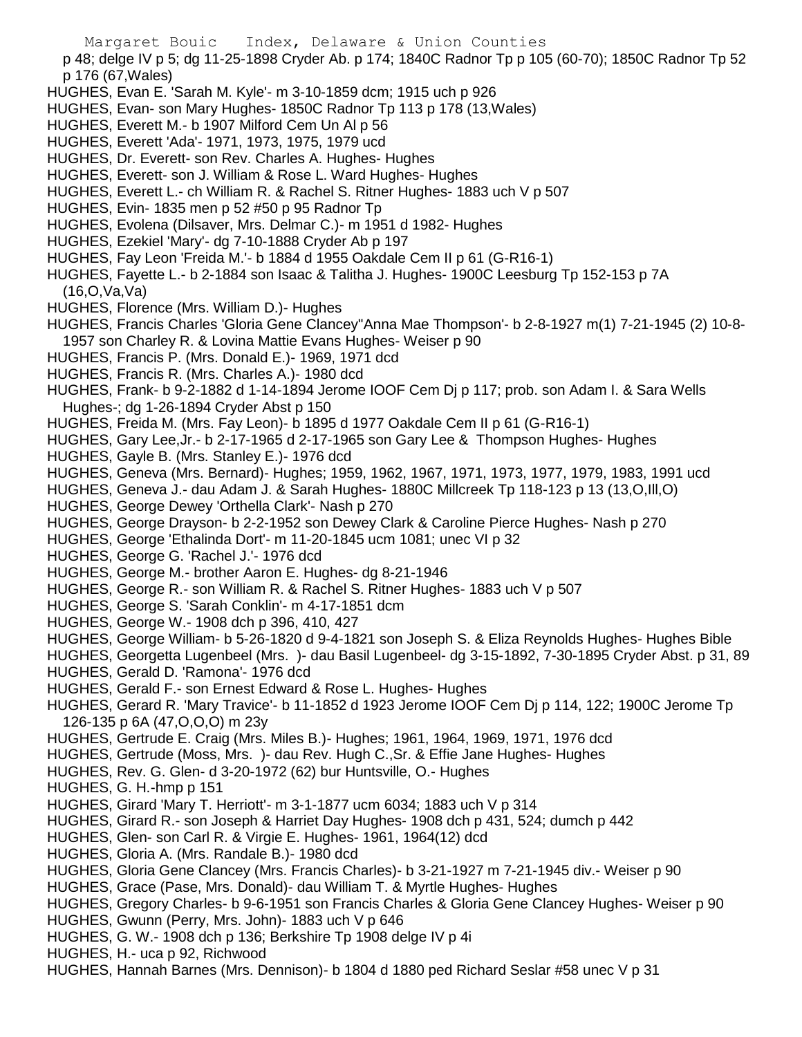p 48; delge IV p 5; dg 11-25-1898 Cryder Ab. p 174; 1840C Radnor Tp p 105 (60-70); 1850C Radnor Tp 52 p 176 (67,Wales)

HUGHES, Evan E. 'Sarah M. Kyle'- m 3-10-1859 dcm; 1915 uch p 926

HUGHES, Evan- son Mary Hughes- 1850C Radnor Tp 113 p 178 (13,Wales)

HUGHES, Everett M.- b 1907 Milford Cem Un Al p 56

HUGHES, Everett 'Ada'- 1971, 1973, 1975, 1979 ucd

HUGHES, Dr. Everett- son Rev. Charles A. Hughes- Hughes

HUGHES, Everett- son J. William & Rose L. Ward Hughes- Hughes

HUGHES, Everett L.- ch William R. & Rachel S. Ritner Hughes- 1883 uch V p 507

HUGHES, Evin- 1835 men p 52 #50 p 95 Radnor Tp

HUGHES, Evolena (Dilsaver, Mrs. Delmar C.)- m 1951 d 1982- Hughes

HUGHES, Ezekiel 'Mary'- dg 7-10-1888 Cryder Ab p 197

HUGHES, Fay Leon 'Freida M.'- b 1884 d 1955 Oakdale Cem II p 61 (G-R16-1)

HUGHES, Fayette L.- b 2-1884 son Isaac & Talitha J. Hughes- 1900C Leesburg Tp 152-153 p 7A (16,O,Va,Va)

HUGHES, Florence (Mrs. William D.)- Hughes

HUGHES, Francis Charles 'Gloria Gene Clancey''Anna Mae Thompson'- b 2-8-1927 m(1) 7-21-1945 (2) 10-8-1957 son Charley R. & Lovina Mattie Evans Hughes- Weiser p 90

HUGHES, Francis P. (Mrs. Donald E.)- 1969, 1971 dcd

HUGHES, Francis R. (Mrs. Charles A.)- 1980 dcd

HUGHES, Frank- b 9-2-1882 d 1-14-1894 Jerome IOOF Cem Dj p 117; prob. son Adam I. & Sara Wells Hughes-; dg 1-26-1894 Cryder Abst p 150

HUGHES, Freida M. (Mrs. Fay Leon)- b 1895 d 1977 Oakdale Cem II p 61 (G-R16-1)

HUGHES, Gary Lee,Jr.- b 2-17-1965 d 2-17-1965 son Gary Lee & Thompson Hughes- Hughes

HUGHES, Gayle B. (Mrs. Stanley E.)- 1976 dcd

HUGHES, Geneva (Mrs. Bernard)- Hughes; 1959, 1962, 1967, 1971, 1973, 1977, 1979, 1983, 1991 ucd

HUGHES, Geneva J.- dau Adam J. & Sarah Hughes- 1880C Millcreek Tp 118-123 p 13 (13,O,Ill,O)

HUGHES, George Dewey 'Orthella Clark'- Nash p 270

HUGHES, George Drayson- b 2-2-1952 son Dewey Clark & Caroline Pierce Hughes- Nash p 270

HUGHES, George 'Ethalinda Dort'- m 11-20-1845 ucm 1081; unec VI p 32

HUGHES, George G. 'Rachel J.'- 1976 dcd

HUGHES, George M.- brother Aaron E. Hughes- dg 8-21-1946

HUGHES, George R.- son William R. & Rachel S. Ritner Hughes- 1883 uch V p 507

HUGHES, George S. 'Sarah Conklin'- m 4-17-1851 dcm

HUGHES, George W.- 1908 dch p 396, 410, 427

HUGHES, George William- b 5-26-1820 d 9-4-1821 son Joseph S. & Eliza Reynolds Hughes- Hughes Bible

HUGHES, Georgetta Lugenbeel (Mrs. )- dau Basil Lugenbeel- dg 3-15-1892, 7-30-1895 Cryder Abst. p 31, 89

HUGHES, Gerald D. 'Ramona'- 1976 dcd

HUGHES, Gerald F.- son Ernest Edward & Rose L. Hughes- Hughes

HUGHES, Gerard R. 'Mary Travice'- b 11-1852 d 1923 Jerome IOOF Cem Dj p 114, 122; 1900C Jerome Tp 126-135 p 6A (47,O,O,O) m 23y

HUGHES, Gertrude E. Craig (Mrs. Miles B.)- Hughes; 1961, 1964, 1969, 1971, 1976 dcd

HUGHES, Gertrude (Moss, Mrs. )- dau Rev. Hugh C.,Sr. & Effie Jane Hughes- Hughes

HUGHES, Rev. G. Glen- d 3-20-1972 (62) bur Huntsville, O.- Hughes

HUGHES, G. H.-hmp p 151

HUGHES, Girard 'Mary T. Herriott'- m 3-1-1877 ucm 6034; 1883 uch V p 314

HUGHES, Girard R.- son Joseph & Harriet Day Hughes- 1908 dch p 431, 524; dumch p 442

HUGHES, Glen- son Carl R. & Virgie E. Hughes- 1961, 1964(12) dcd

HUGHES, Gloria A. (Mrs. Randale B.)- 1980 dcd

HUGHES, Gloria Gene Clancey (Mrs. Francis Charles)- b 3-21-1927 m 7-21-1945 div.- Weiser p 90

HUGHES, Grace (Pase, Mrs. Donald)- dau William T. & Myrtle Hughes- Hughes

HUGHES, Gregory Charles- b 9-6-1951 son Francis Charles & Gloria Gene Clancey Hughes- Weiser p 90

HUGHES, Gwunn (Perry, Mrs. John)- 1883 uch V p 646

HUGHES, G. W.- 1908 dch p 136; Berkshire Tp 1908 delge IV p 4i

HUGHES, H.- uca p 92, Richwood

HUGHES, Hannah Barnes (Mrs. Dennison)- b 1804 d 1880 ped Richard Seslar #58 unec V p 31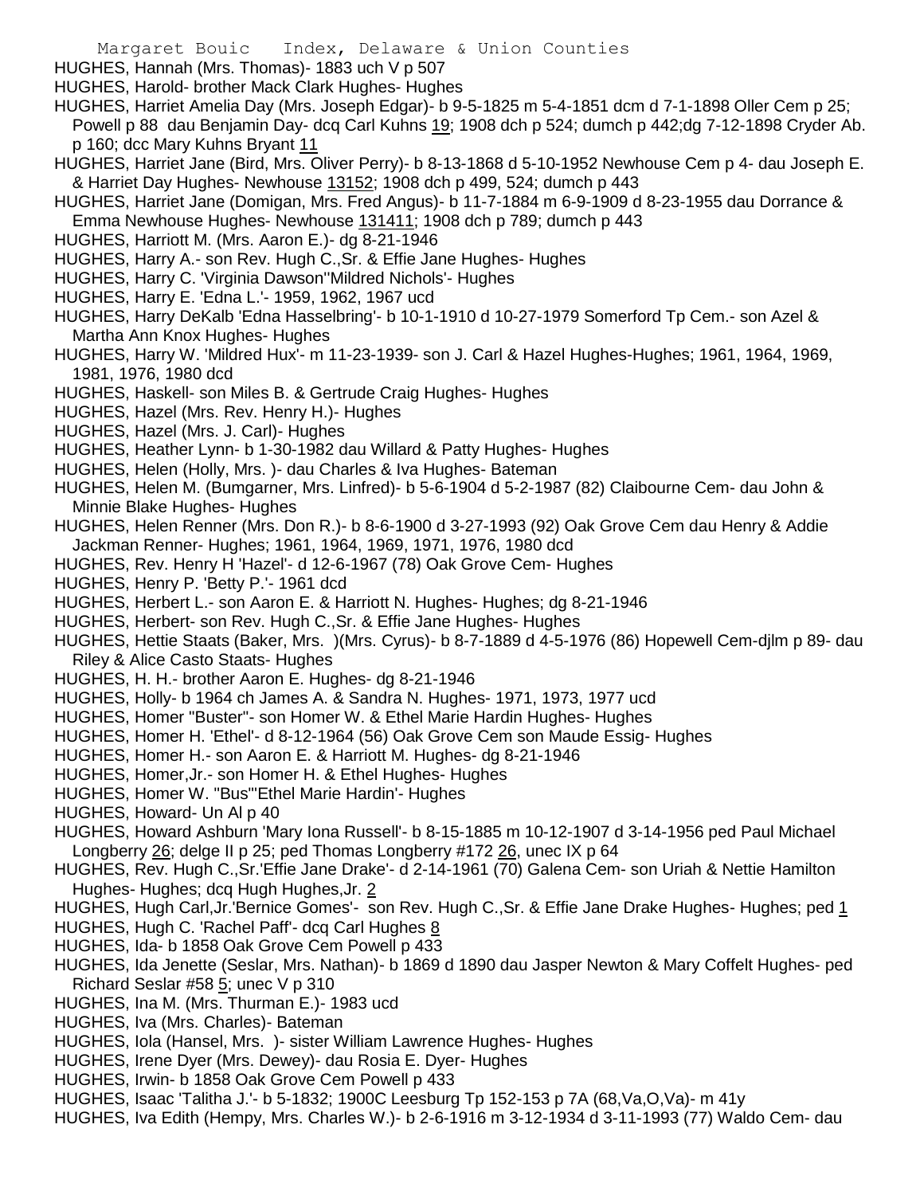HUGHES, Hannah (Mrs. Thomas)- 1883 uch V p 507

HUGHES, Harold- brother Mack Clark Hughes- Hughes

HUGHES, Harriet Amelia Day (Mrs. Joseph Edgar)- b 9-5-1825 m 5-4-1851 dcm d 7-1-1898 Oller Cem p 25; Powell p 88 dau Benjamin Day- dcq Carl Kuhns 19; 1908 dch p 524; dumch p 442;dg 7-12-1898 Cryder Ab. p 160; dcc Mary Kuhns Bryant 11

HUGHES, Harriet Jane (Bird, Mrs. Oliver Perry)- b 8-13-1868 d 5-10-1952 Newhouse Cem p 4- dau Joseph E. & Harriet Day Hughes- Newhouse 13152; 1908 dch p 499, 524; dumch p 443

HUGHES, Harriet Jane (Domigan, Mrs. Fred Angus)- b 11-7-1884 m 6-9-1909 d 8-23-1955 dau Dorrance & Emma Newhouse Hughes- Newhouse 131411; 1908 dch p 789; dumch p 443

HUGHES, Harriott M. (Mrs. Aaron E.)- dg 8-21-1946

HUGHES, Harry A.- son Rev. Hugh C.,Sr. & Effie Jane Hughes- Hughes

HUGHES, Harry C. 'Virginia Dawson''Mildred Nichols'- Hughes

HUGHES, Harry E. 'Edna L.'- 1959, 1962, 1967 ucd

HUGHES, Harry DeKalb 'Edna Hasselbring'- b 10-1-1910 d 10-27-1979 Somerford Tp Cem.- son Azel & Martha Ann Knox Hughes- Hughes

HUGHES, Harry W. 'Mildred Hux'- m 11-23-1939- son J. Carl & Hazel Hughes-Hughes; 1961, 1964, 1969, 1981, 1976, 1980 dcd

HUGHES, Haskell- son Miles B. & Gertrude Craig Hughes- Hughes

HUGHES, Hazel (Mrs. Rev. Henry H.)- Hughes

HUGHES, Hazel (Mrs. J. Carl)- Hughes

HUGHES, Heather Lynn- b 1-30-1982 dau Willard & Patty Hughes- Hughes

HUGHES, Helen (Holly, Mrs. )- dau Charles & Iva Hughes- Bateman

HUGHES, Helen M. (Bumgarner, Mrs. Linfred)- b 5-6-1904 d 5-2-1987 (82) Claibourne Cem- dau John & Minnie Blake Hughes- Hughes

HUGHES, Helen Renner (Mrs. Don R.)- b 8-6-1900 d 3-27-1993 (92) Oak Grove Cem dau Henry & Addie Jackman Renner- Hughes; 1961, 1964, 1969, 1971, 1976, 1980 dcd

HUGHES, Rev. Henry H 'Hazel'- d 12-6-1967 (78) Oak Grove Cem- Hughes

HUGHES, Henry P. 'Betty P.'- 1961 dcd

HUGHES, Herbert L.- son Aaron E. & Harriott N. Hughes- Hughes; dg 8-21-1946

HUGHES, Herbert- son Rev. Hugh C.,Sr. & Effie Jane Hughes- Hughes

HUGHES, Hettie Staats (Baker, Mrs. )(Mrs. Cyrus)- b 8-7-1889 d 4-5-1976 (86) Hopewell Cem-djlm p 89- dau Riley & Alice Casto Staats- Hughes

HUGHES, H. H.- brother Aaron E. Hughes- dg 8-21-1946

HUGHES, Holly- b 1964 ch James A. & Sandra N. Hughes- 1971, 1973, 1977 ucd

HUGHES, Homer "Buster"- son Homer W. & Ethel Marie Hardin Hughes- Hughes

HUGHES, Homer H. 'Ethel'- d 8-12-1964 (56) Oak Grove Cem son Maude Essig- Hughes

HUGHES, Homer H.- son Aaron E. & Harriott M. Hughes- dg 8-21-1946

HUGHES, Homer,Jr.- son Homer H. & Ethel Hughes- Hughes

HUGHES, Homer W. "Bus"'Ethel Marie Hardin'- Hughes

HUGHES, Howard- Un Al p 40

HUGHES, Howard Ashburn 'Mary Iona Russell'- b 8-15-1885 m 10-12-1907 d 3-14-1956 ped Paul Michael Longberry 26; delge II p 25; ped Thomas Longberry #172 26, unec IX p 64

HUGHES, Rev. Hugh C.,Sr.'Effie Jane Drake'- d 2-14-1961 (70) Galena Cem- son Uriah & Nettie Hamilton Hughes- Hughes; dcq Hugh Hughes,Jr. 2

HUGHES, Hugh Carl,Jr.'Bernice Gomes'- son Rev. Hugh C.,Sr. & Effie Jane Drake Hughes- Hughes; ped 1

HUGHES, Hugh C. 'Rachel Paff'- dcq Carl Hughes 8

HUGHES, Ida- b 1858 Oak Grove Cem Powell p 433

HUGHES, Ida Jenette (Seslar, Mrs. Nathan)- b 1869 d 1890 dau Jasper Newton & Mary Coffelt Hughes- ped Richard Seslar #58 5; unec V p 310

HUGHES, Ina M. (Mrs. Thurman E.)- 1983 ucd

HUGHES, Iva (Mrs. Charles)- Bateman

HUGHES, Iola (Hansel, Mrs. )- sister William Lawrence Hughes- Hughes

HUGHES, Irene Dyer (Mrs. Dewey)- dau Rosia E. Dyer- Hughes

HUGHES, Irwin- b 1858 Oak Grove Cem Powell p 433

HUGHES, Isaac 'Talitha J.'- b 5-1832; 1900C Leesburg Tp 152-153 p 7A (68,Va,O,Va)- m 41y

HUGHES, Iva Edith (Hempy, Mrs. Charles W.)- b 2-6-1916 m 3-12-1934 d 3-11-1993 (77) Waldo Cem- dau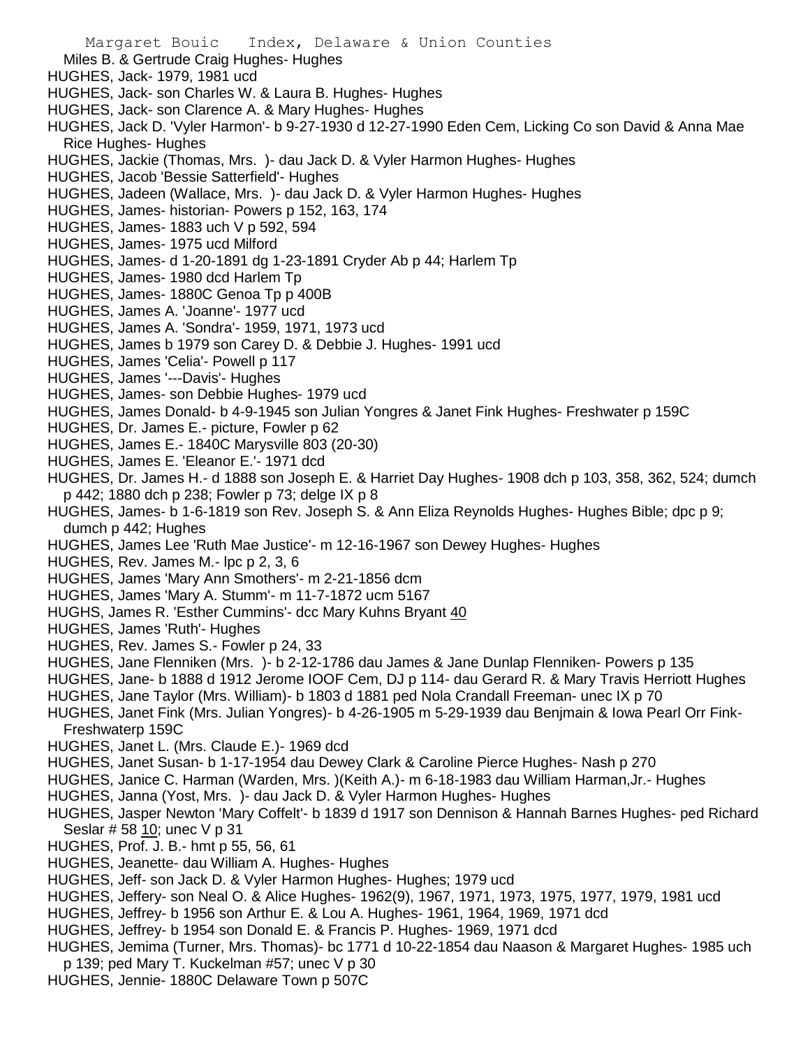Miles B. & Gertrude Craig Hughes- Hughes

HUGHES, Jack- 1979, 1981 ucd

HUGHES, Jack- son Charles W. & Laura B. Hughes- Hughes

HUGHES, Jack- son Clarence A. & Mary Hughes- Hughes

HUGHES, Jack D. 'Vyler Harmon'- b 9-27-1930 d 12-27-1990 Eden Cem, Licking Co son David & Anna Mae Rice Hughes- Hughes

HUGHES, Jackie (Thomas, Mrs. )- dau Jack D. & Vyler Harmon Hughes- Hughes

HUGHES, Jacob 'Bessie Satterfield'- Hughes

HUGHES, Jadeen (Wallace, Mrs. )- dau Jack D. & Vyler Harmon Hughes- Hughes

HUGHES, James- historian- Powers p 152, 163, 174

HUGHES, James- 1883 uch V p 592, 594

HUGHES, James- 1975 ucd Milford

HUGHES, James- d 1-20-1891 dg 1-23-1891 Cryder Ab p 44; Harlem Tp

HUGHES, James- 1980 dcd Harlem Tp

HUGHES, James- 1880C Genoa Tp p 400B

HUGHES, James A. 'Joanne'- 1977 ucd

HUGHES, James A. 'Sondra'- 1959, 1971, 1973 ucd

HUGHES, James b 1979 son Carey D. & Debbie J. Hughes- 1991 ucd

HUGHES, James 'Celia'- Powell p 117

HUGHES, James '---Davis'- Hughes

HUGHES, James- son Debbie Hughes- 1979 ucd

HUGHES, James Donald- b 4-9-1945 son Julian Yongres & Janet Fink Hughes- Freshwater p 159C

HUGHES, Dr. James E.- picture, Fowler p 62

HUGHES, James E.- 1840C Marysville 803 (20-30)

HUGHES, James E. 'Eleanor E.'- 1971 dcd

HUGHES, Dr. James H.- d 1888 son Joseph E. & Harriet Day Hughes- 1908 dch p 103, 358, 362, 524; dumch p 442; 1880 dch p 238; Fowler p 73; delge IX p 8

HUGHES, James- b 1-6-1819 son Rev. Joseph S. & Ann Eliza Reynolds Hughes- Hughes Bible; dpc p 9; dumch p 442; Hughes

HUGHES, James Lee 'Ruth Mae Justice'- m 12-16-1967 son Dewey Hughes- Hughes

HUGHES, Rev. James M.- lpc p 2, 3, 6

HUGHES, James 'Mary Ann Smothers'- m 2-21-1856 dcm

HUGHES, James 'Mary A. Stumm'- m 11-7-1872 ucm 5167

HUGHS, James R. 'Esther Cummins'- dcc Mary Kuhns Bryant 40

HUGHES, James 'Ruth'- Hughes

HUGHES, Rev. James S.- Fowler p 24, 33

HUGHES, Jane Flenniken (Mrs. )- b 2-12-1786 dau James & Jane Dunlap Flenniken- Powers p 135

HUGHES, Jane- b 1888 d 1912 Jerome IOOF Cem, DJ p 114- dau Gerard R. & Mary Travis Herriott Hughes

HUGHES, Jane Taylor (Mrs. William)- b 1803 d 1881 ped Nola Crandall Freeman- unec IX p 70

HUGHES, Janet Fink (Mrs. Julian Yongres)- b 4-26-1905 m 5-29-1939 dau Benjmain & Iowa Pearl Orr Fink- Freshwaterp 159C

HUGHES, Janet L. (Mrs. Claude E.)- 1969 dcd

HUGHES, Janet Susan- b 1-17-1954 dau Dewey Clark & Caroline Pierce Hughes- Nash p 270

HUGHES, Janice C. Harman (Warden, Mrs. )(Keith A.)- m 6-18-1983 dau William Harman,Jr.- Hughes

HUGHES, Janna (Yost, Mrs. )- dau Jack D. & Vyler Harmon Hughes- Hughes

HUGHES, Jasper Newton 'Mary Coffelt'- b 1839 d 1917 son Dennison & Hannah Barnes Hughes- ped Richard Seslar # 58 10; unec V p 31

HUGHES, Prof. J. B.- hmt p 55, 56, 61

HUGHES, Jeanette- dau William A. Hughes- Hughes

HUGHES, Jeff- son Jack D. & Vyler Harmon Hughes- Hughes; 1979 ucd

HUGHES, Jeffery- son Neal O. & Alice Hughes- 1962(9), 1967, 1971, 1973, 1975, 1977, 1979, 1981 ucd

HUGHES, Jeffrey- b 1956 son Arthur E. & Lou A. Hughes- 1961, 1964, 1969, 1971 dcd

HUGHES, Jeffrey- b 1954 son Donald E. & Francis P. Hughes- 1969, 1971 dcd

HUGHES, Jemima (Turner, Mrs. Thomas)- bc 1771 d 10-22-1854 dau Naason & Margaret Hughes- 1985 uch p 139; ped Mary T. Kuckelman #57; unec V p 30

HUGHES, Jennie- 1880C Delaware Town p 507C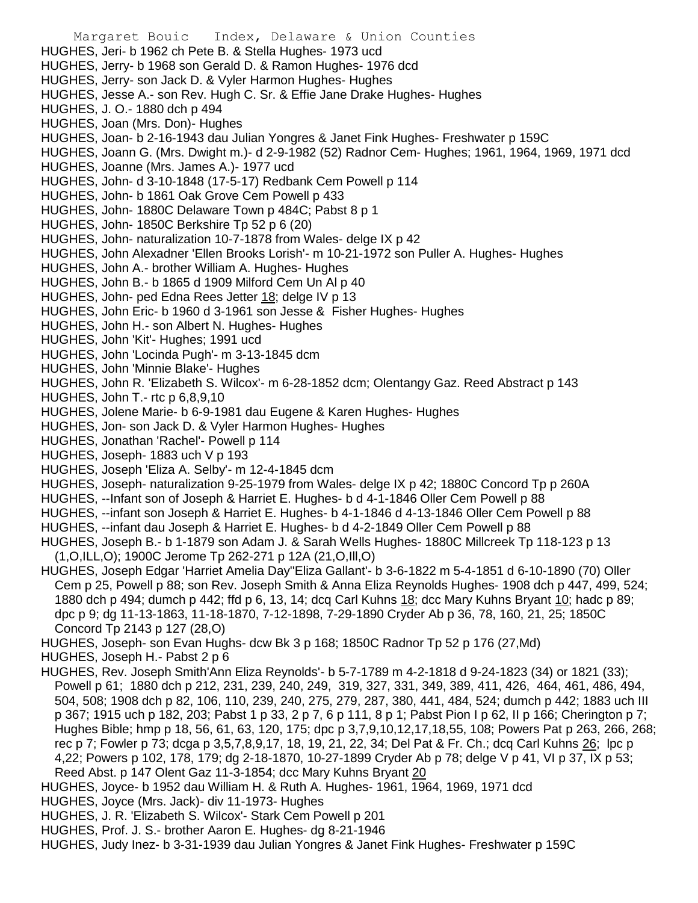HUGHES, Jeri- b 1962 ch Pete B. & Stella Hughes- 1973 ucd
HUGHES, Jerry- b 1968 son Gerald D. & Ramon Hughes- 1976 dcd
HUGHES, Jerry- son Jack D. & Vyler Harmon Hughes- Hughes
HUGHES, Jesse A.- son Rev. Hugh C. Sr. & Effie Jane Drake Hughes- Hughes
HUGHES, J. O.- 1880 dch p 494
HUGHES, Joan (Mrs. Don)- Hughes
HUGHES, Joan- b 2-16-1943 dau Julian Yongres & Janet Fink Hughes- Freshwater p 159C
HUGHES, Joann G. (Mrs. Dwight m.)- d 2-9-1982 (52) Radnor Cem- Hughes; 1961, 1964, 1969, 1971 dcd
HUGHES, Joanne (Mrs. James A.)- 1977 ucd
HUGHES, John- d 3-10-1848 (17-5-17) Redbank Cem Powell p 114
HUGHES, John- b 1861 Oak Grove Cem Powell p 433
HUGHES, John- 1880C Delaware Town p 484C; Pabst 8 p 1
HUGHES, John- 1850C Berkshire Tp 52 p 6 (20)
HUGHES, John- naturalization 10-7-1878 from Wales- delge IX p 42
HUGHES, John Alexadner 'Ellen Brooks Lorish'- m 10-21-1972 son Puller A. Hughes- Hughes
HUGHES, John A.- brother William A. Hughes- Hughes
HUGHES, John B.- b 1865 d 1909 Milford Cem Un Al p 40
HUGHES, John- ped Edna Rees Jetter 18; delge IV p 13
HUGHES, John Eric- b 1960 d 3-1961 son Jesse & Fisher Hughes- Hughes
HUGHES, John H.- son Albert N. Hughes- Hughes
HUGHES, John 'Kit'- Hughes; 1991 ucd
HUGHES, John 'Locinda Pugh'- m 3-13-1845 dcm
HUGHES, John 'Minnie Blake'- Hughes
HUGHES, John R. 'Elizabeth S. Wilcox'- m 6-28-1852 dcm; Olentangy Gaz. Reed Abstract p 143
HUGHES, John T.- rtc p 6,8,9,10
HUGHES, Jolene Marie- b 6-9-1981 dau Eugene & Karen Hughes- Hughes
HUGHES, Jon- son Jack D. & Vyler Harmon Hughes- Hughes
HUGHES, Jonathan 'Rachel'- Powell p 114
HUGHES, Joseph- 1883 uch V p 193
HUGHES, Joseph 'Eliza A. Selby'- m 12-4-1845 dcm
HUGHES, Joseph- naturalization 9-25-1979 from Wales- delge IX p 42; 1880C Concord Tp p 260A
HUGHES, --Infant son of Joseph & Harriet E. Hughes- b d 4-1-1846 Oller Cem Powell p 88
HUGHES, --infant son Joseph & Harriet E. Hughes- b 4-1-1846 d 4-13-1846 Oller Cem Powell p 88
HUGHES, --infant dau Joseph & Harriet E. Hughes- b d 4-2-1849 Oller Cem Powell p 88
HUGHES, Joseph B.- b 1-1879 son Adam J. & Sarah Wells Hughes- 1880C Millcreek Tp 118-123 p 13 (1,O,ILL,O); 1900C Jerome Tp 262-271 p 12A (21,O,Ill,O)
HUGHES, Joseph Edgar 'Harriet Amelia Day''Eliza Gallant'- b 3-6-1822 m 5-4-1851 d 6-10-1890 (70) Oller Cem p 25, Powell p 88; son Rev. Joseph Smith & Anna Eliza Reynolds Hughes- 1908 dch p 447, 499, 524; 1880 dch p 494; dumch p 442; ffd p 6, 13, 14; dcq Carl Kuhns 18; dcc Mary Kuhns Bryant 10; hadc p 89; dpc p 9; dg 11-13-1863, 11-18-1870, 7-12-1898, 7-29-1890 Cryder Ab p 36, 78, 160, 21, 25; 1850C Concord Tp 2143 p 127 (28,O)
HUGHES, Joseph- son Evan Hughs- dcw Bk 3 p 168; 1850C Radnor Tp 52 p 176 (27,Md)
HUGHES, Joseph H.- Pabst 2 p 6
HUGHES, Rev. Joseph Smith'Ann Eliza Reynolds'- b 5-7-1789 m 4-2-1818 d 9-24-1823 (34) or 1821 (33); Powell p 61; 1880 dch p 212, 231, 239, 240, 249, 319, 327, 331, 349, 389, 411, 426, 464, 461, 486, 494, 504, 508; 1908 dch p 82, 106, 110, 239, 240, 275, 279, 287, 380, 441, 484, 524; dumch p 442; 1883 uch III p 367; 1915 uch p 182, 203; Pabst 1 p 33, 2 p 7, 6 p 111, 8 p 1; Pabst Pion I p 62, II p 166; Cherington p 7; Hughes Bible; hmp p 18, 56, 61, 63, 120, 175; dpc p 3,7,9,10,12,17,18,55, 108; Powers Pat p 263, 266, 268; rec p 7; Fowler p 73; dcga p 3,5,7,8,9,17, 18, 19, 21, 22, 34; Del Pat & Fr. Ch.; dcq Carl Kuhns 26; lpc p 4,22; Powers p 102, 178, 179; dg 2-18-1870, 10-27-1899 Cryder Ab p 78; delge V p 41, VI p 37, IX p 53; Reed Abst. p 147 Olent Gaz 11-3-1854; dcc Mary Kuhns Bryant 20
HUGHES, Joyce- b 1952 dau William H. & Ruth A. Hughes- 1961, 1964, 1969, 1971 dcd
HUGHES, Joyce (Mrs. Jack)- div 11-1973- Hughes
HUGHES, J. R. 'Elizabeth S. Wilcox'- Stark Cem Powell p 201
HUGHES, Prof. J. S.- brother Aaron E. Hughes- dg 8-21-1946
HUGHES, Judy Inez- b 3-31-1939 dau Julian Yongres & Janet Fink Hughes- Freshwater p 159C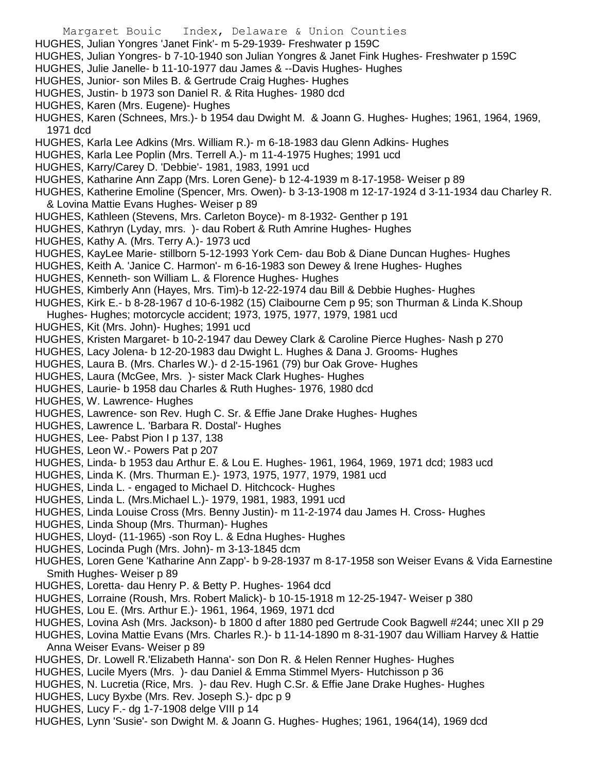HUGHES, Julian Yongres 'Janet Fink'- m 5-29-1939- Freshwater p 159C
HUGHES, Julian Yongres- b 7-10-1940 son Julian Yongres & Janet Fink Hughes- Freshwater p 159C
HUGHES, Julie Janelle- b 11-10-1977 dau James & --Davis Hughes- Hughes
HUGHES, Junior- son Miles B. & Gertrude Craig Hughes- Hughes
HUGHES, Justin- b 1973 son Daniel R. & Rita Hughes- 1980 dcd
HUGHES, Karen (Mrs. Eugene)- Hughes
HUGHES, Karen (Schnees, Mrs.)- b 1954 dau Dwight M. & Joann G. Hughes- Hughes; 1961, 1964, 1969, 1971 dcd
HUGHES, Karla Lee Adkins (Mrs. William R.)- m 6-18-1983 dau Glenn Adkins- Hughes
HUGHES, Karla Lee Poplin (Mrs. Terrell A.)- m 11-4-1975 Hughes; 1991 ucd
HUGHES, Karry/Carey D. 'Debbie'- 1981, 1983, 1991 ucd
HUGHES, Katharine Ann Zapp (Mrs. Loren Gene)- b 12-4-1939 m 8-17-1958- Weiser p 89
HUGHES, Katherine Emoline (Spencer, Mrs. Owen)- b 3-13-1908 m 12-17-1924 d 3-11-1934 dau Charley R. & Lovina Mattie Evans Hughes- Weiser p 89
HUGHES, Kathleen (Stevens, Mrs. Carleton Boyce)- m 8-1932- Genther p 191
HUGHES, Kathryn (Lyday, mrs. )- dau Robert & Ruth Amrine Hughes- Hughes
HUGHES, Kathy A. (Mrs. Terry A.)- 1973 ucd
HUGHES, KayLee Marie- stillborn 5-12-1993 York Cem- dau Bob & Diane Duncan Hughes- Hughes
HUGHES, Keith A. 'Janice C. Harmon'- m 6-16-1983 son Dewey & Irene Hughes- Hughes
HUGHES, Kenneth- son William L. & Florence Hughes- Hughes
HUGHES, Kimberly Ann (Hayes, Mrs. Tim)-b 12-22-1974 dau Bill & Debbie Hughes- Hughes
HUGHES, Kirk E.- b 8-28-1967 d 10-6-1982 (15) Claibourne Cem p 95; son Thurman & Linda K.Shoup Hughes- Hughes; motorcycle accident; 1973, 1975, 1977, 1979, 1981 ucd
HUGHES, Kit (Mrs. John)- Hughes; 1991 ucd
HUGHES, Kristen Margaret- b 10-2-1947 dau Dewey Clark & Caroline Pierce Hughes- Nash p 270
HUGHES, Lacy Jolena- b 12-20-1983 dau Dwight L. Hughes & Dana J. Grooms- Hughes
HUGHES, Laura B. (Mrs. Charles W.)- d 2-15-1961 (79) bur Oak Grove- Hughes
HUGHES, Laura (McGee, Mrs. )- sister Mack Clark Hughes- Hughes
HUGHES, Laurie- b 1958 dau Charles & Ruth Hughes- 1976, 1980 dcd
HUGHES, W. Lawrence- Hughes
HUGHES, Lawrence- son Rev. Hugh C. Sr. & Effie Jane Drake Hughes- Hughes
HUGHES, Lawrence L. 'Barbara R. Dostal'- Hughes
HUGHES, Lee- Pabst Pion I p 137, 138
HUGHES, Leon W.- Powers Pat p 207
HUGHES, Linda- b 1953 dau Arthur E. & Lou E. Hughes- 1961, 1964, 1969, 1971 dcd; 1983 ucd
HUGHES, Linda K. (Mrs. Thurman E.)- 1973, 1975, 1977, 1979, 1981 ucd
HUGHES, Linda L. - engaged to Michael D. Hitchcock- Hughes
HUGHES, Linda L. (Mrs.Michael L.)- 1979, 1981, 1983, 1991 ucd
HUGHES, Linda Louise Cross (Mrs. Benny Justin)- m 11-2-1974 dau James H. Cross- Hughes
HUGHES, Linda Shoup (Mrs. Thurman)- Hughes
HUGHES, Lloyd- (11-1965) -son Roy L. & Edna Hughes- Hughes
HUGHES, Locinda Pugh (Mrs. John)- m 3-13-1845 dcm
HUGHES, Loren Gene 'Katharine Ann Zapp'- b 9-28-1937 m 8-17-1958 son Weiser Evans & Vida Earnestine Smith Hughes- Weiser p 89
HUGHES, Loretta- dau Henry P. & Betty P. Hughes- 1964 dcd
HUGHES, Lorraine (Roush, Mrs. Robert Malick)- b 10-15-1918 m 12-25-1947- Weiser p 380
HUGHES, Lou E. (Mrs. Arthur E.)- 1961, 1964, 1969, 1971 dcd
HUGHES, Lovina Ash (Mrs. Jackson)- b 1800 d after 1880 ped Gertrude Cook Bagwell #244; unec XII p 29
HUGHES, Lovina Mattie Evans (Mrs. Charles R.)- b 11-14-1890 m 8-31-1907 dau William Harvey & Hattie Anna Weiser Evans- Weiser p 89
HUGHES, Dr. Lowell R.'Elizabeth Hanna'- son Don R. & Helen Renner Hughes- Hughes
HUGHES, Lucile Myers (Mrs. )- dau Daniel & Emma Stimmel Myers- Hutchisson p 36
HUGHES, N. Lucretia (Rice, Mrs. )- dau Rev. Hugh C.Sr. & Effie Jane Drake Hughes- Hughes
HUGHES, Lucy Byxbe (Mrs. Rev. Joseph S.)- dpc p 9
HUGHES, Lucy F.- dg 1-7-1908 delge VIII p 14
HUGHES, Lynn 'Susie'- son Dwight M. & Joann G. Hughes- Hughes; 1961, 1964(14), 1969 dcd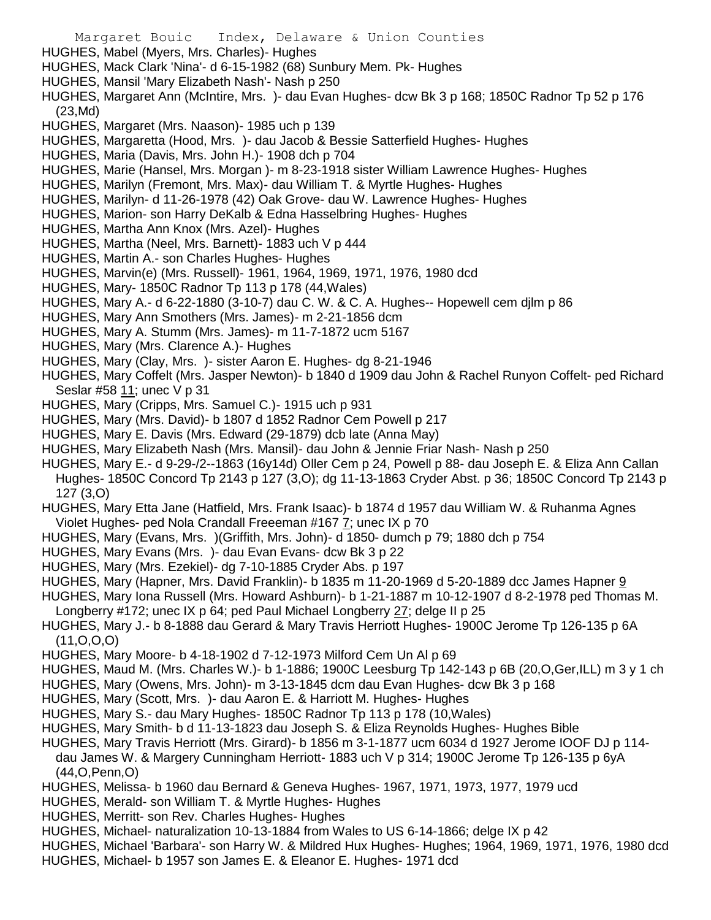HUGHES, Mabel (Myers, Mrs. Charles)- Hughes
HUGHES, Mack Clark 'Nina'- d 6-15-1982 (68) Sunbury Mem. Pk- Hughes
HUGHES, Mansil 'Mary Elizabeth Nash'- Nash p 250
HUGHES, Margaret Ann (McIntire, Mrs. )- dau Evan Hughes- dcw Bk 3 p 168; 1850C Radnor Tp 52 p 176 (23,Md)
HUGHES, Margaret (Mrs. Naason)- 1985 uch p 139
HUGHES, Margaretta (Hood, Mrs. )- dau Jacob & Bessie Satterfield Hughes- Hughes
HUGHES, Maria (Davis, Mrs. John H.)- 1908 dch p 704
HUGHES, Marie (Hansel, Mrs. Morgan )- m 8-23-1918 sister William Lawrence Hughes- Hughes
HUGHES, Marilyn (Fremont, Mrs. Max)- dau William T. & Myrtle Hughes- Hughes
HUGHES, Marilyn- d 11-26-1978 (42) Oak Grove- dau W. Lawrence Hughes- Hughes
HUGHES, Marion- son Harry DeKalb & Edna Hasselbring Hughes- Hughes
HUGHES, Martha Ann Knox (Mrs. Azel)- Hughes
HUGHES, Martha (Neel, Mrs. Barnett)- 1883 uch V p 444
HUGHES, Martin A.- son Charles Hughes- Hughes
HUGHES, Marvin(e) (Mrs. Russell)- 1961, 1964, 1969, 1971, 1976, 1980 dcd
HUGHES, Mary- 1850C Radnor Tp 113 p 178 (44,Wales)
HUGHES, Mary A.- d 6-22-1880 (3-10-7) dau C. W. & C. A. Hughes-- Hopewell cem djlm p 86
HUGHES, Mary Ann Smothers (Mrs. James)- m 2-21-1856 dcm
HUGHES, Mary A. Stumm (Mrs. James)- m 11-7-1872 ucm 5167
HUGHES, Mary (Mrs. Clarence A.)- Hughes
HUGHES, Mary (Clay, Mrs. )- sister Aaron E. Hughes- dg 8-21-1946
HUGHES, Mary Coffelt (Mrs. Jasper Newton)- b 1840 d 1909 dau John & Rachel Runyon Coffelt- ped Richard Seslar #58 11; unec V p 31
HUGHES, Mary (Cripps, Mrs. Samuel C.)- 1915 uch p 931
HUGHES, Mary (Mrs. David)- b 1807 d 1852 Radnor Cem Powell p 217
HUGHES, Mary E. Davis (Mrs. Edward (29-1879) dcb late (Anna May)
HUGHES, Mary Elizabeth Nash (Mrs. Mansil)- dau John & Jennie Friar Nash- Nash p 250
HUGHES, Mary E.- d 9-29-/2--1863 (16y14d) Oller Cem p 24, Powell p 88- dau Joseph E. & Eliza Ann Callan Hughes- 1850C Concord Tp 2143 p 127 (3,O); dg 11-13-1863 Cryder Abst. p 36; 1850C Concord Tp 2143 p 127 (3,O)
HUGHES, Mary Etta Jane (Hatfield, Mrs. Frank Isaac)- b 1874 d 1957 dau William W. & Ruhanma Agnes Violet Hughes- ped Nola Crandall Freeeman #167 7; unec IX p 70
HUGHES, Mary (Evans, Mrs. )(Griffith, Mrs. John)- d 1850- dumch p 79; 1880 dch p 754
HUGHES, Mary Evans (Mrs. )- dau Evan Evans- dcw Bk 3 p 22
HUGHES, Mary (Mrs. Ezekiel)- dg 7-10-1885 Cryder Abs. p 197
HUGHES, Mary (Hapner, Mrs. David Franklin)- b 1835 m 11-20-1969 d 5-20-1889 dcc James Hapner 9
HUGHES, Mary Iona Russell (Mrs. Howard Ashburn)- b 1-21-1887 m 10-12-1907 d 8-2-1978 ped Thomas M. Longberry #172; unec IX p 64; ped Paul Michael Longberry 27; delge II p 25
HUGHES, Mary J.- b 8-1888 dau Gerard & Mary Travis Herriott Hughes- 1900C Jerome Tp 126-135 p 6A (11,O,O,O)
HUGHES, Mary Moore- b 4-18-1902 d 7-12-1973 Milford Cem Un Al p 69
HUGHES, Maud M. (Mrs. Charles W.)- b 1-1886; 1900C Leesburg Tp 142-143 p 6B (20,O,Ger,ILL) m 3 y 1 ch
HUGHES, Mary (Owens, Mrs. John)- m 3-13-1845 dcm dau Evan Hughes- dcw Bk 3 p 168
HUGHES, Mary (Scott, Mrs. )- dau Aaron E. & Harriott M. Hughes- Hughes
HUGHES, Mary S.- dau Mary Hughes- 1850C Radnor Tp 113 p 178 (10,Wales)
HUGHES, Mary Smith- b d 11-13-1823 dau Joseph S. & Eliza Reynolds Hughes- Hughes Bible
HUGHES, Mary Travis Herriott (Mrs. Girard)- b 1856 m 3-1-1877 ucm 6034 d 1927 Jerome IOOF DJ p 114- dau James W. & Margery Cunningham Herriott- 1883 uch V p 314; 1900C Jerome Tp 126-135 p 6yA (44,O,Penn,O)
HUGHES, Melissa- b 1960 dau Bernard & Geneva Hughes- 1967, 1971, 1973, 1977, 1979 ucd
HUGHES, Merald- son William T. & Myrtle Hughes- Hughes
HUGHES, Merritt- son Rev. Charles Hughes- Hughes
HUGHES, Michael- naturalization 10-13-1884 from Wales to US 6-14-1866; delge IX p 42
HUGHES, Michael 'Barbara'- son Harry W. & Mildred Hux Hughes- Hughes; 1964, 1969, 1971, 1976, 1980 dcd
HUGHES, Michael- b 1957 son James E. & Eleanor E. Hughes- 1971 dcd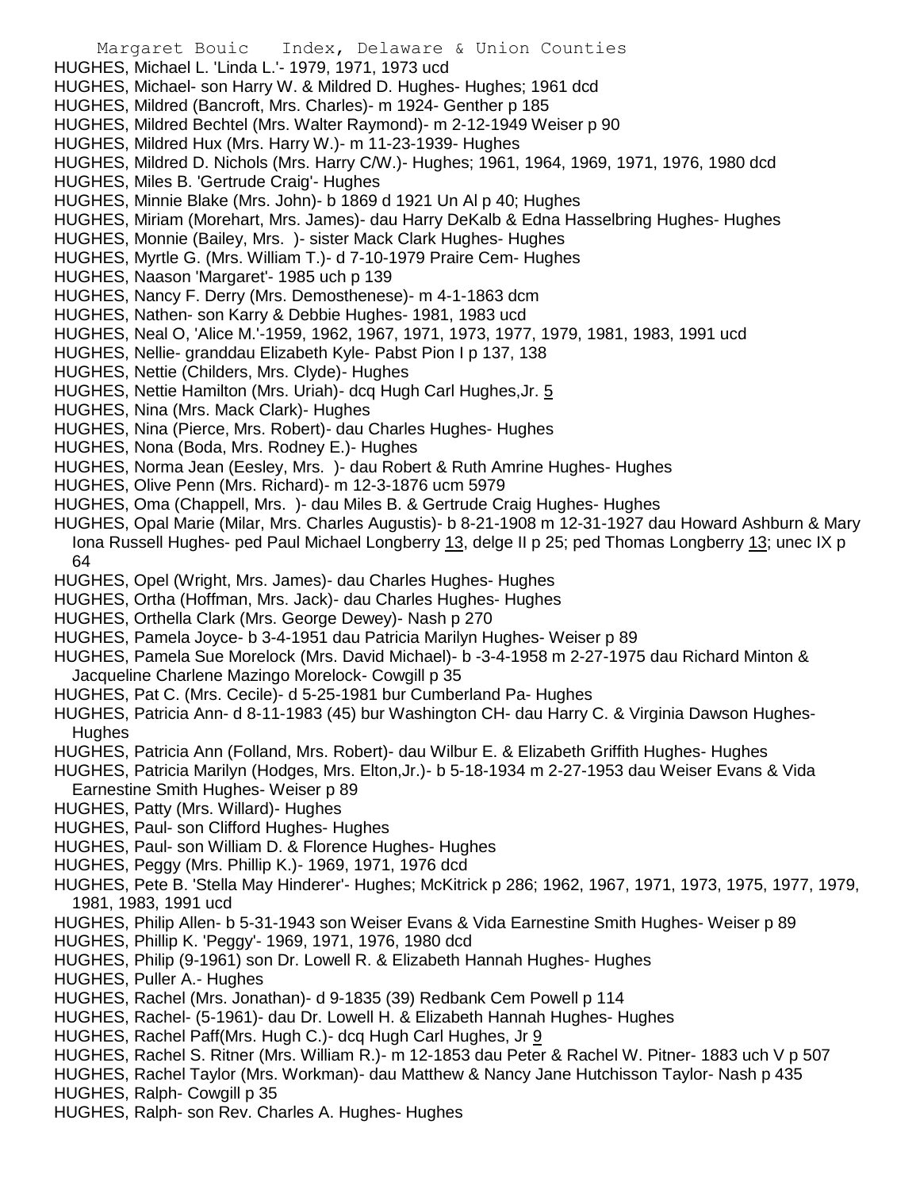HUGHES, Michael L. 'Linda L.'- 1979, 1971, 1973 ucd
HUGHES, Michael- son Harry W. & Mildred D. Hughes- Hughes; 1961 dcd
HUGHES, Mildred (Bancroft, Mrs. Charles)- m 1924- Genther p 185
HUGHES, Mildred Bechtel (Mrs. Walter Raymond)- m 2-12-1949 Weiser p 90
HUGHES, Mildred Hux (Mrs. Harry W.)- m 11-23-1939- Hughes
HUGHES, Mildred D. Nichols (Mrs. Harry C/W.)- Hughes; 1961, 1964, 1969, 1971, 1976, 1980 dcd
HUGHES, Miles B. 'Gertrude Craig'- Hughes
HUGHES, Minnie Blake (Mrs. John)- b 1869 d 1921 Un Al p 40; Hughes
HUGHES, Miriam (Morehart, Mrs. James)- dau Harry DeKalb & Edna Hasselbring Hughes- Hughes
HUGHES, Monnie (Bailey, Mrs. )- sister Mack Clark Hughes- Hughes
HUGHES, Myrtle G. (Mrs. William T.)- d 7-10-1979 Praire Cem- Hughes
HUGHES, Naason 'Margaret'- 1985 uch p 139
HUGHES, Nancy F. Derry (Mrs. Demosthenese)- m 4-1-1863 dcm
HUGHES, Nathen- son Karry & Debbie Hughes- 1981, 1983 ucd
HUGHES, Neal O, 'Alice M.'-1959, 1962, 1967, 1971, 1973, 1977, 1979, 1981, 1983, 1991 ucd
HUGHES, Nellie- granddau Elizabeth Kyle- Pabst Pion I p 137, 138
HUGHES, Nettie (Childers, Mrs. Clyde)- Hughes
HUGHES, Nettie Hamilton (Mrs. Uriah)- dcq Hugh Carl Hughes,Jr. 5
HUGHES, Nina (Mrs. Mack Clark)- Hughes
HUGHES, Nina (Pierce, Mrs. Robert)- dau Charles Hughes- Hughes
HUGHES, Nona (Boda, Mrs. Rodney E.)- Hughes
HUGHES, Norma Jean (Eesley, Mrs. )- dau Robert & Ruth Amrine Hughes- Hughes
HUGHES, Olive Penn (Mrs. Richard)- m 12-3-1876 ucm 5979
HUGHES, Oma (Chappell, Mrs. )- dau Miles B. & Gertrude Craig Hughes- Hughes
HUGHES, Opal Marie (Milar, Mrs. Charles Augustis)- b 8-21-1908 m 12-31-1927 dau Howard Ashburn & Mary Iona Russell Hughes- ped Paul Michael Longberry 13, delge II p 25; ped Thomas Longberry 13; unec IX p 64
HUGHES, Opel (Wright, Mrs. James)- dau Charles Hughes- Hughes
HUGHES, Ortha (Hoffman, Mrs. Jack)- dau Charles Hughes- Hughes
HUGHES, Orthella Clark (Mrs. George Dewey)- Nash p 270
HUGHES, Pamela Joyce- b 3-4-1951 dau Patricia Marilyn Hughes- Weiser p 89
HUGHES, Pamela Sue Morelock (Mrs. David Michael)- b -3-4-1958 m 2-27-1975 dau Richard Minton & Jacqueline Charlene Mazingo Morelock- Cowgill p 35
HUGHES, Pat C. (Mrs. Cecile)- d 5-25-1981 bur Cumberland Pa- Hughes
HUGHES, Patricia Ann- d 8-11-1983 (45) bur Washington CH- dau Harry C. & Virginia Dawson Hughes- Hughes
HUGHES, Patricia Ann (Folland, Mrs. Robert)- dau Wilbur E. & Elizabeth Griffith Hughes- Hughes
HUGHES, Patricia Marilyn (Hodges, Mrs. Elton,Jr.)- b 5-18-1934 m 2-27-1953 dau Weiser Evans & Vida Earnestine Smith Hughes- Weiser p 89
HUGHES, Patty (Mrs. Willard)- Hughes
HUGHES, Paul- son Clifford Hughes- Hughes
HUGHES, Paul- son William D. & Florence Hughes- Hughes
HUGHES, Peggy (Mrs. Phillip K.)- 1969, 1971, 1976 dcd
HUGHES, Pete B. 'Stella May Hinderer'- Hughes; McKitrick p 286; 1962, 1967, 1971, 1973, 1975, 1977, 1979, 1981, 1983, 1991 ucd
HUGHES, Philip Allen- b 5-31-1943 son Weiser Evans & Vida Earnestine Smith Hughes- Weiser p 89
HUGHES, Phillip K. 'Peggy'- 1969, 1971, 1976, 1980 dcd
HUGHES, Philip (9-1961) son Dr. Lowell R. & Elizabeth Hannah Hughes- Hughes
HUGHES, Puller A.- Hughes
HUGHES, Rachel (Mrs. Jonathan)- d 9-1835 (39) Redbank Cem Powell p 114
HUGHES, Rachel- (5-1961)- dau Dr. Lowell H. & Elizabeth Hannah Hughes- Hughes
HUGHES, Rachel Paff(Mrs. Hugh C.)- dcq Hugh Carl Hughes, Jr 9
HUGHES, Rachel S. Ritner (Mrs. William R.)- m 12-1853 dau Peter & Rachel W. Pitner- 1883 uch V p 507
HUGHES, Rachel Taylor (Mrs. Workman)- dau Matthew & Nancy Jane Hutchisson Taylor- Nash p 435
HUGHES, Ralph- Cowgill p 35
HUGHES, Ralph- son Rev. Charles A. Hughes- Hughes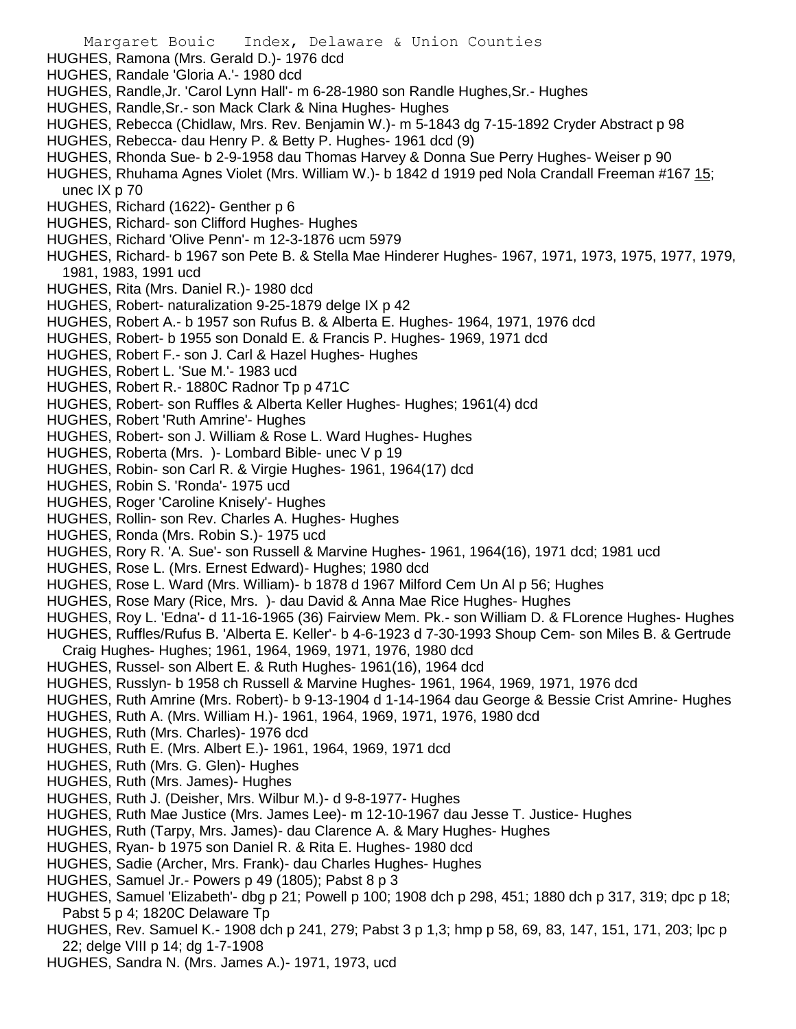HUGHES, Ramona (Mrs. Gerald D.)- 1976 dcd
HUGHES, Randale 'Gloria A.'- 1980 dcd
HUGHES, Randle,Jr. 'Carol Lynn Hall'- m 6-28-1980 son Randle Hughes,Sr.- Hughes
HUGHES, Randle,Sr.- son Mack Clark & Nina Hughes- Hughes
HUGHES, Rebecca (Chidlaw, Mrs. Rev. Benjamin W.)- m 5-1843 dg 7-15-1892 Cryder Abstract p 98
HUGHES, Rebecca- dau Henry P. & Betty P. Hughes- 1961 dcd (9)
HUGHES, Rhonda Sue- b 2-9-1958 dau Thomas Harvey & Donna Sue Perry Hughes- Weiser p 90
HUGHES, Rhuhama Agnes Violet (Mrs. William W.)- b 1842 d 1919 ped Nola Crandall Freeman #167 15; unec IX p 70
HUGHES, Richard (1622)- Genther p 6
HUGHES, Richard- son Clifford Hughes- Hughes
HUGHES, Richard 'Olive Penn'- m 12-3-1876 ucm 5979
HUGHES, Richard- b 1967 son Pete B. & Stella Mae Hinderer Hughes- 1967, 1971, 1973, 1975, 1977, 1979, 1981, 1983, 1991 ucd
HUGHES, Rita (Mrs. Daniel R.)- 1980 dcd
HUGHES, Robert- naturalization 9-25-1879 delge IX p 42
HUGHES, Robert A.- b 1957 son Rufus B. & Alberta E. Hughes- 1964, 1971, 1976 dcd
HUGHES, Robert- b 1955 son Donald E. & Francis P. Hughes- 1969, 1971 dcd
HUGHES, Robert F.- son J. Carl & Hazel Hughes- Hughes
HUGHES, Robert L. 'Sue M.'- 1983 ucd
HUGHES, Robert R.- 1880C Radnor Tp p 471C
HUGHES, Robert- son Ruffles & Alberta Keller Hughes- Hughes; 1961(4) dcd
HUGHES, Robert 'Ruth Amrine'- Hughes
HUGHES, Robert- son J. William & Rose L. Ward Hughes- Hughes
HUGHES, Roberta (Mrs. )- Lombard Bible- unec V p 19
HUGHES, Robin- son Carl R. & Virgie Hughes- 1961, 1964(17) dcd
HUGHES, Robin S. 'Ronda'- 1975 ucd
HUGHES, Roger 'Caroline Knisely'- Hughes
HUGHES, Rollin- son Rev. Charles A. Hughes- Hughes
HUGHES, Ronda (Mrs. Robin S.)- 1975 ucd
HUGHES, Rory R. 'A. Sue'- son Russell & Marvine Hughes- 1961, 1964(16), 1971 dcd; 1981 ucd
HUGHES, Rose L. (Mrs. Ernest Edward)- Hughes; 1980 dcd
HUGHES, Rose L. Ward (Mrs. William)- b 1878 d 1967 Milford Cem Un Al p 56; Hughes
HUGHES, Rose Mary (Rice, Mrs. )- dau David & Anna Mae Rice Hughes- Hughes
HUGHES, Roy L. 'Edna'- d 11-16-1965 (36) Fairview Mem. Pk.- son William D. & FLorence Hughes- Hughes
HUGHES, Ruffles/Rufus B. 'Alberta E. Keller'- b 4-6-1923 d 7-30-1993 Shoup Cem- son Miles B. & Gertrude Craig Hughes- Hughes; 1961, 1964, 1969, 1971, 1976, 1980 dcd
HUGHES, Russel- son Albert E. & Ruth Hughes- 1961(16), 1964 dcd
HUGHES, Russlyn- b 1958 ch Russell & Marvine Hughes- 1961, 1964, 1969, 1971, 1976 dcd
HUGHES, Ruth Amrine (Mrs. Robert)- b 9-13-1904 d 1-14-1964 dau George & Bessie Crist Amrine- Hughes
HUGHES, Ruth A. (Mrs. William H.)- 1961, 1964, 1969, 1971, 1976, 1980 dcd
HUGHES, Ruth (Mrs. Charles)- 1976 dcd
HUGHES, Ruth E. (Mrs. Albert E.)- 1961, 1964, 1969, 1971 dcd
HUGHES, Ruth (Mrs. G. Glen)- Hughes
HUGHES, Ruth (Mrs. James)- Hughes
HUGHES, Ruth J. (Deisher, Mrs. Wilbur M.)- d 9-8-1977- Hughes
HUGHES, Ruth Mae Justice (Mrs. James Lee)- m 12-10-1967 dau Jesse T. Justice- Hughes
HUGHES, Ruth (Tarpy, Mrs. James)- dau Clarence A. & Mary Hughes- Hughes
HUGHES, Ryan- b 1975 son Daniel R. & Rita E. Hughes- 1980 dcd
HUGHES, Sadie (Archer, Mrs. Frank)- dau Charles Hughes- Hughes
HUGHES, Samuel Jr.- Powers p 49 (1805); Pabst 8 p 3
HUGHES, Samuel 'Elizabeth'- dbg p 21; Powell p 100; 1908 dch p 298, 451; 1880 dch p 317, 319; dpc p 18; Pabst 5 p 4; 1820C Delaware Tp
HUGHES, Rev. Samuel K.- 1908 dch p 241, 279; Pabst 3 p 1,3; hmp p 58, 69, 83, 147, 151, 171, 203; lpc p 22; delge VIII p 14; dg 1-7-1908
HUGHES, Sandra N. (Mrs. James A.)- 1971, 1973, ucd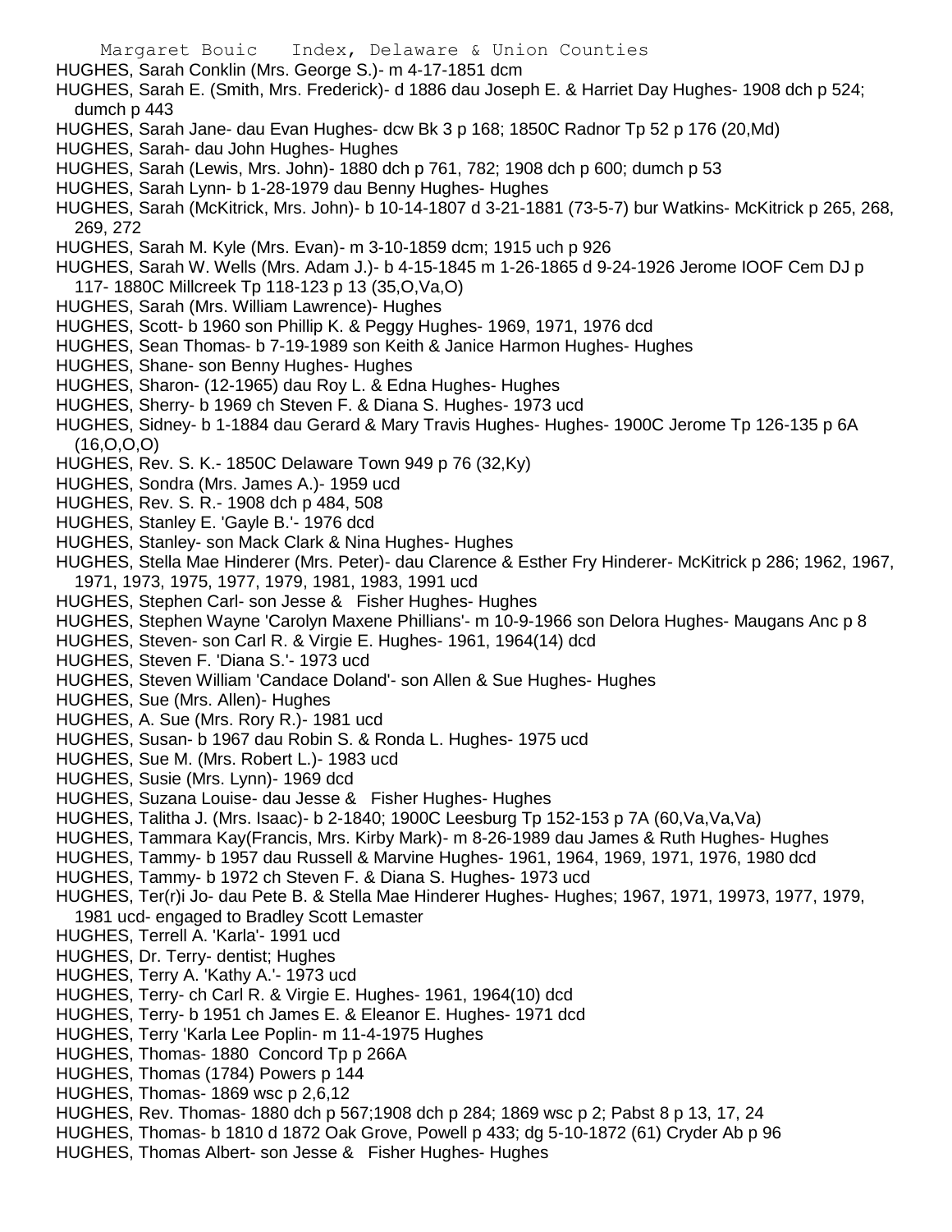HUGHES, Sarah Conklin (Mrs. George S.)- m 4-17-1851 dcm

HUGHES, Sarah E. (Smith, Mrs. Frederick)- d 1886 dau Joseph E. & Harriet Day Hughes- 1908 dch p 524; dumch p 443

HUGHES, Sarah Jane- dau Evan Hughes- dcw Bk 3 p 168; 1850C Radnor Tp 52 p 176 (20,Md)

HUGHES, Sarah- dau John Hughes- Hughes

HUGHES, Sarah (Lewis, Mrs. John)- 1880 dch p 761, 782; 1908 dch p 600; dumch p 53

HUGHES, Sarah Lynn- b 1-28-1979 dau Benny Hughes- Hughes

HUGHES, Sarah (McKitrick, Mrs. John)- b 10-14-1807 d 3-21-1881 (73-5-7) bur Watkins- McKitrick p 265, 268, 269, 272

HUGHES, Sarah M. Kyle (Mrs. Evan)- m 3-10-1859 dcm; 1915 uch p 926

HUGHES, Sarah W. Wells (Mrs. Adam J.)- b 4-15-1845 m 1-26-1865 d 9-24-1926 Jerome IOOF Cem DJ p 117- 1880C Millcreek Tp 118-123 p 13 (35,O,Va,O)

HUGHES, Sarah (Mrs. William Lawrence)- Hughes

HUGHES, Scott- b 1960 son Phillip K. & Peggy Hughes- 1969, 1971, 1976 dcd

HUGHES, Sean Thomas- b 7-19-1989 son Keith & Janice Harmon Hughes- Hughes

HUGHES, Shane- son Benny Hughes- Hughes

HUGHES, Sharon- (12-1965) dau Roy L. & Edna Hughes- Hughes

HUGHES, Sherry- b 1969 ch Steven F. & Diana S. Hughes- 1973 ucd

HUGHES, Sidney- b 1-1884 dau Gerard & Mary Travis Hughes- Hughes- 1900C Jerome Tp 126-135 p 6A (16,O,O,O)

HUGHES, Rev. S. K.- 1850C Delaware Town 949 p 76 (32,Ky)

HUGHES, Sondra (Mrs. James A.)- 1959 ucd

HUGHES, Rev. S. R.- 1908 dch p 484, 508

HUGHES, Stanley E. 'Gayle B.'- 1976 dcd

HUGHES, Stanley- son Mack Clark & Nina Hughes- Hughes

HUGHES, Stella Mae Hinderer (Mrs. Peter)- dau Clarence & Esther Fry Hinderer- McKitrick p 286; 1962, 1967, 1971, 1973, 1975, 1977, 1979, 1981, 1983, 1991 ucd

HUGHES, Stephen Carl- son Jesse & Fisher Hughes- Hughes

HUGHES, Stephen Wayne 'Carolyn Maxene Phillians'- m 10-9-1966 son Delora Hughes- Maugans Anc p 8

HUGHES, Steven- son Carl R. & Virgie E. Hughes- 1961, 1964(14) dcd

HUGHES, Steven F. 'Diana S.'- 1973 ucd

HUGHES, Steven William 'Candace Doland'- son Allen & Sue Hughes- Hughes

HUGHES, Sue (Mrs. Allen)- Hughes

HUGHES, A. Sue (Mrs. Rory R.)- 1981 ucd

HUGHES, Susan- b 1967 dau Robin S. & Ronda L. Hughes- 1975 ucd

HUGHES, Sue M. (Mrs. Robert L.)- 1983 ucd

HUGHES, Susie (Mrs. Lynn)- 1969 dcd

HUGHES, Suzana Louise- dau Jesse & Fisher Hughes- Hughes

HUGHES, Talitha J. (Mrs. Isaac)- b 2-1840; 1900C Leesburg Tp 152-153 p 7A (60,Va,Va,Va)

HUGHES, Tammara Kay(Francis, Mrs. Kirby Mark)- m 8-26-1989 dau James & Ruth Hughes- Hughes

HUGHES, Tammy- b 1957 dau Russell & Marvine Hughes- 1961, 1964, 1969, 1971, 1976, 1980 dcd

HUGHES, Tammy- b 1972 ch Steven F. & Diana S. Hughes- 1973 ucd

HUGHES, Ter(r)i Jo- dau Pete B. & Stella Mae Hinderer Hughes- Hughes; 1967, 1971, 19973, 1977, 1979, 1981 ucd- engaged to Bradley Scott Lemaster

HUGHES, Terrell A. 'Karla'- 1991 ucd

HUGHES, Dr. Terry- dentist; Hughes

HUGHES, Terry A. 'Kathy A.'- 1973 ucd

HUGHES, Terry- ch Carl R. & Virgie E. Hughes- 1961, 1964(10) dcd

HUGHES, Terry- b 1951 ch James E. & Eleanor E. Hughes- 1971 dcd

HUGHES, Terry 'Karla Lee Poplin- m 11-4-1975 Hughes

HUGHES, Thomas- 1880 Concord Tp p 266A

HUGHES, Thomas (1784) Powers p 144

HUGHES, Thomas- 1869 wsc p 2,6,12

HUGHES, Rev. Thomas- 1880 dch p 567;1908 dch p 284; 1869 wsc p 2; Pabst 8 p 13, 17, 24

HUGHES, Thomas- b 1810 d 1872 Oak Grove, Powell p 433; dg 5-10-1872 (61) Cryder Ab p 96

HUGHES, Thomas Albert- son Jesse & Fisher Hughes- Hughes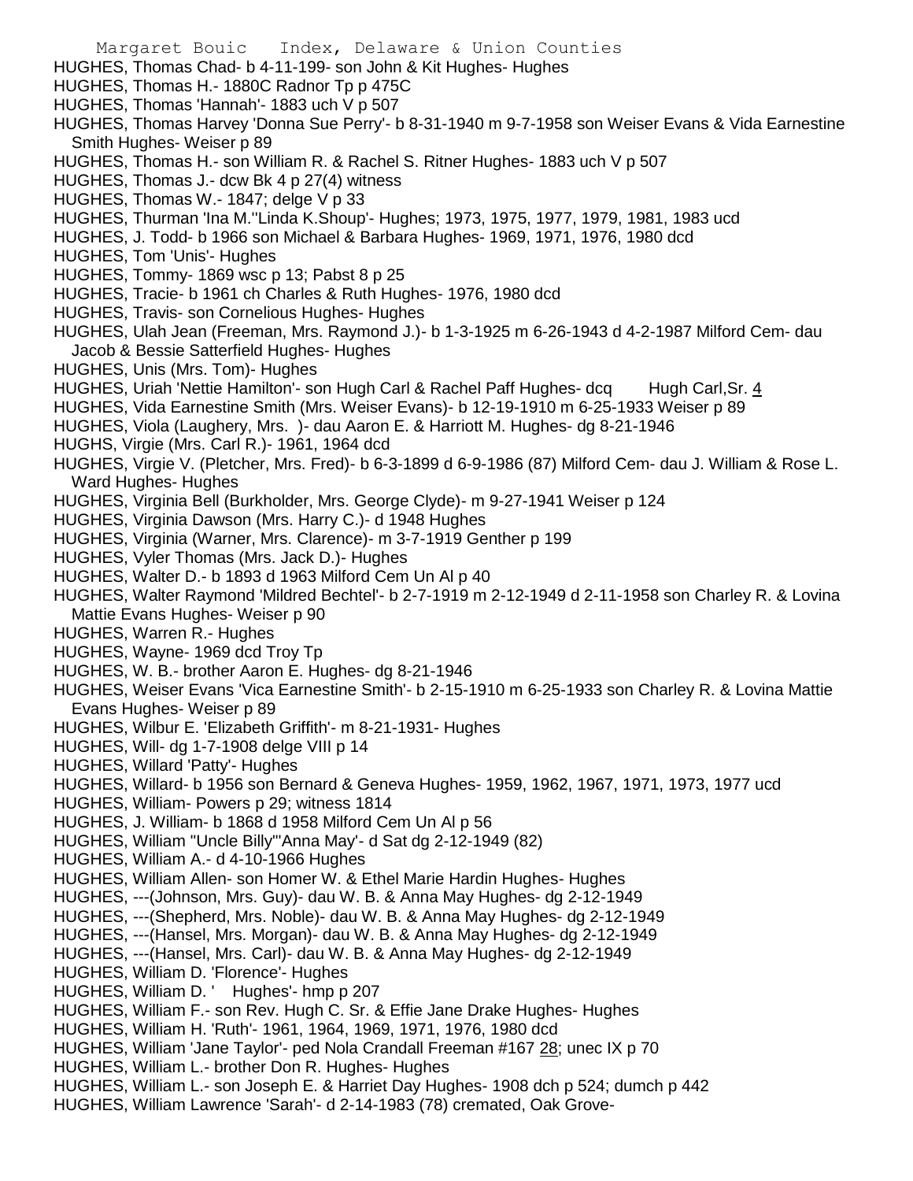HUGHES, Thomas Chad- b 4-11-199- son John & Kit Hughes- Hughes
HUGHES, Thomas H.- 1880C Radnor Tp p 475C
HUGHES, Thomas 'Hannah'- 1883 uch V p 507
HUGHES, Thomas Harvey 'Donna Sue Perry'- b 8-31-1940 m 9-7-1958 son Weiser Evans & Vida Earnestine Smith Hughes- Weiser p 89
HUGHES, Thomas H.- son William R. & Rachel S. Ritner Hughes- 1883 uch V p 507
HUGHES, Thomas J.- dcw Bk 4 p 27(4) witness
HUGHES, Thomas W.- 1847; delge V p 33
HUGHES, Thurman 'Ina M.''Linda K.Shoup'- Hughes; 1973, 1975, 1977, 1979, 1981, 1983 ucd
HUGHES, J. Todd- b 1966 son Michael & Barbara Hughes- 1969, 1971, 1976, 1980 dcd
HUGHES, Tom 'Unis'- Hughes
HUGHES, Tommy- 1869 wsc p 13; Pabst 8 p 25
HUGHES, Tracie- b 1961 ch Charles & Ruth Hughes- 1976, 1980 dcd
HUGHES, Travis- son Cornelious Hughes- Hughes
HUGHES, Ulah Jean (Freeman, Mrs. Raymond J.)- b 1-3-1925 m 6-26-1943 d 4-2-1987 Milford Cem- dau Jacob & Bessie Satterfield Hughes- Hughes
HUGHES, Unis (Mrs. Tom)- Hughes
HUGHES, Uriah 'Nettie Hamilton'- son Hugh Carl & Rachel Paff Hughes- dcq Hugh Carl,Sr. 4
HUGHES, Vida Earnestine Smith (Mrs. Weiser Evans)- b 12-19-1910 m 6-25-1933 Weiser p 89
HUGHES, Viola (Laughery, Mrs. )- dau Aaron E. & Harriott M. Hughes- dg 8-21-1946
HUGHS, Virgie (Mrs. Carl R.)- 1961, 1964 dcd
HUGHES, Virgie V. (Pletcher, Mrs. Fred)- b 6-3-1899 d 6-9-1986 (87) Milford Cem- dau J. William & Rose L. Ward Hughes- Hughes
HUGHES, Virginia Bell (Burkholder, Mrs. George Clyde)- m 9-27-1941 Weiser p 124
HUGHES, Virginia Dawson (Mrs. Harry C.)- d 1948 Hughes
HUGHES, Virginia (Warner, Mrs. Clarence)- m 3-7-1919 Genther p 199
HUGHES, Vyler Thomas (Mrs. Jack D.)- Hughes
HUGHES, Walter D.- b 1893 d 1963 Milford Cem Un Al p 40
HUGHES, Walter Raymond 'Mildred Bechtel'- b 2-7-1919 m 2-12-1949 d 2-11-1958 son Charley R. & Lovina Mattie Evans Hughes- Weiser p 90
HUGHES, Warren R.- Hughes
HUGHES, Wayne- 1969 dcd Troy Tp
HUGHES, W. B.- brother Aaron E. Hughes- dg 8-21-1946
HUGHES, Weiser Evans 'Vica Earnestine Smith'- b 2-15-1910 m 6-25-1933 son Charley R. & Lovina Mattie Evans Hughes- Weiser p 89
HUGHES, Wilbur E. 'Elizabeth Griffith'- m 8-21-1931- Hughes
HUGHES, Will- dg 1-7-1908 delge VIII p 14
HUGHES, Willard 'Patty'- Hughes
HUGHES, Willard- b 1956 son Bernard & Geneva Hughes- 1959, 1962, 1967, 1971, 1973, 1977 ucd
HUGHES, William- Powers p 29; witness 1814
HUGHES, J. William- b 1868 d 1958 Milford Cem Un Al p 56
HUGHES, William "Uncle Billy"'Anna May'- d Sat dg 2-12-1949 (82)
HUGHES, William A.- d 4-10-1966 Hughes
HUGHES, William Allen- son Homer W. & Ethel Marie Hardin Hughes- Hughes
HUGHES, ---(Johnson, Mrs. Guy)- dau W. B. & Anna May Hughes- dg 2-12-1949
HUGHES, ---(Shepherd, Mrs. Noble)- dau W. B. & Anna May Hughes- dg 2-12-1949
HUGHES, ---(Hansel, Mrs. Morgan)- dau W. B. & Anna May Hughes- dg 2-12-1949
HUGHES, ---(Hansel, Mrs. Carl)- dau W. B. & Anna May Hughes- dg 2-12-1949
HUGHES, William D. 'Florence'- Hughes
HUGHES, William D. ' Hughes'- hmp p 207
HUGHES, William F.- son Rev. Hugh C. Sr. & Effie Jane Drake Hughes- Hughes
HUGHES, William H. 'Ruth'- 1961, 1964, 1969, 1971, 1976, 1980 dcd
HUGHES, William 'Jane Taylor'- ped Nola Crandall Freeman #167 28; unec IX p 70
HUGHES, William L.- brother Don R. Hughes- Hughes
HUGHES, William L.- son Joseph E. & Harriet Day Hughes- 1908 dch p 524; dumch p 442
HUGHES, William Lawrence 'Sarah'- d 2-14-1983 (78) cremated, Oak Grove-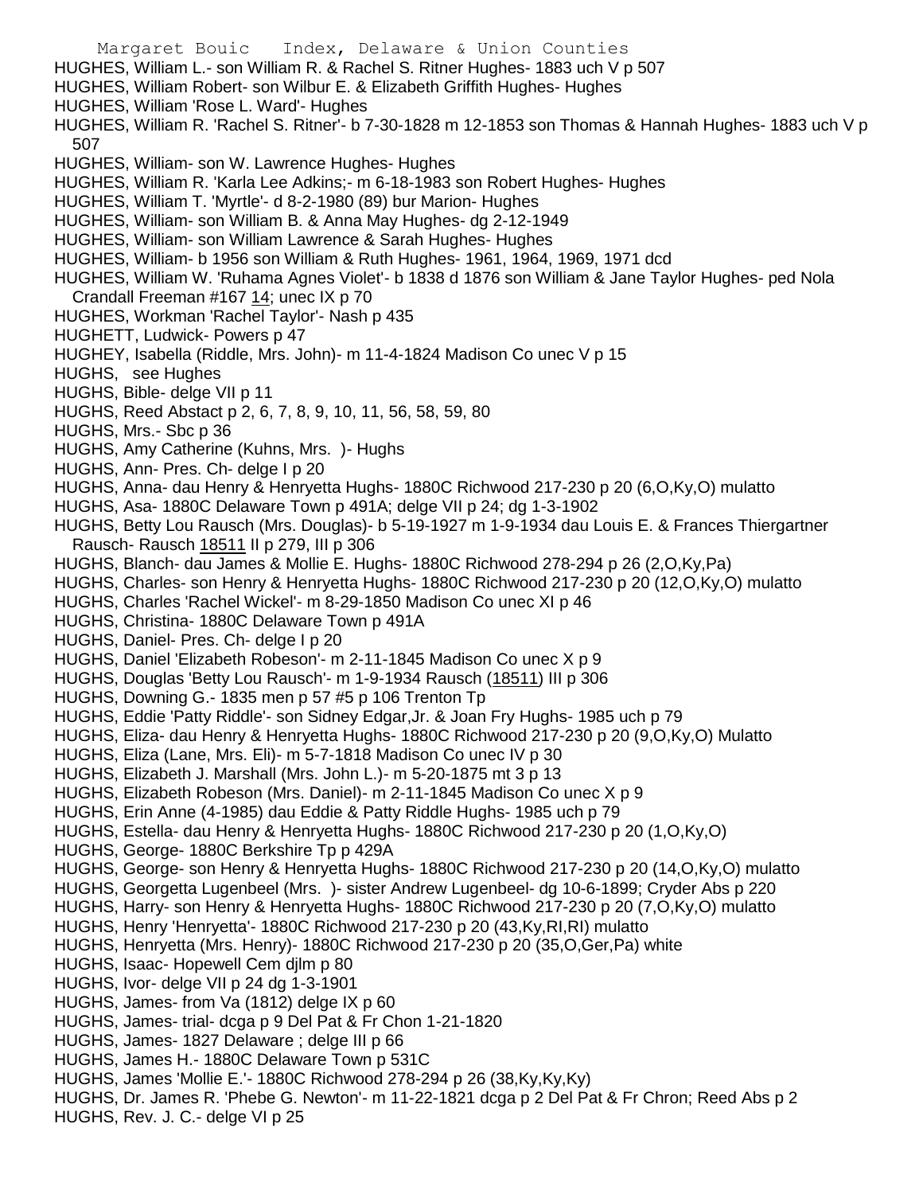HUGHES, William L.- son William R. & Rachel S. Ritner Hughes- 1883 uch V p 507
HUGHES, William Robert- son Wilbur E. & Elizabeth Griffith Hughes- Hughes
HUGHES, William 'Rose L. Ward'- Hughes
HUGHES, William R. 'Rachel S. Ritner'- b 7-30-1828 m 12-1853 son Thomas & Hannah Hughes- 1883 uch V p 507
HUGHES, William- son W. Lawrence Hughes- Hughes
HUGHES, William R. 'Karla Lee Adkins;- m 6-18-1983 son Robert Hughes- Hughes
HUGHES, William T. 'Myrtle'- d 8-2-1980 (89) bur Marion- Hughes
HUGHES, William- son William B. & Anna May Hughes- dg 2-12-1949
HUGHES, William- son William Lawrence & Sarah Hughes- Hughes
HUGHES, William- b 1956 son William & Ruth Hughes- 1961, 1964, 1969, 1971 dcd
HUGHES, William W. 'Ruhama Agnes Violet'- b 1838 d 1876 son William & Jane Taylor Hughes- ped Nola Crandall Freeman #167 14; unec IX p 70
HUGHES, Workman 'Rachel Taylor'- Nash p 435
HUGHETT, Ludwick- Powers p 47
HUGHEY, Isabella (Riddle, Mrs. John)- m 11-4-1824 Madison Co unec V p 15
HUGHS, see Hughes
HUGHS, Bible- delge VII p 11
HUGHS, Reed Abstact p 2, 6, 7, 8, 9, 10, 11, 56, 58, 59, 80
HUGHS, Mrs.- Sbc p 36
HUGHS, Amy Catherine (Kuhns, Mrs. )- Hughs
HUGHS, Ann- Pres. Ch- delge I p 20
HUGHS, Anna- dau Henry & Henryetta Hughs- 1880C Richwood 217-230 p 20 (6,O,Ky,O) mulatto
HUGHS, Asa- 1880C Delaware Town p 491A; delge VII p 24; dg 1-3-1902
HUGHS, Betty Lou Rausch (Mrs. Douglas)- b 5-19-1927 m 1-9-1934 dau Louis E. & Frances Thiergartner Rausch- Rausch 18511 II p 279, III p 306
HUGHS, Blanch- dau James & Mollie E. Hughs- 1880C Richwood 278-294 p 26 (2,O,Ky,Pa)
HUGHS, Charles- son Henry & Henryetta Hughs- 1880C Richwood 217-230 p 20 (12,O,Ky,O) mulatto
HUGHS, Charles 'Rachel Wickel'- m 8-29-1850 Madison Co unec XI p 46
HUGHS, Christina- 1880C Delaware Town p 491A
HUGHS, Daniel- Pres. Ch- delge I p 20
HUGHS, Daniel 'Elizabeth Robeson'- m 2-11-1845 Madison Co unec X p 9
HUGHS, Douglas 'Betty Lou Rausch'- m 1-9-1934 Rausch (18511) III p 306
HUGHS, Downing G.- 1835 men p 57 #5 p 106 Trenton Tp
HUGHS, Eddie 'Patty Riddle'- son Sidney Edgar,Jr. & Joan Fry Hughs- 1985 uch p 79
HUGHS, Eliza- dau Henry & Henryetta Hughs- 1880C Richwood 217-230 p 20 (9,O,Ky,O) Mulatto
HUGHS, Eliza (Lane, Mrs. Eli)- m 5-7-1818 Madison Co unec IV p 30
HUGHS, Elizabeth J. Marshall (Mrs. John L.)- m 5-20-1875 mt 3 p 13
HUGHS, Elizabeth Robeson (Mrs. Daniel)- m 2-11-1845 Madison Co unec X p 9
HUGHS, Erin Anne (4-1985) dau Eddie & Patty Riddle Hughs- 1985 uch p 79
HUGHS, Estella- dau Henry & Henryetta Hughs- 1880C Richwood 217-230 p 20 (1,O,Ky,O)
HUGHS, George- 1880C Berkshire Tp p 429A
HUGHS, George- son Henry & Henryetta Hughs- 1880C Richwood 217-230 p 20 (14,O,Ky,O) mulatto
HUGHS, Georgetta Lugenbeel (Mrs. )- sister Andrew Lugenbeel- dg 10-6-1899; Cryder Abs p 220
HUGHS, Harry- son Henry & Henryetta Hughs- 1880C Richwood 217-230 p 20 (7,O,Ky,O) mulatto
HUGHS, Henry 'Henryetta'- 1880C Richwood 217-230 p 20 (43,Ky,RI,RI) mulatto
HUGHS, Henryetta (Mrs. Henry)- 1880C Richwood 217-230 p 20 (35,O,Ger,Pa) white
HUGHS, Isaac- Hopewell Cem djlm p 80
HUGHS, Ivor- delge VII p 24 dg 1-3-1901
HUGHS, James- from Va (1812) delge IX p 60
HUGHS, James- trial- dcga p 9 Del Pat & Fr Chon 1-21-1820
HUGHS, James- 1827 Delaware ; delge III p 66
HUGHS, James H.- 1880C Delaware Town p 531C
HUGHS, James 'Mollie E.'- 1880C Richwood 278-294 p 26 (38,Ky,Ky,Ky)
HUGHS, Dr. James R. 'Phebe G. Newton'- m 11-22-1821 dcga p 2 Del Pat & Fr Chron; Reed Abs p 2
HUGHS, Rev. J. C.- delge VI p 25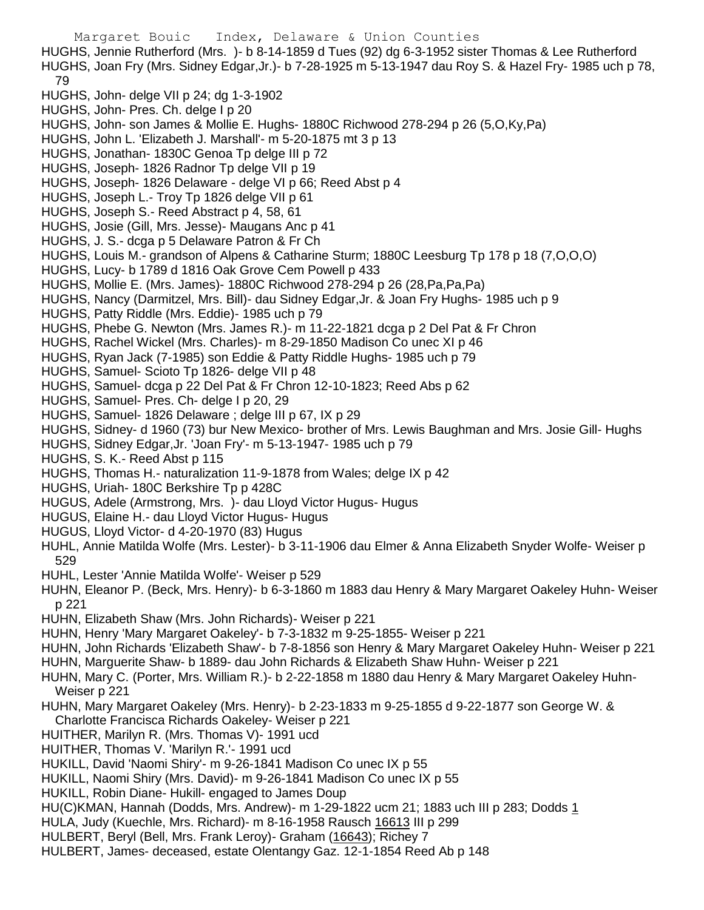HUGHS, Jennie Rutherford (Mrs. )- b 8-14-1859 d Tues (92) dg 6-3-1952 sister Thomas & Lee Rutherford
HUGHS, Joan Fry (Mrs. Sidney Edgar,Jr.)- b 7-28-1925 m 5-13-1947 dau Roy S. & Hazel Fry- 1985 uch p 78, 79
HUGHS, John- delge VII p 24; dg 1-3-1902
HUGHS, John- Pres. Ch. delge I p 20
HUGHS, John- son James & Mollie E. Hughs- 1880C Richwood 278-294 p 26 (5,O,Ky,Pa)
HUGHS, John L. 'Elizabeth J. Marshall'- m 5-20-1875 mt 3 p 13
HUGHS, Jonathan- 1830C Genoa Tp delge III p 72
HUGHS, Joseph- 1826 Radnor Tp delge VII p 19
HUGHS, Joseph- 1826 Delaware - delge VI p 66; Reed Abst p 4
HUGHS, Joseph L.- Troy Tp 1826 delge VII p 61
HUGHS, Joseph S.- Reed Abstract p 4, 58, 61
HUGHS, Josie (Gill, Mrs. Jesse)- Maugans Anc p 41
HUGHS, J. S.- dcga p 5 Delaware Patron & Fr Ch
HUGHS, Louis M.- grandson of Alpens & Catharine Sturm; 1880C Leesburg Tp 178 p 18 (7,O,O,O)
HUGHS, Lucy- b 1789 d 1816 Oak Grove Cem Powell p 433
HUGHS, Mollie E. (Mrs. James)- 1880C Richwood 278-294 p 26 (28,Pa,Pa,Pa)
HUGHS, Nancy (Darmitzel, Mrs. Bill)- dau Sidney Edgar,Jr. & Joan Fry Hughs- 1985 uch p 9
HUGHS, Patty Riddle (Mrs. Eddie)- 1985 uch p 79
HUGHS, Phebe G. Newton (Mrs. James R.)- m 11-22-1821 dcga p 2 Del Pat & Fr Chron
HUGHS, Rachel Wickel (Mrs. Charles)- m 8-29-1850 Madison Co unec XI p 46
HUGHS, Ryan Jack (7-1985) son Eddie & Patty Riddle Hughs- 1985 uch p 79
HUGHS, Samuel- Scioto Tp 1826- delge VII p 48
HUGHS, Samuel- dcga p 22 Del Pat & Fr Chron 12-10-1823; Reed Abs p 62
HUGHS, Samuel- Pres. Ch- delge I p 20, 29
HUGHS, Samuel- 1826 Delaware ; delge III p 67, IX p 29
HUGHS, Sidney- d 1960 (73) bur New Mexico- brother of Mrs. Lewis Baughman and Mrs. Josie Gill- Hughs
HUGHS, Sidney Edgar,Jr. 'Joan Fry'- m 5-13-1947- 1985 uch p 79
HUGHS, S. K.- Reed Abst p 115
HUGHS, Thomas H.- naturalization 11-9-1878 from Wales; delge IX p 42
HUGHS, Uriah- 180C Berkshire Tp p 428C
HUGUS, Adele (Armstrong, Mrs. )- dau Lloyd Victor Hugus- Hugus
HUGUS, Elaine H.- dau Lloyd Victor Hugus- Hugus
HUGUS, Lloyd Victor- d 4-20-1970 (83) Hugus
HUHL, Annie Matilda Wolfe (Mrs. Lester)- b 3-11-1906 dau Elmer & Anna Elizabeth Snyder Wolfe- Weiser p 529
HUHL, Lester 'Annie Matilda Wolfe'- Weiser p 529
HUHN, Eleanor P. (Beck, Mrs. Henry)- b 6-3-1860 m 1883 dau Henry & Mary Margaret Oakeley Huhn- Weiser p 221
HUHN, Elizabeth Shaw (Mrs. John Richards)- Weiser p 221
HUHN, Henry 'Mary Margaret Oakeley'- b 7-3-1832 m 9-25-1855- Weiser p 221
HUHN, John Richards 'Elizabeth Shaw'- b 7-8-1856 son Henry & Mary Margaret Oakeley Huhn- Weiser p 221
HUHN, Marguerite Shaw- b 1889- dau John Richards & Elizabeth Shaw Huhn- Weiser p 221
HUHN, Mary C. (Porter, Mrs. William R.)- b 2-22-1858 m 1880 dau Henry & Mary Margaret Oakeley Huhn- Weiser p 221
HUHN, Mary Margaret Oakeley (Mrs. Henry)- b 2-23-1833 m 9-25-1855 d 9-22-1877 son George W. & Charlotte Francisca Richards Oakeley- Weiser p 221
HUITHER, Marilyn R. (Mrs. Thomas V)- 1991 ucd
HUITHER, Thomas V. 'Marilyn R.'- 1991 ucd
HUKILL, David 'Naomi Shiry'- m 9-26-1841 Madison Co unec IX p 55
HUKILL, Naomi Shiry (Mrs. David)- m 9-26-1841 Madison Co unec IX p 55
HUKILL, Robin Diane- Hukill- engaged to James Doup
HU(C)KMAN, Hannah (Dodds, Mrs. Andrew)- m 1-29-1822 ucm 21; 1883 uch III p 283; Dodds 1
HULA, Judy (Kuechle, Mrs. Richard)- m 8-16-1958 Rausch 16613 III p 299
HULBERT, Beryl (Bell, Mrs. Frank Leroy)- Graham (16643); Richey 7
HULBERT, James- deceased, estate Olentangy Gaz. 12-1-1854 Reed Ab p 148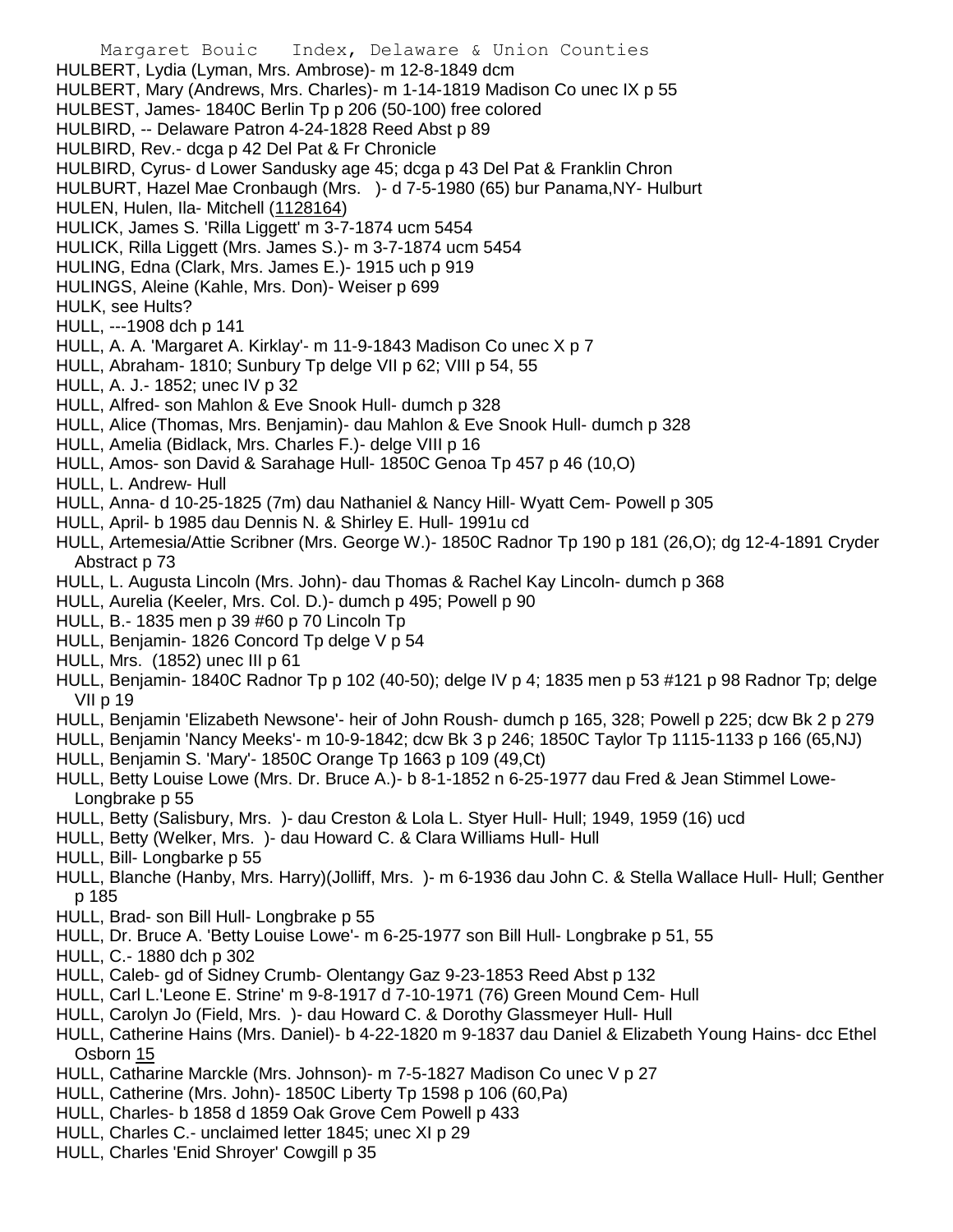HULBERT, Lydia (Lyman, Mrs. Ambrose)- m 12-8-1849 dcm
HULBERT, Mary (Andrews, Mrs. Charles)- m 1-14-1819 Madison Co unec IX p 55
HULBEST, James- 1840C Berlin Tp p 206 (50-100) free colored
HULBIRD, -- Delaware Patron 4-24-1828 Reed Abst p 89
HULBIRD, Rev.- dcga p 42 Del Pat & Fr Chronicle
HULBIRD, Cyrus- d Lower Sandusky age 45; dcga p 43 Del Pat & Franklin Chron
HULBURT, Hazel Mae Cronbaugh (Mrs. )- d 7-5-1980 (65) bur Panama,NY- Hulburt
HULEN, Hulen, Ila- Mitchell (1128164)
HULICK, James S. 'Rilla Liggett' m 3-7-1874 ucm 5454
HULICK, Rilla Liggett (Mrs. James S.)- m 3-7-1874 ucm 5454
HULING, Edna (Clark, Mrs. James E.)- 1915 uch p 919
HULINGS, Aleine (Kahle, Mrs. Don)- Weiser p 699
HULK, see Hults?
HULL, ---1908 dch p 141
HULL, A. A. 'Margaret A. Kirklay'- m 11-9-1843 Madison Co unec X p 7
HULL, Abraham- 1810; Sunbury Tp delge VII p 62; VIII p 54, 55
HULL, A. J.- 1852; unec IV p 32
HULL, Alfred- son Mahlon & Eve Snook Hull- dumch p 328
HULL, Alice (Thomas, Mrs. Benjamin)- dau Mahlon & Eve Snook Hull- dumch p 328
HULL, Amelia (Bidlack, Mrs. Charles F.)- delge VIII p 16
HULL, Amos- son David & Sarahage Hull- 1850C Genoa Tp 457 p 46 (10,O)
HULL, L. Andrew- Hull
HULL, Anna- d 10-25-1825 (7m) dau Nathaniel & Nancy Hill- Wyatt Cem- Powell p 305
HULL, April- b 1985 dau Dennis N. & Shirley E. Hull- 1991u cd
HULL, Artemesia/Attie Scribner (Mrs. George W.)- 1850C Radnor Tp 190 p 181 (26,O); dg 12-4-1891 Cryder Abstract p 73
HULL, L. Augusta Lincoln (Mrs. John)- dau Thomas & Rachel Kay Lincoln- dumch p 368
HULL, Aurelia (Keeler, Mrs. Col. D.)- dumch p 495; Powell p 90
HULL, B.- 1835 men p 39 #60 p 70 Lincoln Tp
HULL, Benjamin- 1826 Concord Tp delge V p 54
HULL, Mrs. (1852) unec III p 61
HULL, Benjamin- 1840C Radnor Tp p 102 (40-50); delge IV p 4; 1835 men p 53 #121 p 98 Radnor Tp; delge VII p 19
HULL, Benjamin 'Elizabeth Newsone'- heir of John Roush- dumch p 165, 328; Powell p 225; dcw Bk 2 p 279
HULL, Benjamin 'Nancy Meeks'- m 10-9-1842; dcw Bk 3 p 246; 1850C Taylor Tp 1115-1133 p 166 (65,NJ)
HULL, Benjamin S. 'Mary'- 1850C Orange Tp 1663 p 109 (49,Ct)
HULL, Betty Louise Lowe (Mrs. Dr. Bruce A.)- b 8-1-1852 n 6-25-1977 dau Fred & Jean Stimmel Lowe- Longbrake p 55
HULL, Betty (Salisbury, Mrs. )- dau Creston & Lola L. Styer Hull- Hull; 1949, 1959 (16) ucd
HULL, Betty (Welker, Mrs. )- dau Howard C. & Clara Williams Hull- Hull
HULL, Bill- Longbarke p 55
HULL, Blanche (Hanby, Mrs. Harry)(Jolliff, Mrs. )- m 6-1936 dau John C. & Stella Wallace Hull- Hull; Genther p 185
HULL, Brad- son Bill Hull- Longbrake p 55
HULL, Dr. Bruce A. 'Betty Louise Lowe'- m 6-25-1977 son Bill Hull- Longbrake p 51, 55
HULL, C.- 1880 dch p 302
HULL, Caleb- gd of Sidney Crumb- Olentangy Gaz 9-23-1853 Reed Abst p 132
HULL, Carl L.'Leone E. Strine' m 9-8-1917 d 7-10-1971 (76) Green Mound Cem- Hull
HULL, Carolyn Jo (Field, Mrs. )- dau Howard C. & Dorothy Glassmeyer Hull- Hull
HULL, Catherine Hains (Mrs. Daniel)- b 4-22-1820 m 9-1837 dau Daniel & Elizabeth Young Hains- dcc Ethel Osborn 15
HULL, Catharine Marckle (Mrs. Johnson)- m 7-5-1827 Madison Co unec V p 27
HULL, Catherine (Mrs. John)- 1850C Liberty Tp 1598 p 106 (60,Pa)
HULL, Charles- b 1858 d 1859 Oak Grove Cem Powell p 433
HULL, Charles C.- unclaimed letter 1845; unec XI p 29
HULL, Charles 'Enid Shroyer' Cowgill p 35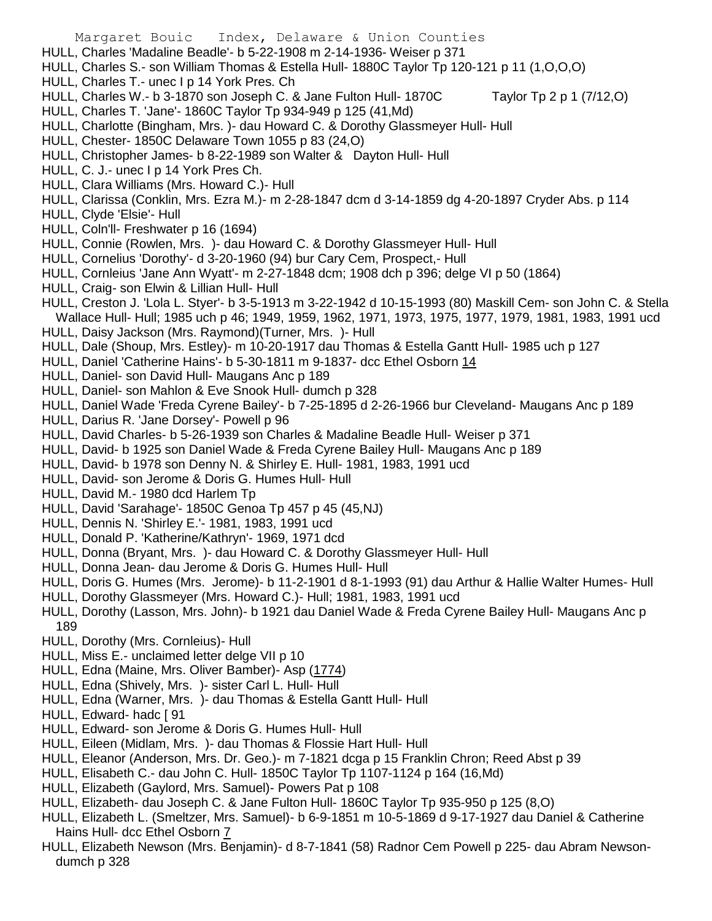HULL, Charles 'Madaline Beadle'- b 5-22-1908 m 2-14-1936- Weiser p 371

HULL, Charles S.- son William Thomas & Estella Hull- 1880C Taylor Tp 120-121 p 11 (1,O,O,O)

HULL, Charles T.- unec I p 14 York Pres. Ch

HULL, Charles W.- b 3-1870 son Joseph C. & Jane Fulton Hull- 1870C Taylor Tp 2 p 1 (7/12,O)

HULL, Charles T. 'Jane'- 1860C Taylor Tp 934-949 p 125 (41,Md)

HULL, Charlotte (Bingham, Mrs. )- dau Howard C. & Dorothy Glassmeyer Hull- Hull

HULL, Chester- 1850C Delaware Town 1055 p 83 (24,O)

HULL, Christopher James- b 8-22-1989 son Walter & Dayton Hull- Hull

HULL, C. J.- unec I p 14 York Pres Ch.

HULL, Clara Williams (Mrs. Howard C.)- Hull

HULL, Clarissa (Conklin, Mrs. Ezra M.)- m 2-28-1847 dcm d 3-14-1859 dg 4-20-1897 Cryder Abs. p 114

HULL, Clyde 'Elsie'- Hull

HULL, Coln'll- Freshwater p 16 (1694)

HULL, Connie (Rowlen, Mrs. )- dau Howard C. & Dorothy Glassmeyer Hull- Hull

HULL, Cornelius 'Dorothy'- d 3-20-1960 (94) bur Cary Cem, Prospect,- Hull

HULL, Cornleius 'Jane Ann Wyatt'- m 2-27-1848 dcm; 1908 dch p 396; delge VI p 50 (1864)

HULL, Craig- son Elwin & Lillian Hull- Hull

HULL, Creston J. 'Lola L. Styer'- b 3-5-1913 m 3-22-1942 d 10-15-1993 (80) Maskill Cem- son John C. & Stella Wallace Hull- Hull; 1985 uch p 46; 1949, 1959, 1962, 1971, 1973, 1975, 1977, 1979, 1981, 1983, 1991 ucd

HULL, Daisy Jackson (Mrs. Raymond)(Turner, Mrs. )- Hull

HULL, Dale (Shoup, Mrs. Estley)- m 10-20-1917 dau Thomas & Estella Gantt Hull- 1985 uch p 127

HULL, Daniel 'Catherine Hains'- b 5-30-1811 m 9-1837- dcc Ethel Osborn 14

HULL, Daniel- son David Hull- Maugans Anc p 189

HULL, Daniel- son Mahlon & Eve Snook Hull- dumch p 328

HULL, Daniel Wade 'Freda Cyrene Bailey'- b 7-25-1895 d 2-26-1966 bur Cleveland- Maugans Anc p 189

HULL, Darius R. 'Jane Dorsey'- Powell p 96

HULL, David Charles- b 5-26-1939 son Charles & Madaline Beadle Hull- Weiser p 371

HULL, David- b 1925 son Daniel Wade & Freda Cyrene Bailey Hull- Maugans Anc p 189

HULL, David- b 1978 son Denny N. & Shirley E. Hull- 1981, 1983, 1991 ucd

HULL, David- son Jerome & Doris G. Humes Hull- Hull

HULL, David M.- 1980 dcd Harlem Tp

HULL, David 'Sarahage'- 1850C Genoa Tp 457 p 45 (45,NJ)

HULL, Dennis N. 'Shirley E.'- 1981, 1983, 1991 ucd

HULL, Donald P. 'Katherine/Kathryn'- 1969, 1971 dcd

HULL, Donna (Bryant, Mrs. )- dau Howard C. & Dorothy Glassmeyer Hull- Hull

HULL, Donna Jean- dau Jerome & Doris G. Humes Hull- Hull

HULL, Doris G. Humes (Mrs. Jerome)- b 11-2-1901 d 8-1-1993 (91) dau Arthur & Hallie Walter Humes- Hull

HULL, Dorothy Glassmeyer (Mrs. Howard C.)- Hull; 1981, 1983, 1991 ucd

HULL, Dorothy (Lasson, Mrs. John)- b 1921 dau Daniel Wade & Freda Cyrene Bailey Hull- Maugans Anc p 189

HULL, Dorothy (Mrs. Cornleius)- Hull

HULL, Miss E.- unclaimed letter delge VII p 10

HULL, Edna (Maine, Mrs. Oliver Bamber)- Asp (1774)

HULL, Edna (Shively, Mrs. )- sister Carl L. Hull- Hull

HULL, Edna (Warner, Mrs. )- dau Thomas & Estella Gantt Hull- Hull

HULL, Edward- hadc [ 91

HULL, Edward- son Jerome & Doris G. Humes Hull- Hull

HULL, Eileen (Midlam, Mrs. )- dau Thomas & Flossie Hart Hull- Hull

HULL, Eleanor (Anderson, Mrs. Dr. Geo.)- m 7-1821 dcga p 15 Franklin Chron; Reed Abst p 39

HULL, Elisabeth C.- dau John C. Hull- 1850C Taylor Tp 1107-1124 p 164 (16,Md)

HULL, Elizabeth (Gaylord, Mrs. Samuel)- Powers Pat p 108

HULL, Elizabeth- dau Joseph C. & Jane Fulton Hull- 1860C Taylor Tp 935-950 p 125 (8,O)

HULL, Elizabeth L. (Smeltzer, Mrs. Samuel)- b 6-9-1851 m 10-5-1869 d 9-17-1927 dau Daniel & Catherine Hains Hull- dcc Ethel Osborn 7

HULL, Elizabeth Newson (Mrs. Benjamin)- d 8-7-1841 (58) Radnor Cem Powell p 225- dau Abram Newson- dumch p 328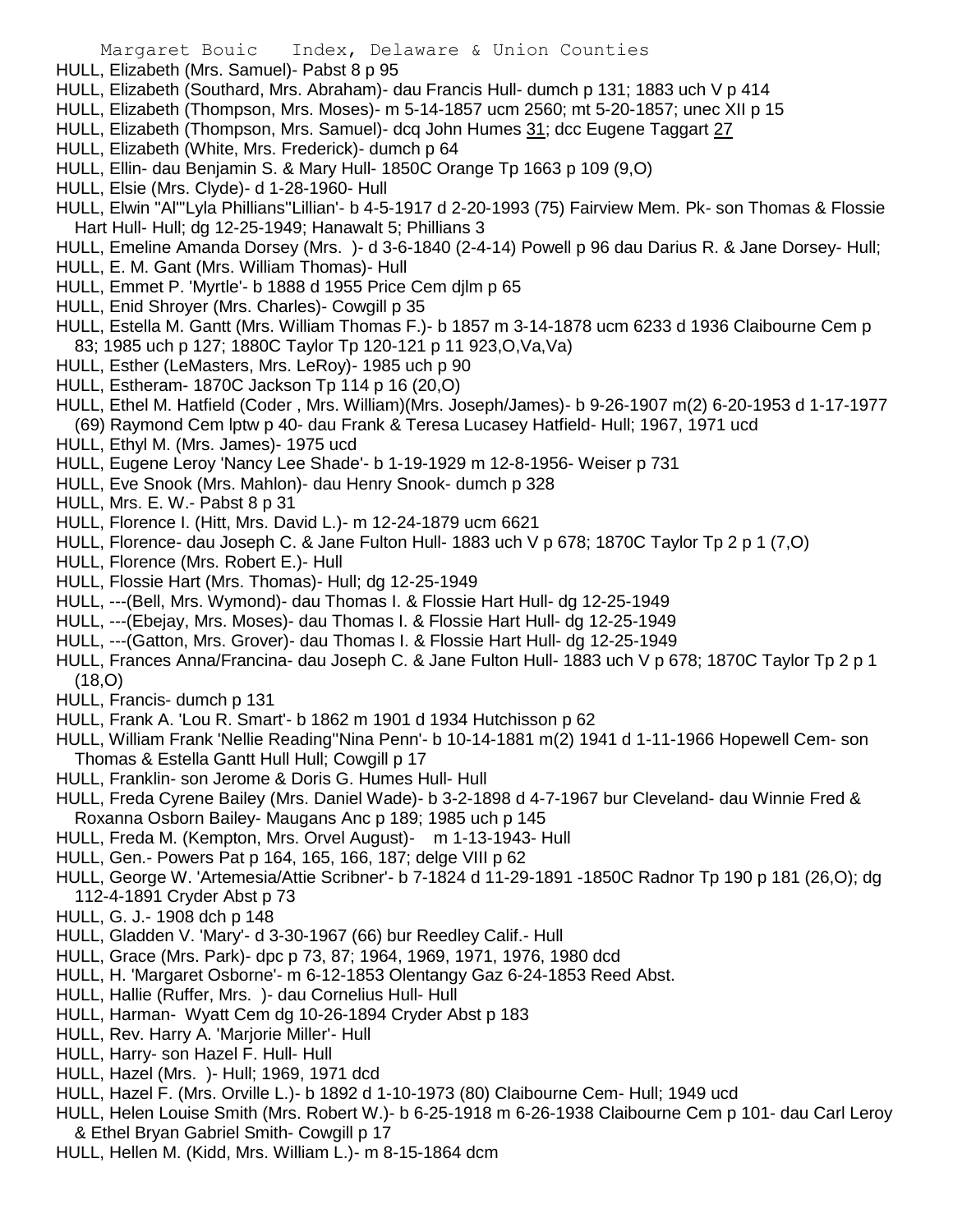HULL, Elizabeth (Mrs. Samuel)- Pabst 8 p 95

HULL, Elizabeth (Southard, Mrs. Abraham)- dau Francis Hull- dumch p 131; 1883 uch V p 414

HULL, Elizabeth (Thompson, Mrs. Moses)- m 5-14-1857 ucm 2560; mt 5-20-1857; unec XII p 15

HULL, Elizabeth (Thompson, Mrs. Samuel)- dcq John Humes 31; dcc Eugene Taggart 27

HULL, Elizabeth (White, Mrs. Frederick)- dumch p 64

HULL, Ellin- dau Benjamin S. & Mary Hull- 1850C Orange Tp 1663 p 109 (9,O)

HULL, Elsie (Mrs. Clyde)- d 1-28-1960- Hull

HULL, Elwin "Al"'Lyla Phillians''Lillian'- b 4-5-1917 d 2-20-1993 (75) Fairview Mem. Pk- son Thomas & Flossie Hart Hull- Hull; dg 12-25-1949; Hanawalt 5; Phillians 3

HULL, Emeline Amanda Dorsey (Mrs. )- d 3-6-1840 (2-4-14) Powell p 96 dau Darius R. & Jane Dorsey- Hull;

HULL, E. M. Gant (Mrs. William Thomas)- Hull

HULL, Emmet P. 'Myrtle'- b 1888 d 1955 Price Cem djlm p 65

HULL, Enid Shroyer (Mrs. Charles)- Cowgill p 35

HULL, Estella M. Gantt (Mrs. William Thomas F.)- b 1857 m 3-14-1878 ucm 6233 d 1936 Claibourne Cem p 83; 1985 uch p 127; 1880C Taylor Tp 120-121 p 11 923,O,Va,Va)

HULL, Esther (LeMasters, Mrs. LeRoy)- 1985 uch p 90

HULL, Estheram- 1870C Jackson Tp 114 p 16 (20,O)

HULL, Ethel M. Hatfield (Coder , Mrs. William)(Mrs. Joseph/James)- b 9-26-1907 m(2) 6-20-1953 d 1-17-1977 (69) Raymond Cem lptw p 40- dau Frank & Teresa Lucasey Hatfield- Hull; 1967, 1971 ucd

HULL, Ethyl M. (Mrs. James)- 1975 ucd

HULL, Eugene Leroy 'Nancy Lee Shade'- b 1-19-1929 m 12-8-1956- Weiser p 731

HULL, Eve Snook (Mrs. Mahlon)- dau Henry Snook- dumch p 328

HULL, Mrs. E. W.- Pabst 8 p 31

HULL, Florence I. (Hitt, Mrs. David L.)- m 12-24-1879 ucm 6621

HULL, Florence- dau Joseph C. & Jane Fulton Hull- 1883 uch V p 678; 1870C Taylor Tp 2 p 1 (7,O)

HULL, Florence (Mrs. Robert E.)- Hull

HULL, Flossie Hart (Mrs. Thomas)- Hull; dg 12-25-1949

HULL, ---(Bell, Mrs. Wymond)- dau Thomas I. & Flossie Hart Hull- dg 12-25-1949

HULL, ---(Ebejay, Mrs. Moses)- dau Thomas I. & Flossie Hart Hull- dg 12-25-1949

HULL, ---(Gatton, Mrs. Grover)- dau Thomas I. & Flossie Hart Hull- dg 12-25-1949

HULL, Frances Anna/Francina- dau Joseph C. & Jane Fulton Hull- 1883 uch V p 678; 1870C Taylor Tp 2 p 1 (18,O)

HULL, Francis- dumch p 131

HULL, Frank A. 'Lou R. Smart'- b 1862 m 1901 d 1934 Hutchisson p 62

HULL, William Frank 'Nellie Reading''Nina Penn'- b 10-14-1881 m(2) 1941 d 1-11-1966 Hopewell Cem- son Thomas & Estella Gantt Hull Hull; Cowgill p 17

HULL, Franklin- son Jerome & Doris G. Humes Hull- Hull

HULL, Freda Cyrene Bailey (Mrs. Daniel Wade)- b 3-2-1898 d 4-7-1967 bur Cleveland- dau Winnie Fred & Roxanna Osborn Bailey- Maugans Anc p 189; 1985 uch p 145

HULL, Freda M. (Kempton, Mrs. Orvel August)- m 1-13-1943- Hull

HULL, Gen.- Powers Pat p 164, 165, 166, 187; delge VIII p 62

HULL, George W. 'Artemesia/Attie Scribner'- b 7-1824 d 11-29-1891 -1850C Radnor Tp 190 p 181 (26,O); dg 112-4-1891 Cryder Abst p 73

HULL, G. J.- 1908 dch p 148

HULL, Gladden V. 'Mary'- d 3-30-1967 (66) bur Reedley Calif.- Hull

HULL, Grace (Mrs. Park)- dpc p 73, 87; 1964, 1969, 1971, 1976, 1980 dcd

HULL, H. 'Margaret Osborne'- m 6-12-1853 Olentangy Gaz 6-24-1853 Reed Abst.

HULL, Hallie (Ruffer, Mrs. )- dau Cornelius Hull- Hull

HULL, Harman- Wyatt Cem dg 10-26-1894 Cryder Abst p 183

HULL, Rev. Harry A. 'Marjorie Miller'- Hull

HULL, Harry- son Hazel F. Hull- Hull

HULL, Hazel (Mrs. )- Hull; 1969, 1971 dcd

HULL, Hazel F. (Mrs. Orville L.)- b 1892 d 1-10-1973 (80) Claibourne Cem- Hull; 1949 ucd

HULL, Helen Louise Smith (Mrs. Robert W.)- b 6-25-1918 m 6-26-1938 Claibourne Cem p 101- dau Carl Leroy & Ethel Bryan Gabriel Smith- Cowgill p 17

HULL, Hellen M. (Kidd, Mrs. William L.)- m 8-15-1864 dcm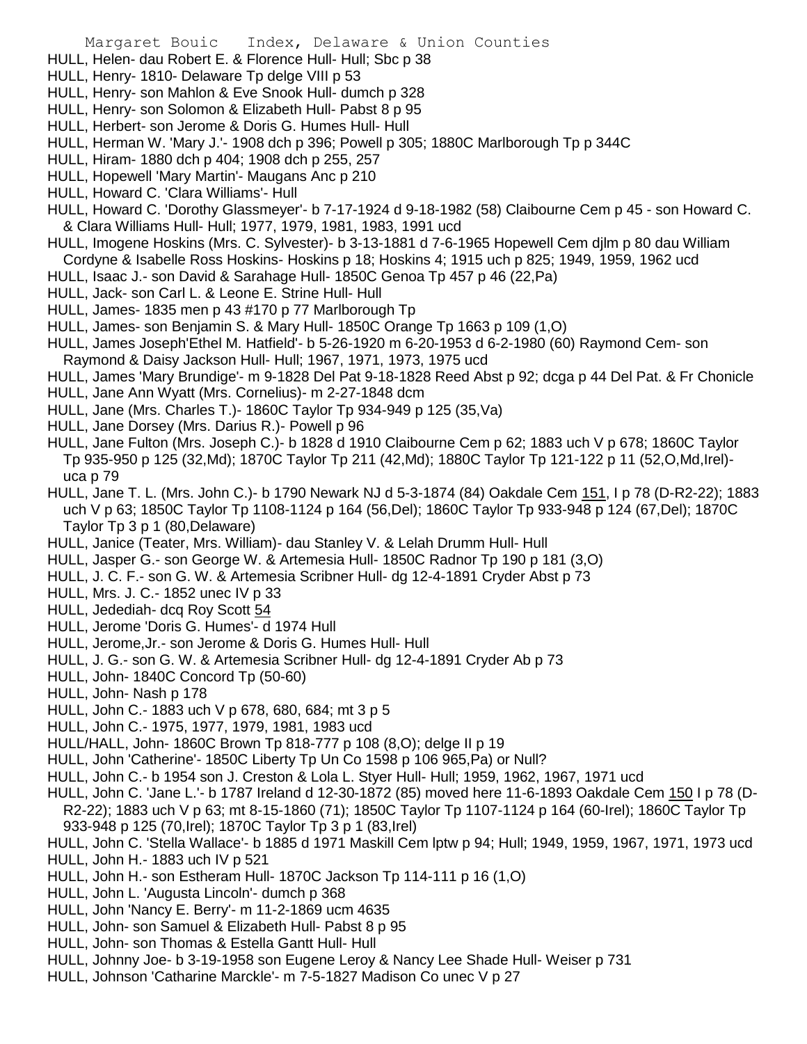HULL, Helen- dau Robert E. & Florence Hull- Hull; Sbc p 38
HULL, Henry- 1810- Delaware Tp delge VIII p 53
HULL, Henry- son Mahlon & Eve Snook Hull- dumch p 328
HULL, Henry- son Solomon & Elizabeth Hull- Pabst 8 p 95
HULL, Herbert- son Jerome & Doris G. Humes Hull- Hull
HULL, Herman W. 'Mary J.'- 1908 dch p 396; Powell p 305; 1880C Marlborough Tp p 344C
HULL, Hiram- 1880 dch p 404; 1908 dch p 255, 257
HULL, Hopewell 'Mary Martin'- Maugans Anc p 210
HULL, Howard C. 'Clara Williams'- Hull
HULL, Howard C. 'Dorothy Glassmeyer'- b 7-17-1924 d 9-18-1982 (58) Claibourne Cem p 45 - son Howard C. & Clara Williams Hull- Hull; 1977, 1979, 1981, 1983, 1991 ucd
HULL, Imogene Hoskins (Mrs. C. Sylvester)- b 3-13-1881 d 7-6-1965 Hopewell Cem djlm p 80 dau William Cordyne & Isabelle Ross Hoskins- Hoskins p 18; Hoskins 4; 1915 uch p 825; 1949, 1959, 1962 ucd
HULL, Isaac J.- son David & Sarahage Hull- 1850C Genoa Tp 457 p 46 (22,Pa)
HULL, Jack- son Carl L. & Leone E. Strine Hull- Hull
HULL, James- 1835 men p 43 #170 p 77 Marlborough Tp
HULL, James- son Benjamin S. & Mary Hull- 1850C Orange Tp 1663 p 109 (1,O)
HULL, James Joseph'Ethel M. Hatfield'- b 5-26-1920 m 6-20-1953 d 6-2-1980 (60) Raymond Cem- son Raymond & Daisy Jackson Hull- Hull; 1967, 1971, 1973, 1975 ucd
HULL, James 'Mary Brundige'- m 9-1828 Del Pat 9-18-1828 Reed Abst p 92; dcga p 44 Del Pat. & Fr Chonicle
HULL, Jane Ann Wyatt (Mrs. Cornelius)- m 2-27-1848 dcm
HULL, Jane (Mrs. Charles T.)- 1860C Taylor Tp 934-949 p 125 (35,Va)
HULL, Jane Dorsey (Mrs. Darius R.)- Powell p 96
HULL, Jane Fulton (Mrs. Joseph C.)- b 1828 d 1910 Claibourne Cem p 62; 1883 uch V p 678; 1860C Taylor Tp 935-950 p 125 (32,Md); 1870C Taylor Tp 211 (42,Md); 1880C Taylor Tp 121-122 p 11 (52,O,Md,Irel)- uca p 79
HULL, Jane T. L. (Mrs. John C.)- b 1790 Newark NJ d 5-3-1874 (84) Oakdale Cem 151, I p 78 (D-R2-22); 1883 uch V p 63; 1850C Taylor Tp 1108-1124 p 164 (56,Del); 1860C Taylor Tp 933-948 p 124 (67,Del); 1870C Taylor Tp 3 p 1 (80,Delaware)
HULL, Janice (Teater, Mrs. William)- dau Stanley V. & Lelah Drumm Hull- Hull
HULL, Jasper G.- son George W. & Artemesia Hull- 1850C Radnor Tp 190 p 181 (3,O)
HULL, J. C. F.- son G. W. & Artemesia Scribner Hull- dg 12-4-1891 Cryder Abst p 73
HULL, Mrs. J. C.- 1852 unec IV p 33
HULL, Jedediah- dcq Roy Scott 54
HULL, Jerome 'Doris G. Humes'- d 1974 Hull
HULL, Jerome,Jr.- son Jerome & Doris G. Humes Hull- Hull
HULL, J. G.- son G. W. & Artemesia Scribner Hull- dg 12-4-1891 Cryder Ab p 73
HULL, John- 1840C Concord Tp (50-60)
HULL, John- Nash p 178
HULL, John C.- 1883 uch V p 678, 680, 684; mt 3 p 5
HULL, John C.- 1975, 1977, 1979, 1981, 1983 ucd
HULL/HALL, John- 1860C Brown Tp 818-777 p 108 (8,O); delge II p 19
HULL, John 'Catherine'- 1850C Liberty Tp Un Co 1598 p 106 965,Pa) or Null?
HULL, John C.- b 1954 son J. Creston & Lola L. Styer Hull- Hull; 1959, 1962, 1967, 1971 ucd
HULL, John C. 'Jane L.'- b 1787 Ireland d 12-30-1872 (85) moved here 11-6-1893 Oakdale Cem 150 I p 78 (D-R2-22); 1883 uch V p 63; mt 8-15-1860 (71); 1850C Taylor Tp 1107-1124 p 164 (60-Irel); 1860C Taylor Tp 933-948 p 125 (70,Irel); 1870C Taylor Tp 3 p 1 (83,Irel)
HULL, John C. 'Stella Wallace'- b 1885 d 1971 Maskill Cem lptw p 94; Hull; 1949, 1959, 1967, 1971, 1973 ucd
HULL, John H.- 1883 uch IV p 521
HULL, John H.- son Estheram Hull- 1870C Jackson Tp 114-111 p 16 (1,O)
HULL, John L. 'Augusta Lincoln'- dumch p 368
HULL, John 'Nancy E. Berry'- m 11-2-1869 ucm 4635
HULL, John- son Samuel & Elizabeth Hull- Pabst 8 p 95
HULL, John- son Thomas & Estella Gantt Hull- Hull
HULL, Johnny Joe- b 3-19-1958 son Eugene Leroy & Nancy Lee Shade Hull- Weiser p 731
HULL, Johnson 'Catharine Marckle'- m 7-5-1827 Madison Co unec V p 27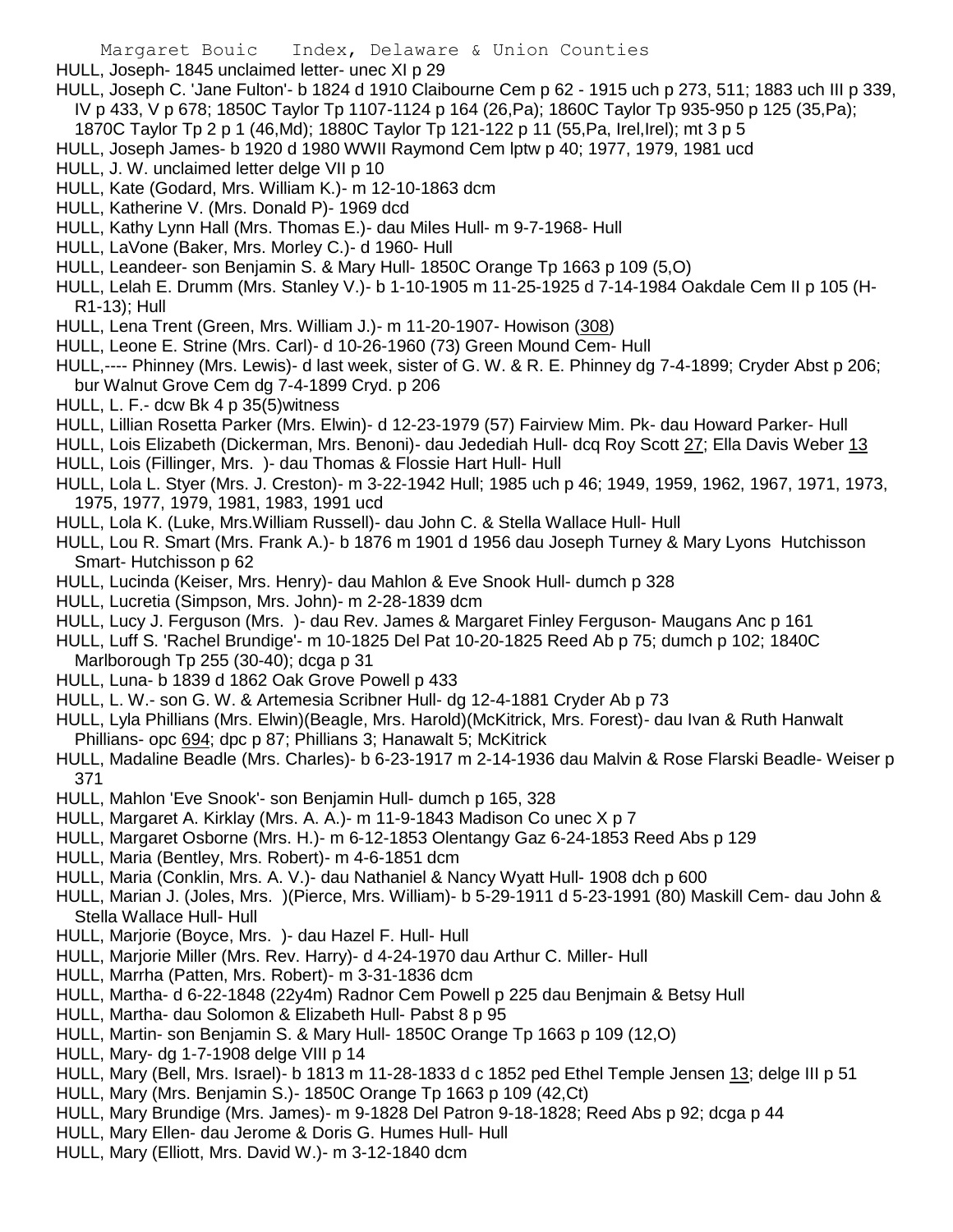HULL, Joseph- 1845 unclaimed letter- unec XI p 29

HULL, Joseph C. 'Jane Fulton'- b 1824 d 1910 Claibourne Cem p 62 - 1915 uch p 273, 511; 1883 uch III p 339, IV p 433, V p 678; 1850C Taylor Tp 1107-1124 p 164 (26,Pa); 1860C Taylor Tp 935-950 p 125 (35,Pa); 1870C Taylor Tp 2 p 1 (46,Md); 1880C Taylor Tp 121-122 p 11 (55,Pa, Irel,Irel); mt 3 p 5

HULL, Joseph James- b 1920 d 1980 WWII Raymond Cem lptw p 40; 1977, 1979, 1981 ucd

HULL, J. W. unclaimed letter delge VII p 10

HULL, Kate (Godard, Mrs. William K.)- m 12-10-1863 dcm

HULL, Katherine V. (Mrs. Donald P)- 1969 dcd

HULL, Kathy Lynn Hall (Mrs. Thomas E.)- dau Miles Hull- m 9-7-1968- Hull

HULL, LaVone (Baker, Mrs. Morley C.)- d 1960- Hull

HULL, Leandeer- son Benjamin S. & Mary Hull- 1850C Orange Tp 1663 p 109 (5,O)

HULL, Lelah E. Drumm (Mrs. Stanley V.)- b 1-10-1905 m 11-25-1925 d 7-14-1984 Oakdale Cem II p 105 (H-R1-13); Hull

HULL, Lena Trent (Green, Mrs. William J.)- m 11-20-1907- Howison (308)

HULL, Leone E. Strine (Mrs. Carl)- d 10-26-1960 (73) Green Mound Cem- Hull

HULL,---- Phinney (Mrs. Lewis)- d last week, sister of G. W. & R. E. Phinney dg 7-4-1899; Cryder Abst p 206; bur Walnut Grove Cem dg 7-4-1899 Cryd. p 206

HULL, L. F.- dcw Bk 4 p 35(5)witness

HULL, Lillian Rosetta Parker (Mrs. Elwin)- d 12-23-1979 (57) Fairview Mim. Pk- dau Howard Parker- Hull

HULL, Lois Elizabeth (Dickerman, Mrs. Benoni)- dau Jedediah Hull- dcq Roy Scott 27; Ella Davis Weber 13

HULL, Lois (Fillinger, Mrs. )- dau Thomas & Flossie Hart Hull- Hull

HULL, Lola L. Styer (Mrs. J. Creston)- m 3-22-1942 Hull; 1985 uch p 46; 1949, 1959, 1962, 1967, 1971, 1973, 1975, 1977, 1979, 1981, 1983, 1991 ucd

HULL, Lola K. (Luke, Mrs.William Russell)- dau John C. & Stella Wallace Hull- Hull

HULL, Lou R. Smart (Mrs. Frank A.)- b 1876 m 1901 d 1956 dau Joseph Turney & Mary Lyons Hutchisson Smart- Hutchisson p 62

HULL, Lucinda (Keiser, Mrs. Henry)- dau Mahlon & Eve Snook Hull- dumch p 328

HULL, Lucretia (Simpson, Mrs. John)- m 2-28-1839 dcm

HULL, Lucy J. Ferguson (Mrs. )- dau Rev. James & Margaret Finley Ferguson- Maugans Anc p 161

HULL, Luff S. 'Rachel Brundige'- m 10-1825 Del Pat 10-20-1825 Reed Ab p 75; dumch p 102; 1840C Marlborough Tp 255 (30-40); dcga p 31

HULL, Luna- b 1839 d 1862 Oak Grove Powell p 433

HULL, L. W.- son G. W. & Artemesia Scribner Hull- dg 12-4-1881 Cryder Ab p 73

HULL, Lyla Phillians (Mrs. Elwin)(Beagle, Mrs. Harold)(McKitrick, Mrs. Forest)- dau Ivan & Ruth Hanwalt Phillians- opc 694; dpc p 87; Phillians 3; Hanawalt 5; McKitrick

HULL, Madaline Beadle (Mrs. Charles)- b 6-23-1917 m 2-14-1936 dau Malvin & Rose Flarski Beadle- Weiser p 371

HULL, Mahlon 'Eve Snook'- son Benjamin Hull- dumch p 165, 328

HULL, Margaret A. Kirklay (Mrs. A. A.)- m 11-9-1843 Madison Co unec X p 7

HULL, Margaret Osborne (Mrs. H.)- m 6-12-1853 Olentangy Gaz 6-24-1853 Reed Abs p 129

HULL, Maria (Bentley, Mrs. Robert)- m 4-6-1851 dcm

HULL, Maria (Conklin, Mrs. A. V.)- dau Nathaniel & Nancy Wyatt Hull- 1908 dch p 600

HULL, Marian J. (Joles, Mrs. )(Pierce, Mrs. William)- b 5-29-1911 d 5-23-1991 (80) Maskill Cem- dau John & Stella Wallace Hull- Hull

HULL, Marjorie (Boyce, Mrs. )- dau Hazel F. Hull- Hull

HULL, Marjorie Miller (Mrs. Rev. Harry)- d 4-24-1970 dau Arthur C. Miller- Hull

HULL, Marrha (Patten, Mrs. Robert)- m 3-31-1836 dcm

HULL, Martha- d 6-22-1848 (22y4m) Radnor Cem Powell p 225 dau Benjmain & Betsy Hull

HULL, Martha- dau Solomon & Elizabeth Hull- Pabst 8 p 95

HULL, Martin- son Benjamin S. & Mary Hull- 1850C Orange Tp 1663 p 109 (12,O)

HULL, Mary- dg 1-7-1908 delge VIII p 14

HULL, Mary (Bell, Mrs. Israel)- b 1813 m 11-28-1833 d c 1852 ped Ethel Temple Jensen 13; delge III p 51

HULL, Mary (Mrs. Benjamin S.)- 1850C Orange Tp 1663 p 109 (42,Ct)

HULL, Mary Brundige (Mrs. James)- m 9-1828 Del Patron 9-18-1828; Reed Abs p 92; dcga p 44

HULL, Mary Ellen- dau Jerome & Doris G. Humes Hull- Hull

HULL, Mary (Elliott, Mrs. David W.)- m 3-12-1840 dcm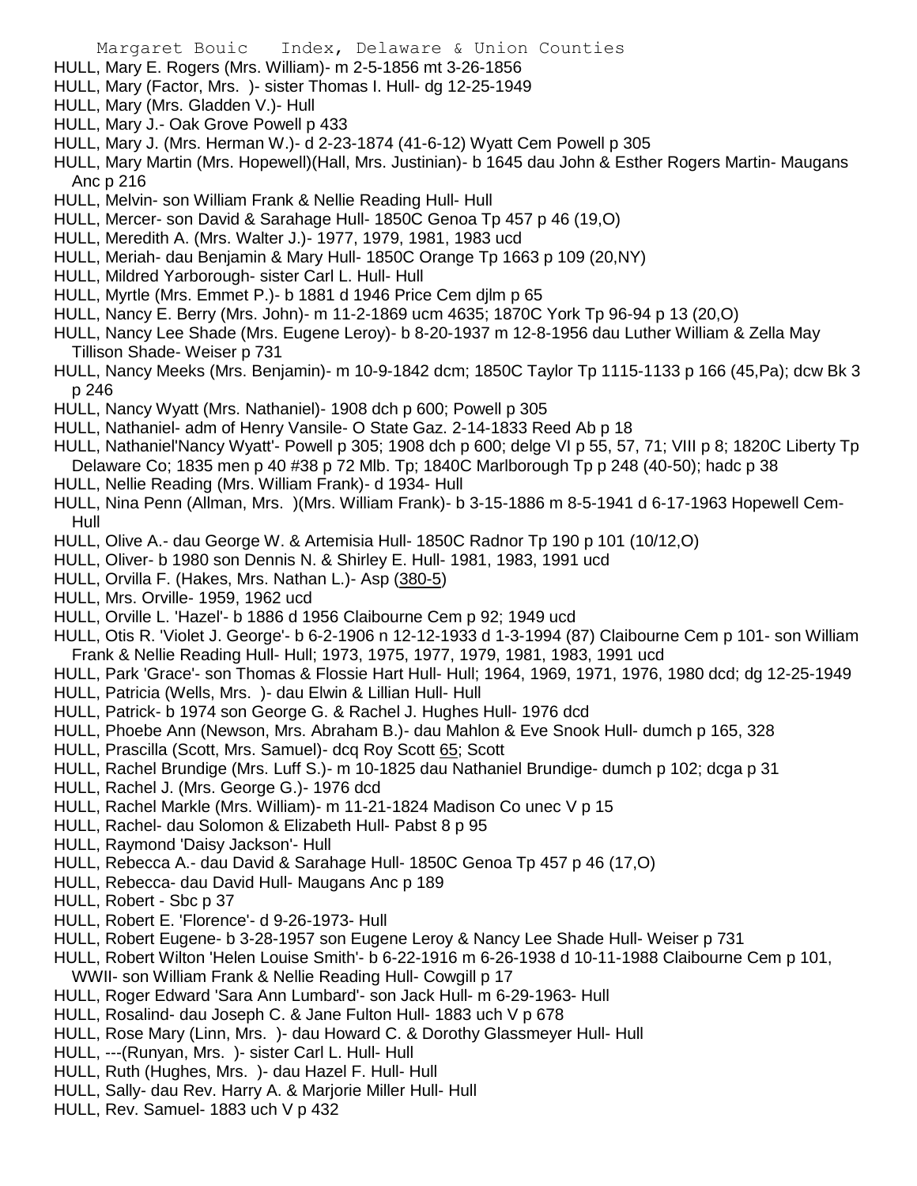HULL, Mary E. Rogers (Mrs. William)- m 2-5-1856 mt 3-26-1856

HULL, Mary (Factor, Mrs. )- sister Thomas I. Hull- dg 12-25-1949

HULL, Mary (Mrs. Gladden V.)- Hull

HULL, Mary J.- Oak Grove Powell p 433

HULL, Mary J. (Mrs. Herman W.)- d 2-23-1874 (41-6-12) Wyatt Cem Powell p 305

HULL, Mary Martin (Mrs. Hopewell)(Hall, Mrs. Justinian)- b 1645 dau John & Esther Rogers Martin- Maugans Anc p 216

HULL, Melvin- son William Frank & Nellie Reading Hull- Hull

HULL, Mercer- son David & Sarahage Hull- 1850C Genoa Tp 457 p 46 (19,O)

HULL, Meredith A. (Mrs. Walter J.)- 1977, 1979, 1981, 1983 ucd

HULL, Meriah- dau Benjamin & Mary Hull- 1850C Orange Tp 1663 p 109 (20,NY)

HULL, Mildred Yarborough- sister Carl L. Hull- Hull

HULL, Myrtle (Mrs. Emmet P.)- b 1881 d 1946 Price Cem djlm p 65

HULL, Nancy E. Berry (Mrs. John)- m 11-2-1869 ucm 4635; 1870C York Tp 96-94 p 13 (20,O)

HULL, Nancy Lee Shade (Mrs. Eugene Leroy)- b 8-20-1937 m 12-8-1956 dau Luther William & Zella May Tillison Shade- Weiser p 731

HULL, Nancy Meeks (Mrs. Benjamin)- m 10-9-1842 dcm; 1850C Taylor Tp 1115-1133 p 166 (45,Pa); dcw Bk 3 p 246

HULL, Nancy Wyatt (Mrs. Nathaniel)- 1908 dch p 600; Powell p 305

HULL, Nathaniel- adm of Henry Vansile- O State Gaz. 2-14-1833 Reed Ab p 18

HULL, Nathaniel'Nancy Wyatt'- Powell p 305; 1908 dch p 600; delge VI p 55, 57, 71; VIII p 8; 1820C Liberty Tp Delaware Co; 1835 men p 40 #38 p 72 Mlb. Tp; 1840C Marlborough Tp p 248 (40-50); hadc p 38

HULL, Nellie Reading (Mrs. William Frank)- d 1934- Hull

HULL, Nina Penn (Allman, Mrs. )(Mrs. William Frank)- b 3-15-1886 m 8-5-1941 d 6-17-1963 Hopewell Cem- Hull

HULL, Olive A.- dau George W. & Artemisia Hull- 1850C Radnor Tp 190 p 101 (10/12,O)

HULL, Oliver- b 1980 son Dennis N. & Shirley E. Hull- 1981, 1983, 1991 ucd

HULL, Orvilla F. (Hakes, Mrs. Nathan L.)- Asp (380-5)

HULL, Mrs. Orville- 1959, 1962 ucd

HULL, Orville L. 'Hazel'- b 1886 d 1956 Claibourne Cem p 92; 1949 ucd

HULL, Otis R. 'Violet J. George'- b 6-2-1906 n 12-12-1933 d 1-3-1994 (87) Claibourne Cem p 101- son William Frank & Nellie Reading Hull- Hull; 1973, 1975, 1977, 1979, 1981, 1983, 1991 ucd

HULL, Park 'Grace'- son Thomas & Flossie Hart Hull- Hull; 1964, 1969, 1971, 1976, 1980 dcd; dg 12-25-1949

HULL, Patricia (Wells, Mrs. )- dau Elwin & Lillian Hull- Hull

HULL, Patrick- b 1974 son George G. & Rachel J. Hughes Hull- 1976 dcd

HULL, Phoebe Ann (Newson, Mrs. Abraham B.)- dau Mahlon & Eve Snook Hull- dumch p 165, 328

HULL, Prascilla (Scott, Mrs. Samuel)- dcq Roy Scott 65; Scott

HULL, Rachel Brundige (Mrs. Luff S.)- m 10-1825 dau Nathaniel Brundige- dumch p 102; dcga p 31

HULL, Rachel J. (Mrs. George G.)- 1976 dcd

HULL, Rachel Markle (Mrs. William)- m 11-21-1824 Madison Co unec V p 15

HULL, Rachel- dau Solomon & Elizabeth Hull- Pabst 8 p 95

HULL, Raymond 'Daisy Jackson'- Hull

HULL, Rebecca A.- dau David & Sarahage Hull- 1850C Genoa Tp 457 p 46 (17,O)

HULL, Rebecca- dau David Hull- Maugans Anc p 189

HULL, Robert - Sbc p 37

HULL, Robert E. 'Florence'- d 9-26-1973- Hull

HULL, Robert Eugene- b 3-28-1957 son Eugene Leroy & Nancy Lee Shade Hull- Weiser p 731

HULL, Robert Wilton 'Helen Louise Smith'- b 6-22-1916 m 6-26-1938 d 10-11-1988 Claibourne Cem p 101, WWII- son William Frank & Nellie Reading Hull- Cowgill p 17

HULL, Roger Edward 'Sara Ann Lumbard'- son Jack Hull- m 6-29-1963- Hull

HULL, Rosalind- dau Joseph C. & Jane Fulton Hull- 1883 uch V p 678

HULL, Rose Mary (Linn, Mrs. )- dau Howard C. & Dorothy Glassmeyer Hull- Hull

HULL, ---(Runyan, Mrs. )- sister Carl L. Hull- Hull

HULL, Ruth (Hughes, Mrs. )- dau Hazel F. Hull- Hull

HULL, Sally- dau Rev. Harry A. & Marjorie Miller Hull- Hull

HULL, Rev. Samuel- 1883 uch V p 432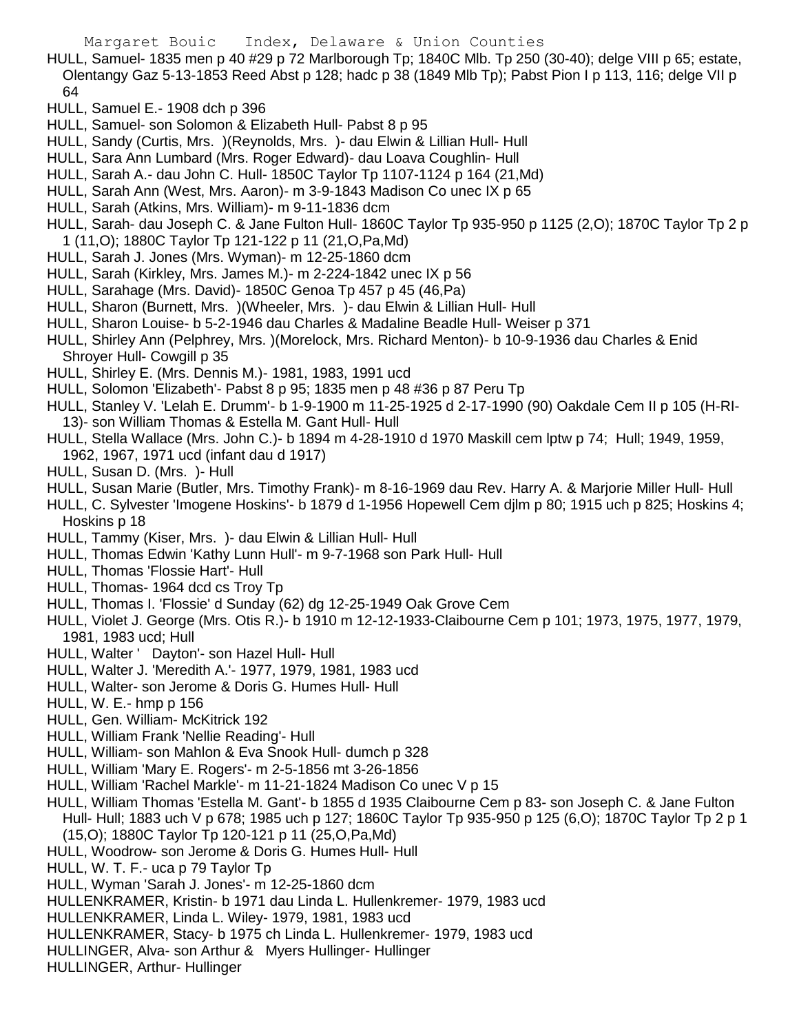HULL, Samuel- 1835 men p 40 #29 p 72 Marlborough Tp; 1840C Mlb. Tp 250 (30-40); delge VIII p 65; estate, Olentangy Gaz 5-13-1853 Reed Abst p 128; hadc p 38 (1849 Mlb Tp); Pabst Pion I p 113, 116; delge VII p 64

HULL, Samuel E.- 1908 dch p 396

HULL, Samuel- son Solomon & Elizabeth Hull- Pabst 8 p 95

HULL, Sandy (Curtis, Mrs. )(Reynolds, Mrs. )- dau Elwin & Lillian Hull- Hull

HULL, Sara Ann Lumbard (Mrs. Roger Edward)- dau Loava Coughlin- Hull

HULL, Sarah A.- dau John C. Hull- 1850C Taylor Tp 1107-1124 p 164 (21,Md)

HULL, Sarah Ann (West, Mrs. Aaron)- m 3-9-1843 Madison Co unec IX p 65

HULL, Sarah (Atkins, Mrs. William)- m 9-11-1836 dcm

HULL, Sarah- dau Joseph C. & Jane Fulton Hull- 1860C Taylor Tp 935-950 p 1125 (2,O); 1870C Taylor Tp 2 p 1 (11,O); 1880C Taylor Tp 121-122 p 11 (21,O,Pa,Md)

HULL, Sarah J. Jones (Mrs. Wyman)- m 12-25-1860 dcm

HULL, Sarah (Kirkley, Mrs. James M.)- m 2-224-1842 unec IX p 56

HULL, Sarahage (Mrs. David)- 1850C Genoa Tp 457 p 45 (46,Pa)

HULL, Sharon (Burnett, Mrs. )(Wheeler, Mrs. )- dau Elwin & Lillian Hull- Hull

HULL, Sharon Louise- b 5-2-1946 dau Charles & Madaline Beadle Hull- Weiser p 371

HULL, Shirley Ann (Pelphrey, Mrs. )(Morelock, Mrs. Richard Menton)- b 10-9-1936 dau Charles & Enid Shroyer Hull- Cowgill p 35

HULL, Shirley E. (Mrs. Dennis M.)- 1981, 1983, 1991 ucd

HULL, Solomon 'Elizabeth'- Pabst 8 p 95; 1835 men p 48 #36 p 87 Peru Tp

HULL, Stanley V. 'Lelah E. Drumm'- b 1-9-1900 m 11-25-1925 d 2-17-1990 (90) Oakdale Cem II p 105 (H-RI-13)- son William Thomas & Estella M. Gant Hull- Hull

HULL, Stella Wallace (Mrs. John C.)- b 1894 m 4-28-1910 d 1970 Maskill cem lptw p 74; Hull; 1949, 1959, 1962, 1967, 1971 ucd (infant dau d 1917)

HULL, Susan D. (Mrs. )- Hull

HULL, Susan Marie (Butler, Mrs. Timothy Frank)- m 8-16-1969 dau Rev. Harry A. & Marjorie Miller Hull- Hull

HULL, C. Sylvester 'Imogene Hoskins'- b 1879 d 1-1956 Hopewell Cem djlm p 80; 1915 uch p 825; Hoskins 4; Hoskins p 18

HULL, Tammy (Kiser, Mrs. )- dau Elwin & Lillian Hull- Hull

HULL, Thomas Edwin 'Kathy Lunn Hull'- m 9-7-1968 son Park Hull- Hull

HULL, Thomas 'Flossie Hart'- Hull

HULL, Thomas- 1964 dcd cs Troy Tp

HULL, Thomas I. 'Flossie' d Sunday (62) dg 12-25-1949 Oak Grove Cem

HULL, Violet J. George (Mrs. Otis R.)- b 1910 m 12-12-1933-Claibourne Cem p 101; 1973, 1975, 1977, 1979, 1981, 1983 ucd; Hull

HULL, Walter ' Dayton'- son Hazel Hull- Hull

HULL, Walter J. 'Meredith A.'- 1977, 1979, 1981, 1983 ucd

HULL, Walter- son Jerome & Doris G. Humes Hull- Hull

HULL, W. E.- hmp p 156

HULL, Gen. William- McKitrick 192

HULL, William Frank 'Nellie Reading'- Hull

HULL, William- son Mahlon & Eva Snook Hull- dumch p 328

HULL, William 'Mary E. Rogers'- m 2-5-1856 mt 3-26-1856

HULL, William 'Rachel Markle'- m 11-21-1824 Madison Co unec V p 15

HULL, William Thomas 'Estella M. Gant'- b 1855 d 1935 Claibourne Cem p 83- son Joseph C. & Jane Fulton Hull- Hull; 1883 uch V p 678; 1985 uch p 127; 1860C Taylor Tp 935-950 p 125 (6,O); 1870C Taylor Tp 2 p 1 (15,O); 1880C Taylor Tp 120-121 p 11 (25,O,Pa,Md)

HULL, Woodrow- son Jerome & Doris G. Humes Hull- Hull

HULL, W. T. F.- uca p 79 Taylor Tp

HULL, Wyman 'Sarah J. Jones'- m 12-25-1860 dcm

HULLENKRAMER, Kristin- b 1971 dau Linda L. Hullenkremer- 1979, 1983 ucd

HULLENKRAMER, Linda L. Wiley- 1979, 1981, 1983 ucd

HULLENKRAMER, Stacy- b 1975 ch Linda L. Hullenkremer- 1979, 1983 ucd

HULLINGER, Alva- son Arthur & Myers Hullinger- Hullinger

HULLINGER, Arthur- Hullinger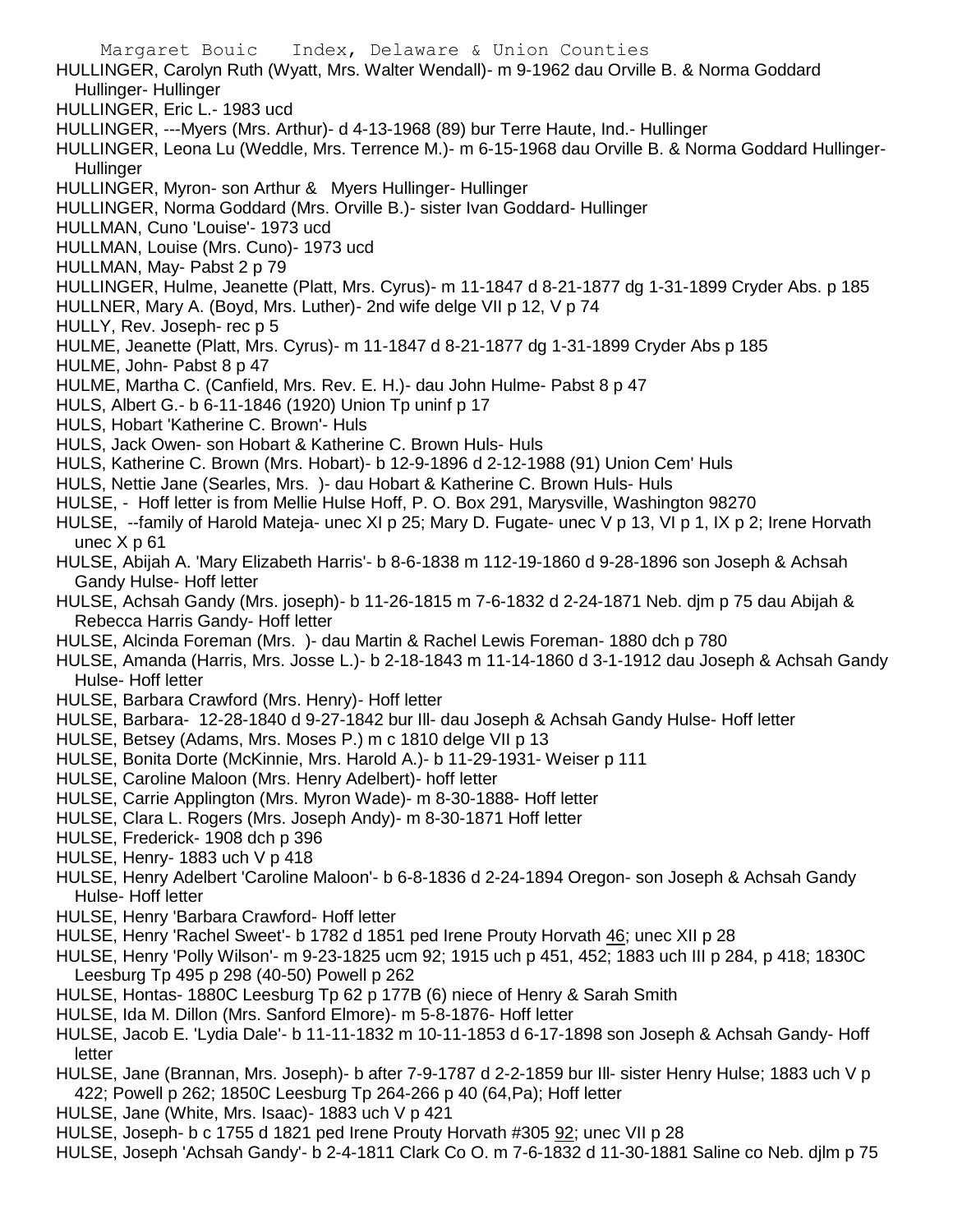HULLINGER, Carolyn Ruth (Wyatt, Mrs. Walter Wendall)- m 9-1962 dau Orville B. & Norma Goddard Hullinger- Hullinger

HULLINGER, Eric L.- 1983 ucd

HULLINGER, ---Myers (Mrs. Arthur)- d 4-13-1968 (89) bur Terre Haute, Ind.- Hullinger

HULLINGER, Leona Lu (Weddle, Mrs. Terrence M.)- m 6-15-1968 dau Orville B. & Norma Goddard Hullinger- Hullinger

HULLINGER, Myron- son Arthur & Myers Hullinger- Hullinger

HULLINGER, Norma Goddard (Mrs. Orville B.)- sister Ivan Goddard- Hullinger

HULLMAN, Cuno 'Louise'- 1973 ucd

HULLMAN, Louise (Mrs. Cuno)- 1973 ucd

HULLMAN, May- Pabst 2 p 79

HULLINGER, Hulme, Jeanette (Platt, Mrs. Cyrus)- m 11-1847 d 8-21-1877 dg 1-31-1899 Cryder Abs. p 185

HULLNER, Mary A. (Boyd, Mrs. Luther)- 2nd wife delge VII p 12, V p 74

HULLY, Rev. Joseph- rec p 5

HULME, Jeanette (Platt, Mrs. Cyrus)- m 11-1847 d 8-21-1877 dg 1-31-1899 Cryder Abs p 185

HULME, John- Pabst 8 p 47

HULME, Martha C. (Canfield, Mrs. Rev. E. H.)- dau John Hulme- Pabst 8 p 47

HULS, Albert G.- b 6-11-1846 (1920) Union Tp uninf p 17

HULS, Hobart 'Katherine C. Brown'- Huls

HULS, Jack Owen- son Hobart & Katherine C. Brown Huls- Huls

HULS, Katherine C. Brown (Mrs. Hobart)- b 12-9-1896 d 2-12-1988 (91) Union Cem' Huls

HULS, Nettie Jane (Searles, Mrs. )- dau Hobart & Katherine C. Brown Huls- Huls

HULSE, - Hoff letter is from Mellie Hulse Hoff, P. O. Box 291, Marysville, Washington 98270

HULSE, --family of Harold Mateja- unec XI p 25; Mary D. Fugate- unec V p 13, VI p 1, IX p 2; Irene Horvath unec X p 61

HULSE, Abijah A. 'Mary Elizabeth Harris'- b 8-6-1838 m 112-19-1860 d 9-28-1896 son Joseph & Achsah Gandy Hulse- Hoff letter

HULSE, Achsah Gandy (Mrs. joseph)- b 11-26-1815 m 7-6-1832 d 2-24-1871 Neb. djm p 75 dau Abijah & Rebecca Harris Gandy- Hoff letter

HULSE, Alcinda Foreman (Mrs. )- dau Martin & Rachel Lewis Foreman- 1880 dch p 780

HULSE, Amanda (Harris, Mrs. Josse L.)- b 2-18-1843 m 11-14-1860 d 3-1-1912 dau Joseph & Achsah Gandy Hulse- Hoff letter

HULSE, Barbara Crawford (Mrs. Henry)- Hoff letter

HULSE, Barbara- 12-28-1840 d 9-27-1842 bur Ill- dau Joseph & Achsah Gandy Hulse- Hoff letter

HULSE, Betsey (Adams, Mrs. Moses P.) m c 1810 delge VII p 13

HULSE, Bonita Dorte (McKinnie, Mrs. Harold A.)- b 11-29-1931- Weiser p 111

HULSE, Caroline Maloon (Mrs. Henry Adelbert)- hoff letter

HULSE, Carrie Applington (Mrs. Myron Wade)- m 8-30-1888- Hoff letter

HULSE, Clara L. Rogers (Mrs. Joseph Andy)- m 8-30-1871 Hoff letter

HULSE, Frederick- 1908 dch p 396

HULSE, Henry- 1883 uch V p 418

HULSE, Henry Adelbert 'Caroline Maloon'- b 6-8-1836 d 2-24-1894 Oregon- son Joseph & Achsah Gandy Hulse- Hoff letter

HULSE, Henry 'Barbara Crawford- Hoff letter

HULSE, Henry 'Rachel Sweet'- b 1782 d 1851 ped Irene Prouty Horvath 46; unec XII p 28

HULSE, Henry 'Polly Wilson'- m 9-23-1825 ucm 92; 1915 uch p 451, 452; 1883 uch III p 284, p 418; 1830C Leesburg Tp 495 p 298 (40-50) Powell p 262

HULSE, Hontas- 1880C Leesburg Tp 62 p 177B (6) niece of Henry & Sarah Smith

HULSE, Ida M. Dillon (Mrs. Sanford Elmore)- m 5-8-1876- Hoff letter

HULSE, Jacob E. 'Lydia Dale'- b 11-11-1832 m 10-11-1853 d 6-17-1898 son Joseph & Achsah Gandy- Hoff letter

HULSE, Jane (Brannan, Mrs. Joseph)- b after 7-9-1787 d 2-2-1859 bur Ill- sister Henry Hulse; 1883 uch V p 422; Powell p 262; 1850C Leesburg Tp 264-266 p 40 (64,Pa); Hoff letter

HULSE, Jane (White, Mrs. Isaac)- 1883 uch V p 421

HULSE, Joseph- b c 1755 d 1821 ped Irene Prouty Horvath #305 92; unec VII p 28

HULSE, Joseph 'Achsah Gandy'- b 2-4-1811 Clark Co O. m 7-6-1832 d 11-30-1881 Saline co Neb. djlm p 75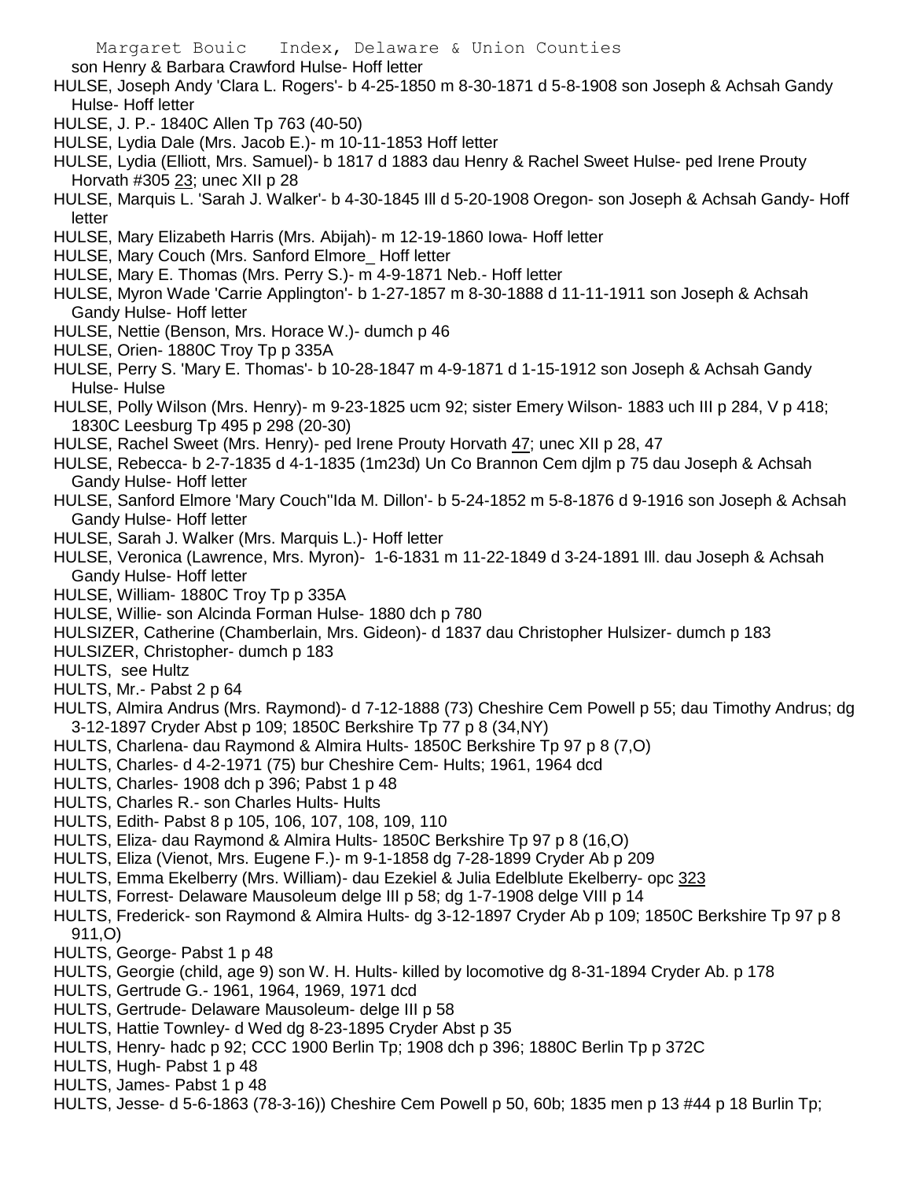son Henry & Barbara Crawford Hulse- Hoff letter

HULSE, Joseph Andy 'Clara L. Rogers'- b 4-25-1850 m 8-30-1871 d 5-8-1908 son Joseph & Achsah Gandy Hulse- Hoff letter

HULSE, J. P.- 1840C Allen Tp 763 (40-50)

HULSE, Lydia Dale (Mrs. Jacob E.)- m 10-11-1853 Hoff letter

HULSE, Lydia (Elliott, Mrs. Samuel)- b 1817 d 1883 dau Henry & Rachel Sweet Hulse- ped Irene Prouty Horvath #305 23; unec XII p 28

HULSE, Marquis L. 'Sarah J. Walker'- b 4-30-1845 Ill d 5-20-1908 Oregon- son Joseph & Achsah Gandy- Hoff letter

HULSE, Mary Elizabeth Harris (Mrs. Abijah)- m 12-19-1860 Iowa- Hoff letter

HULSE, Mary Couch (Mrs. Sanford Elmore_ Hoff letter

HULSE, Mary E. Thomas (Mrs. Perry S.)- m 4-9-1871 Neb.- Hoff letter

HULSE, Myron Wade 'Carrie Applington'- b 1-27-1857 m 8-30-1888 d 11-11-1911 son Joseph & Achsah Gandy Hulse- Hoff letter

HULSE, Nettie (Benson, Mrs. Horace W.)- dumch p 46

HULSE, Orien- 1880C Troy Tp p 335A

HULSE, Perry S. 'Mary E. Thomas'- b 10-28-1847 m 4-9-1871 d 1-15-1912 son Joseph & Achsah Gandy Hulse- Hulse

HULSE, Polly Wilson (Mrs. Henry)- m 9-23-1825 ucm 92; sister Emery Wilson- 1883 uch III p 284, V p 418; 1830C Leesburg Tp 495 p 298 (20-30)

HULSE, Rachel Sweet (Mrs. Henry)- ped Irene Prouty Horvath 47; unec XII p 28, 47

HULSE, Rebecca- b 2-7-1835 d 4-1-1835 (1m23d) Un Co Brannon Cem djlm p 75 dau Joseph & Achsah Gandy Hulse- Hoff letter

HULSE, Sanford Elmore 'Mary Couch''Ida M. Dillon'- b 5-24-1852 m 5-8-1876 d 9-1916 son Joseph & Achsah Gandy Hulse- Hoff letter

HULSE, Sarah J. Walker (Mrs. Marquis L.)- Hoff letter

HULSE, Veronica (Lawrence, Mrs. Myron)- 1-6-1831 m 11-22-1849 d 3-24-1891 Ill. dau Joseph & Achsah Gandy Hulse- Hoff letter

HULSE, William- 1880C Troy Tp p 335A

HULSE, Willie- son Alcinda Forman Hulse- 1880 dch p 780

HULSIZER, Catherine (Chamberlain, Mrs. Gideon)- d 1837 dau Christopher Hulsizer- dumch p 183

HULSIZER, Christopher- dumch p 183

HULTS, see Hultz

HULTS, Mr.- Pabst 2 p 64

HULTS, Almira Andrus (Mrs. Raymond)- d 7-12-1888 (73) Cheshire Cem Powell p 55; dau Timothy Andrus; dg 3-12-1897 Cryder Abst p 109; 1850C Berkshire Tp 77 p 8 (34,NY)

HULTS, Charlena- dau Raymond & Almira Hults- 1850C Berkshire Tp 97 p 8 (7,O)

HULTS, Charles- d 4-2-1971 (75) bur Cheshire Cem- Hults; 1961, 1964 dcd

HULTS, Charles- 1908 dch p 396; Pabst 1 p 48

HULTS, Charles R.- son Charles Hults- Hults

HULTS, Edith- Pabst 8 p 105, 106, 107, 108, 109, 110

HULTS, Eliza- dau Raymond & Almira Hults- 1850C Berkshire Tp 97 p 8 (16,O)

HULTS, Eliza (Vienot, Mrs. Eugene F.)- m 9-1-1858 dg 7-28-1899 Cryder Ab p 209

HULTS, Emma Ekelberry (Mrs. William)- dau Ezekiel & Julia Edelblute Ekelberry- opc 323

HULTS, Forrest- Delaware Mausoleum delge III p 58; dg 1-7-1908 delge VIII p 14

HULTS, Frederick- son Raymond & Almira Hults- dg 3-12-1897 Cryder Ab p 109; 1850C Berkshire Tp 97 p 8 911,O)

HULTS, George- Pabst 1 p 48

HULTS, Georgie (child, age 9) son W. H. Hults- killed by locomotive dg 8-31-1894 Cryder Ab. p 178

HULTS, Gertrude G.- 1961, 1964, 1969, 1971 dcd

HULTS, Gertrude- Delaware Mausoleum- delge III p 58

HULTS, Hattie Townley- d Wed dg 8-23-1895 Cryder Abst p 35

HULTS, Henry- hadc p 92; CCC 1900 Berlin Tp; 1908 dch p 396; 1880C Berlin Tp p 372C

HULTS, Hugh- Pabst 1 p 48

HULTS, James- Pabst 1 p 48

HULTS, Jesse- d 5-6-1863 (78-3-16)) Cheshire Cem Powell p 50, 60b; 1835 men p 13 #44 p 18 Burlin Tp;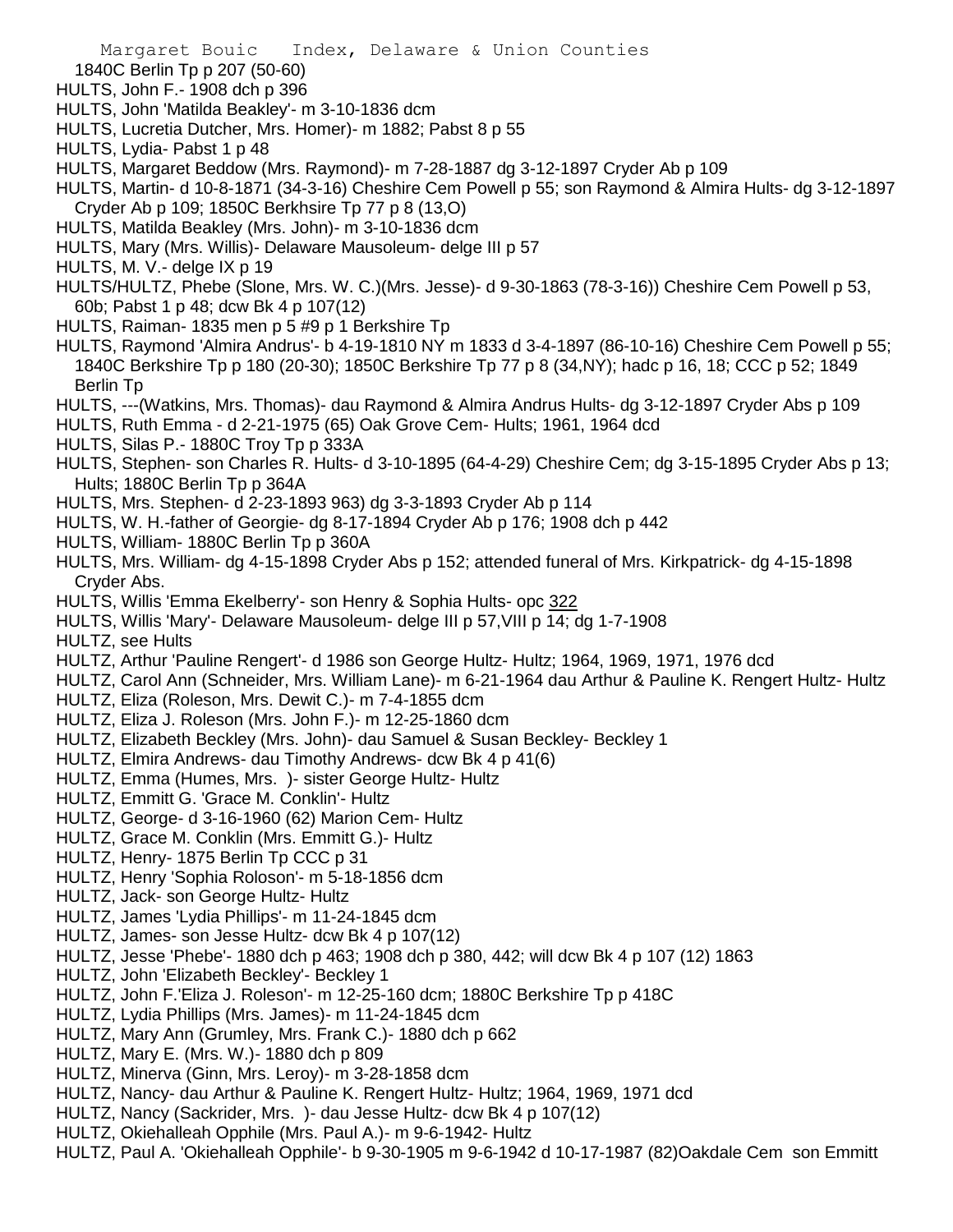1840C Berlin Tp p 207 (50-60)
HULTS, John F.- 1908 dch p 396
HULTS, John 'Matilda Beakley'- m 3-10-1836 dcm
HULTS, Lucretia Dutcher, Mrs. Homer)- m 1882; Pabst 8 p 55
HULTS, Lydia- Pabst 1 p 48
HULTS, Margaret Beddow (Mrs. Raymond)- m 7-28-1887 dg 3-12-1897 Cryder Ab p 109
HULTS, Martin- d 10-8-1871 (34-3-16) Cheshire Cem Powell p 55; son Raymond & Almira Hults- dg 3-12-1897 Cryder Ab p 109; 1850C Berkhsire Tp 77 p 8 (13,O)
HULTS, Matilda Beakley (Mrs. John)- m 3-10-1836 dcm
HULTS, Mary (Mrs. Willis)- Delaware Mausoleum- delge III p 57
HULTS, M. V.- delge IX p 19
HULTS/HULTZ, Phebe (Slone, Mrs. W. C.)(Mrs. Jesse)- d 9-30-1863 (78-3-16)) Cheshire Cem Powell p 53, 60b; Pabst 1 p 48; dcw Bk 4 p 107(12)
HULTS, Raiman- 1835 men p 5 #9 p 1 Berkshire Tp
HULTS, Raymond 'Almira Andrus'- b 4-19-1810 NY m 1833 d 3-4-1897 (86-10-16) Cheshire Cem Powell p 55; 1840C Berkshire Tp p 180 (20-30); 1850C Berkshire Tp 77 p 8 (34,NY); hadc p 16, 18; CCC p 52; 1849 Berlin Tp
HULTS, ---(Watkins, Mrs. Thomas)- dau Raymond & Almira Andrus Hults- dg 3-12-1897 Cryder Abs p 109
HULTS, Ruth Emma - d 2-21-1975 (65) Oak Grove Cem- Hults; 1961, 1964 dcd
HULTS, Silas P.- 1880C Troy Tp p 333A
HULTS, Stephen- son Charles R. Hults- d 3-10-1895 (64-4-29) Cheshire Cem; dg 3-15-1895 Cryder Abs p 13; Hults; 1880C Berlin Tp p 364A
HULTS, Mrs. Stephen- d 2-23-1893 963) dg 3-3-1893 Cryder Ab p 114
HULTS, W. H.-father of Georgie- dg 8-17-1894 Cryder Ab p 176; 1908 dch p 442
HULTS, William- 1880C Berlin Tp p 360A
HULTS, Mrs. William- dg 4-15-1898 Cryder Abs p 152; attended funeral of Mrs. Kirkpatrick- dg 4-15-1898 Cryder Abs.
HULTS, Willis 'Emma Ekelberry'- son Henry & Sophia Hults- opc 322
HULTS, Willis 'Mary'- Delaware Mausoleum- delge III p 57,VIII p 14; dg 1-7-1908
HULTZ, see Hults
HULTZ, Arthur 'Pauline Rengert'- d 1986 son George Hultz- Hultz; 1964, 1969, 1971, 1976 dcd
HULTZ, Carol Ann (Schneider, Mrs. William Lane)- m 6-21-1964 dau Arthur & Pauline K. Rengert Hultz- Hultz
HULTZ, Eliza (Roleson, Mrs. Dewit C.)- m 7-4-1855 dcm
HULTZ, Eliza J. Roleson (Mrs. John F.)- m 12-25-1860 dcm
HULTZ, Elizabeth Beckley (Mrs. John)- dau Samuel & Susan Beckley- Beckley 1
HULTZ, Elmira Andrews- dau Timothy Andrews- dcw Bk 4 p 41(6)
HULTZ, Emma (Humes, Mrs. )- sister George Hultz- Hultz
HULTZ, Emmitt G. 'Grace M. Conklin'- Hultz
HULTZ, George- d 3-16-1960 (62) Marion Cem- Hultz
HULTZ, Grace M. Conklin (Mrs. Emmitt G.)- Hultz
HULTZ, Henry- 1875 Berlin Tp CCC p 31
HULTZ, Henry 'Sophia Roloson'- m 5-18-1856 dcm
HULTZ, Jack- son George Hultz- Hultz
HULTZ, James 'Lydia Phillips'- m 11-24-1845 dcm
HULTZ, James- son Jesse Hultz- dcw Bk 4 p 107(12)
HULTZ, Jesse 'Phebe'- 1880 dch p 463; 1908 dch p 380, 442; will dcw Bk 4 p 107 (12) 1863
HULTZ, John 'Elizabeth Beckley'- Beckley 1
HULTZ, John F.'Eliza J. Roleson'- m 12-25-160 dcm; 1880C Berkshire Tp p 418C
HULTZ, Lydia Phillips (Mrs. James)- m 11-24-1845 dcm
HULTZ, Mary Ann (Grumley, Mrs. Frank C.)- 1880 dch p 662
HULTZ, Mary E. (Mrs. W.)- 1880 dch p 809
HULTZ, Minerva (Ginn, Mrs. Leroy)- m 3-28-1858 dcm
HULTZ, Nancy- dau Arthur & Pauline K. Rengert Hultz- Hultz; 1964, 1969, 1971 dcd
HULTZ, Nancy (Sackrider, Mrs. )- dau Jesse Hultz- dcw Bk 4 p 107(12)
HULTZ, Okiehalleah Opphile (Mrs. Paul A.)- m 9-6-1942- Hultz
HULTZ, Paul A. 'Okiehalleah Opphile'- b 9-30-1905 m 9-6-1942 d 10-17-1987 (82)Oakdale Cem son Emmitt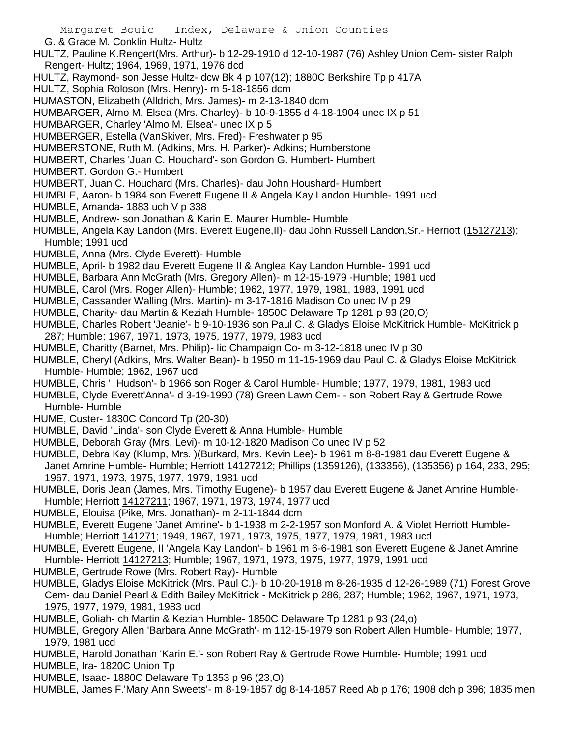G. & Grace M. Conklin Hultz- Hultz

HULTZ, Pauline K.Rengert(Mrs. Arthur)- b 12-29-1910 d 12-10-1987 (76) Ashley Union Cem- sister Ralph Rengert- Hultz; 1964, 1969, 1971, 1976 dcd

HULTZ, Raymond- son Jesse Hultz- dcw Bk 4 p 107(12); 1880C Berkshire Tp p 417A

HULTZ, Sophia Roloson (Mrs. Henry)- m 5-18-1856 dcm

HUMASTON, Elizabeth (Alldrich, Mrs. James)- m 2-13-1840 dcm

HUMBARGER, Almo M. Elsea (Mrs. Charley)- b 10-9-1855 d 4-18-1904 unec IX p 51

HUMBARGER, Charley 'Almo M. Elsea'- unec IX p 5

HUMBERGER, Estella (VanSkiver, Mrs. Fred)- Freshwater p 95

HUMBERSTONE, Ruth M. (Adkins, Mrs. H. Parker)- Adkins; Humberstone

HUMBERT, Charles 'Juan C. Houchard'- son Gordon G. Humbert- Humbert

HUMBERT. Gordon G.- Humbert

HUMBERT, Juan C. Houchard (Mrs. Charles)- dau John Houshard- Humbert

HUMBLE, Aaron- b 1984 son Everett Eugene II & Angela Kay Landon Humble- 1991 ucd

HUMBLE, Amanda- 1883 uch V p 338

HUMBLE, Andrew- son Jonathan & Karin E. Maurer Humble- Humble

HUMBLE, Angela Kay Landon (Mrs. Everett Eugene,II)- dau John Russell Landon,Sr.- Herriott (15127213); Humble; 1991 ucd

HUMBLE, Anna (Mrs. Clyde Everett)- Humble

HUMBLE, April- b 1982 dau Everett Eugene II & Anglea Kay Landon Humble- 1991 ucd

HUMBLE, Barbara Ann McGrath (Mrs. Gregory Allen)- m 12-15-1979 -Humble; 1981 ucd

HUMBLE, Carol (Mrs. Roger Allen)- Humble; 1962, 1977, 1979, 1981, 1983, 1991 ucd

HUMBLE, Cassander Walling (Mrs. Martin)- m 3-17-1816 Madison Co unec IV p 29

HUMBLE, Charity- dau Martin & Keziah Humble- 1850C Delaware Tp 1281 p 93 (20,O)

HUMBLE, Charles Robert 'Jeanie'- b 9-10-1936 son Paul C. & Gladys Eloise McKitrick Humble- McKitrick p 287; Humble; 1967, 1971, 1973, 1975, 1977, 1979, 1983 ucd

HUMBLE, Charitty (Barnet, Mrs. Philip)- lic Champaign Co- m 3-12-1818 unec IV p 30

HUMBLE, Cheryl (Adkins, Mrs. Walter Bean)- b 1950 m 11-15-1969 dau Paul C. & Gladys Eloise McKitrick Humble- Humble; 1962, 1967 ucd

HUMBLE, Chris ' Hudson'- b 1966 son Roger & Carol Humble- Humble; 1977, 1979, 1981, 1983 ucd

HUMBLE, Clyde Everett'Anna'- d 3-19-1990 (78) Green Lawn Cem- - son Robert Ray & Gertrude Rowe Humble- Humble

HUME, Custer- 1830C Concord Tp (20-30)

HUMBLE, David 'Linda'- son Clyde Everett & Anna Humble- Humble

HUMBLE, Deborah Gray (Mrs. Levi)- m 10-12-1820 Madison Co unec IV p 52

HUMBLE, Debra Kay (Klump, Mrs. )(Burkard, Mrs. Kevin Lee)- b 1961 m 8-8-1981 dau Everett Eugene & Janet Amrine Humble- Humble; Herriott 14127212; Phillips (1359126), (133356), (135356) p 164, 233, 295; 1967, 1971, 1973, 1975, 1977, 1979, 1981 ucd

HUMBLE, Doris Jean (James, Mrs. Timothy Eugene)- b 1957 dau Everett Eugene & Janet Amrine Humble- Humble; Herriott 14127211; 1967, 1971, 1973, 1974, 1977 ucd

HUMBLE, Elouisa (Pike, Mrs. Jonathan)- m 2-11-1844 dcm

HUMBLE, Everett Eugene 'Janet Amrine'- b 1-1938 m 2-2-1957 son Monford A. & Violet Herriott Humble- Humble; Herriott 141271; 1949, 1967, 1971, 1973, 1975, 1977, 1979, 1981, 1983 ucd

HUMBLE, Everett Eugene, II 'Angela Kay Landon'- b 1961 m 6-6-1981 son Everett Eugene & Janet Amrine Humble- Herriott 14127213; Humble; 1967, 1971, 1973, 1975, 1977, 1979, 1991 ucd

HUMBLE, Gertrude Rowe (Mrs. Robert Ray)- Humble

HUMBLE, Gladys Eloise McKitrick (Mrs. Paul C.)- b 10-20-1918 m 8-26-1935 d 12-26-1989 (71) Forest Grove Cem- dau Daniel Pearl & Edith Bailey McKitrick - McKitrick p 286, 287; Humble; 1962, 1967, 1971, 1973, 1975, 1977, 1979, 1981, 1983 ucd

HUMBLE, Goliah- ch Martin & Keziah Humble- 1850C Delaware Tp 1281 p 93 (24,o)

HUMBLE, Gregory Allen 'Barbara Anne McGrath'- m 112-15-1979 son Robert Allen Humble- Humble; 1977, 1979, 1981 ucd

HUMBLE, Harold Jonathan 'Karin E.'- son Robert Ray & Gertrude Rowe Humble- Humble; 1991 ucd

HUMBLE, Ira- 1820C Union Tp

HUMBLE, Isaac- 1880C Delaware Tp 1353 p 96 (23,O)

HUMBLE, James F.'Mary Ann Sweets'- m 8-19-1857 dg 8-14-1857 Reed Ab p 176; 1908 dch p 396; 1835 men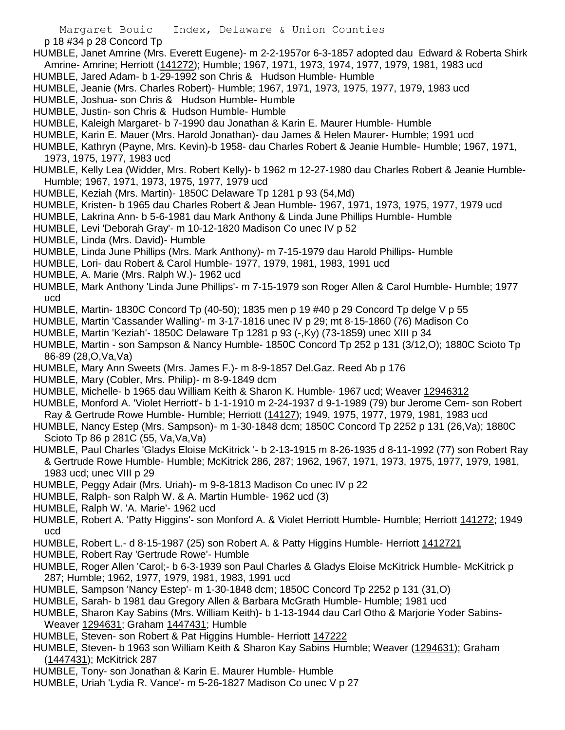p 18 #34 p 28 Concord Tp

HUMBLE, Janet Amrine (Mrs. Everett Eugene)- m 2-2-1957or 6-3-1857 adopted dau Edward & Roberta Shirk Amrine- Amrine; Herriott (141272); Humble; 1967, 1971, 1973, 1974, 1977, 1979, 1981, 1983 ucd

HUMBLE, Jared Adam- b 1-29-1992 son Chris & Hudson Humble- Humble

HUMBLE, Jeanie (Mrs. Charles Robert)- Humble; 1967, 1971, 1973, 1975, 1977, 1979, 1983 ucd

HUMBLE, Joshua- son Chris & Hudson Humble- Humble

HUMBLE, Justin- son Chris & Hudson Humble- Humble

HUMBLE, Kaleigh Margaret- b 7-1990 dau Jonathan & Karin E. Maurer Humble- Humble

HUMBLE, Karin E. Mauer (Mrs. Harold Jonathan)- dau James & Helen Maurer- Humble; 1991 ucd

HUMBLE, Kathryn (Payne, Mrs. Kevin)-b 1958- dau Charles Robert & Jeanie Humble- Humble; 1967, 1971, 1973, 1975, 1977, 1983 ucd

HUMBLE, Kelly Lea (Widder, Mrs. Robert Kelly)- b 1962 m 12-27-1980 dau Charles Robert & Jeanie Humble- Humble; 1967, 1971, 1973, 1975, 1977, 1979 ucd

HUMBLE, Keziah (Mrs. Martin)- 1850C Delaware Tp 1281 p 93 (54,Md)

HUMBLE, Kristen- b 1965 dau Charles Robert & Jean Humble- 1967, 1971, 1973, 1975, 1977, 1979 ucd

HUMBLE, Lakrina Ann- b 5-6-1981 dau Mark Anthony & Linda June Phillips Humble- Humble

HUMBLE, Levi 'Deborah Gray'- m 10-12-1820 Madison Co unec IV p 52

HUMBLE, Linda (Mrs. David)- Humble

HUMBLE, Linda June Phillips (Mrs. Mark Anthony)- m 7-15-1979 dau Harold Phillips- Humble

HUMBLE, Lori- dau Robert & Carol Humble- 1977, 1979, 1981, 1983, 1991 ucd

HUMBLE, A. Marie (Mrs. Ralph W.)- 1962 ucd

HUMBLE, Mark Anthony 'Linda June Phillips'- m 7-15-1979 son Roger Allen & Carol Humble- Humble; 1977 ucd

HUMBLE, Martin- 1830C Concord Tp (40-50); 1835 men p 19 #40 p 29 Concord Tp delge V p 55

HUMBLE, Martin 'Cassander Walling'- m 3-17-1816 unec IV p 29; mt 8-15-1860 (76) Madison Co

HUMBLE, Martin 'Keziah'- 1850C Delaware Tp 1281 p 93 (-,Ky) (73-1859) unec XIII p 34

HUMBLE, Martin - son Sampson & Nancy Humble- 1850C Concord Tp 252 p 131 (3/12,O); 1880C Scioto Tp 86-89 (28,O,Va,Va)

HUMBLE, Mary Ann Sweets (Mrs. James F.)- m 8-9-1857 Del.Gaz. Reed Ab p 176

HUMBLE, Mary (Cobler, Mrs. Philip)- m 8-9-1849 dcm

HUMBLE, Michelle- b 1965 dau William Keith & Sharon K. Humble- 1967 ucd; Weaver 12946312

HUMBLE, Monford A. 'Violet Herriott'- b 1-1-1910 m 2-24-1937 d 9-1-1989 (79) bur Jerome Cem- son Robert Ray & Gertrude Rowe Humble- Humble; Herriott (14127); 1949, 1975, 1977, 1979, 1981, 1983 ucd

HUMBLE, Nancy Estep (Mrs. Sampson)- m 1-30-1848 dcm; 1850C Concord Tp 2252 p 131 (26,Va); 1880C Scioto Tp 86 p 281C (55, Va,Va,Va)

HUMBLE, Paul Charles 'Gladys Eloise McKitrick '- b 2-13-1915 m 8-26-1935 d 8-11-1992 (77) son Robert Ray & Gertrude Rowe Humble- Humble; McKitrick 286, 287; 1962, 1967, 1971, 1973, 1975, 1977, 1979, 1981, 1983 ucd; unec VIII p 29

HUMBLE, Peggy Adair (Mrs. Uriah)- m 9-8-1813 Madison Co unec IV p 22

HUMBLE, Ralph- son Ralph W. & A. Martin Humble- 1962 ucd (3)

HUMBLE, Ralph W. 'A. Marie'- 1962 ucd

HUMBLE, Robert A. 'Patty Higgins'- son Monford A. & Violet Herriott Humble- Humble; Herriott 141272; 1949 ucd

HUMBLE, Robert L.- d 8-15-1987 (25) son Robert A. & Patty Higgins Humble- Herriott 1412721

HUMBLE, Robert Ray 'Gertrude Rowe'- Humble

HUMBLE, Roger Allen 'Carol;- b 6-3-1939 son Paul Charles & Gladys Eloise McKitrick Humble- McKitrick p 287; Humble; 1962, 1977, 1979, 1981, 1983, 1991 ucd

HUMBLE, Sampson 'Nancy Estep'- m 1-30-1848 dcm; 1850C Concord Tp 2252 p 131 (31,O)

HUMBLE, Sarah- b 1981 dau Gregory Allen & Barbara McGrath Humble- Humble; 1981 ucd

HUMBLE, Sharon Kay Sabins (Mrs. William Keith)- b 1-13-1944 dau Carl Otho & Marjorie Yoder Sabins- Weaver 1294631; Graham 1447431; Humble

HUMBLE, Steven- son Robert & Pat Higgins Humble- Herriott 147222

HUMBLE, Steven- b 1963 son William Keith & Sharon Kay Sabins Humble; Weaver (1294631); Graham (1447431); McKitrick 287

HUMBLE, Tony- son Jonathan & Karin E. Maurer Humble- Humble

HUMBLE, Uriah 'Lydia R. Vance'- m 5-26-1827 Madison Co unec V p 27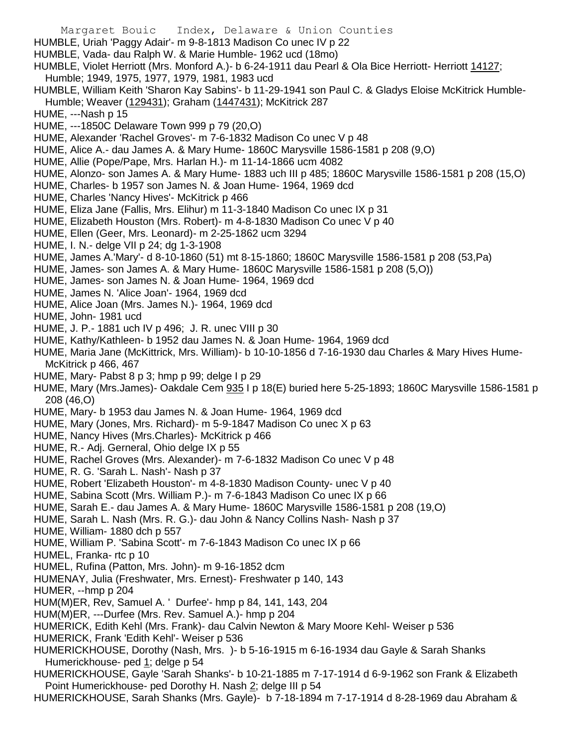HUMBLE, Uriah 'Paggy Adair'- m 9-8-1813 Madison Co unec IV p 22

HUMBLE, Vada- dau Ralph W. & Marie Humble- 1962 ucd (18mo)

HUMBLE, Violet Herriott (Mrs. Monford A.)- b 6-24-1911 dau Pearl & Ola Bice Herriott- Herriott 14127; Humble; 1949, 1975, 1977, 1979, 1981, 1983 ucd

HUMBLE, William Keith 'Sharon Kay Sabins'- b 11-29-1941 son Paul C. & Gladys Eloise McKitrick Humble- Humble; Weaver (129431); Graham (1447431); McKitrick 287

HUME, ---Nash p 15

HUME, ---1850C Delaware Town 999 p 79 (20,O)

HUME, Alexander 'Rachel Groves'- m 7-6-1832 Madison Co unec V p 48

HUME, Alice A.- dau James A. & Mary Hume- 1860C Marysville 1586-1581 p 208 (9,O)

HUME, Allie (Pope/Pape, Mrs. Harlan H.)- m 11-14-1866 ucm 4082

HUME, Alonzo- son James A. & Mary Hume- 1883 uch III p 485; 1860C Marysville 1586-1581 p 208 (15,O)

HUME, Charles- b 1957 son James N. & Joan Hume- 1964, 1969 dcd

HUME, Charles 'Nancy Hives'- McKitrick p 466

HUME, Eliza Jane (Fallis, Mrs. Elihur) m 11-3-1840 Madison Co unec IX p 31

HUME, Elizabeth Houston (Mrs. Robert)- m 4-8-1830 Madison Co unec V p 40

HUME, Ellen (Geer, Mrs. Leonard)- m 2-25-1862 ucm 3294

HUME, I. N.- delge VII p 24; dg 1-3-1908

HUME, James A.'Mary'- d 8-10-1860 (51) mt 8-15-1860; 1860C Marysville 1586-1581 p 208 (53,Pa)

HUME, James- son James A. & Mary Hume- 1860C Marysville 1586-1581 p 208 (5,O))

HUME, James- son James N. & Joan Hume- 1964, 1969 dcd

HUME, James N. 'Alice Joan'- 1964, 1969 dcd

HUME, Alice Joan (Mrs. James N.)- 1964, 1969 dcd

HUME, John- 1981 ucd

HUME, J. P.- 1881 uch IV p 496; J. R. unec VIII p 30

HUME, Kathy/Kathleen- b 1952 dau James N. & Joan Hume- 1964, 1969 dcd

HUME, Maria Jane (McKittrick, Mrs. William)- b 10-10-1856 d 7-16-1930 dau Charles & Mary Hives Hume- McKitrick p 466, 467

HUME, Mary- Pabst 8 p 3; hmp p 99; delge I p 29

HUME, Mary (Mrs.James)- Oakdale Cem 935 I p 18(E) buried here 5-25-1893; 1860C Marysville 1586-1581 p 208 (46,O)

HUME, Mary- b 1953 dau James N. & Joan Hume- 1964, 1969 dcd

HUME, Mary (Jones, Mrs. Richard)- m 5-9-1847 Madison Co unec X p 63

HUME, Nancy Hives (Mrs.Charles)- McKitrick p 466

HUME, R.- Adj. Gerneral, Ohio delge IX p 55

HUME, Rachel Groves (Mrs. Alexander)- m 7-6-1832 Madison Co unec V p 48

HUME, R. G. 'Sarah L. Nash'- Nash p 37

HUME, Robert 'Elizabeth Houston'- m 4-8-1830 Madison County- unec V p 40

HUME, Sabina Scott (Mrs. William P.)- m 7-6-1843 Madison Co unec IX p 66

HUME, Sarah E.- dau James A. & Mary Hume- 1860C Marysville 1586-1581 p 208 (19,O)

HUME, Sarah L. Nash (Mrs. R. G.)- dau John & Nancy Collins Nash- Nash p 37

HUME, William- 1880 dch p 557

HUME, William P. 'Sabina Scott'- m 7-6-1843 Madison Co unec IX p 66

HUMEL, Franka- rtc p 10

HUMEL, Rufina (Patton, Mrs. John)- m 9-16-1852 dcm

HUMENAY, Julia (Freshwater, Mrs. Ernest)- Freshwater p 140, 143

HUMER, --hmp p 204

HUM(M)ER, Rev, Samuel A. ' Durfee'- hmp p 84, 141, 143, 204

HUM(M)ER, ---Durfee (Mrs. Rev. Samuel A.)- hmp p 204

HUMERICK, Edith Kehl (Mrs. Frank)- dau Calvin Newton & Mary Moore Kehl- Weiser p 536

HUMERICK, Frank 'Edith Kehl'- Weiser p 536

HUMERICKHOUSE, Dorothy (Nash, Mrs. )- b 5-16-1915 m 6-16-1934 dau Gayle & Sarah Shanks Humerickhouse- ped 1; delge p 54

HUMERICKHOUSE, Gayle 'Sarah Shanks'- b 10-21-1885 m 7-17-1914 d 6-9-1962 son Frank & Elizabeth Point Humerickhouse- ped Dorothy H. Nash 2; delge III p 54

HUMERICKHOUSE, Sarah Shanks (Mrs. Gayle)- b 7-18-1894 m 7-17-1914 d 8-28-1969 dau Abraham &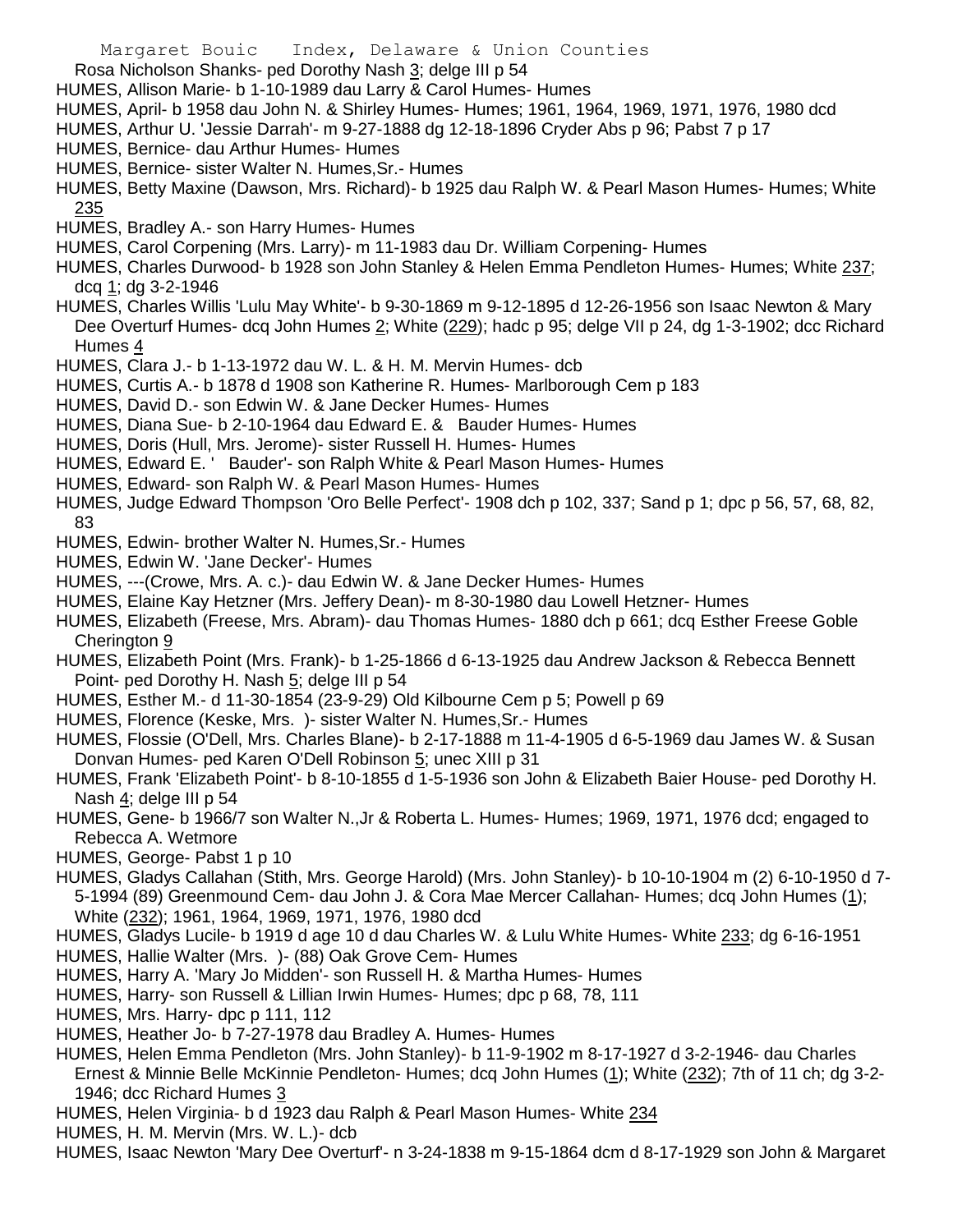Rosa Nicholson Shanks- ped Dorothy Nash 3; delge III p 54

HUMES, Allison Marie- b 1-10-1989 dau Larry & Carol Humes- Humes

HUMES, April- b 1958 dau John N. & Shirley Humes- Humes; 1961, 1964, 1969, 1971, 1976, 1980 dcd

HUMES, Arthur U. 'Jessie Darrah'- m 9-27-1888 dg 12-18-1896 Cryder Abs p 96; Pabst 7 p 17

HUMES, Bernice- dau Arthur Humes- Humes

HUMES, Bernice- sister Walter N. Humes,Sr.- Humes

HUMES, Betty Maxine (Dawson, Mrs. Richard)- b 1925 dau Ralph W. & Pearl Mason Humes- Humes; White 235

HUMES, Bradley A.- son Harry Humes- Humes

HUMES, Carol Corpening (Mrs. Larry)- m 11-1983 dau Dr. William Corpening- Humes

HUMES, Charles Durwood- b 1928 son John Stanley & Helen Emma Pendleton Humes- Humes; White 237; dcq 1; dg 3-2-1946

HUMES, Charles Willis 'Lulu May White'- b 9-30-1869 m 9-12-1895 d 12-26-1956 son Isaac Newton & Mary Dee Overturf Humes- dcq John Humes 2; White (229); hadc p 95; delge VII p 24, dg 1-3-1902; dcc Richard Humes 4

HUMES, Clara J.- b 1-13-1972 dau W. L. & H. M. Mervin Humes- dcb

HUMES, Curtis A.- b 1878 d 1908 son Katherine R. Humes- Marlborough Cem p 183

HUMES, David D.- son Edwin W. & Jane Decker Humes- Humes

HUMES, Diana Sue- b 2-10-1964 dau Edward E. & Bauder Humes- Humes

HUMES, Doris (Hull, Mrs. Jerome)- sister Russell H. Humes- Humes

HUMES, Edward E. ' Bauder'- son Ralph White & Pearl Mason Humes- Humes

HUMES, Edward- son Ralph W. & Pearl Mason Humes- Humes

HUMES, Judge Edward Thompson 'Oro Belle Perfect'- 1908 dch p 102, 337; Sand p 1; dpc p 56, 57, 68, 82, 83

HUMES, Edwin- brother Walter N. Humes,Sr.- Humes

HUMES, Edwin W. 'Jane Decker'- Humes

HUMES, ---(Crowe, Mrs. A. c.)- dau Edwin W. & Jane Decker Humes- Humes

HUMES, Elaine Kay Hetzner (Mrs. Jeffery Dean)- m 8-30-1980 dau Lowell Hetzner- Humes

HUMES, Elizabeth (Freese, Mrs. Abram)- dau Thomas Humes- 1880 dch p 661; dcq Esther Freese Goble Cherington 9

HUMES, Elizabeth Point (Mrs. Frank)- b 1-25-1866 d 6-13-1925 dau Andrew Jackson & Rebecca Bennett Point- ped Dorothy H. Nash 5; delge III p 54

HUMES, Esther M.- d 11-30-1854 (23-9-29) Old Kilbourne Cem p 5; Powell p 69

HUMES, Florence (Keske, Mrs. )- sister Walter N. Humes,Sr.- Humes

HUMES, Flossie (O'Dell, Mrs. Charles Blane)- b 2-17-1888 m 11-4-1905 d 6-5-1969 dau James W. & Susan Donvan Humes- ped Karen O'Dell Robinson 5; unec XIII p 31

HUMES, Frank 'Elizabeth Point'- b 8-10-1855 d 1-5-1936 son John & Elizabeth Baier House- ped Dorothy H. Nash 4; delge III p 54

HUMES, Gene- b 1966/7 son Walter N.,Jr & Roberta L. Humes- Humes; 1969, 1971, 1976 dcd; engaged to Rebecca A. Wetmore

HUMES, George- Pabst 1 p 10

HUMES, Gladys Callahan (Stith, Mrs. George Harold) (Mrs. John Stanley)- b 10-10-1904 m (2) 6-10-1950 d 7-5-1994 (89) Greenmound Cem- dau John J. & Cora Mae Mercer Callahan- Humes; dcq John Humes (1); White (232); 1961, 1964, 1969, 1971, 1976, 1980 dcd

HUMES, Gladys Lucile- b 1919 d age 10 d dau Charles W. & Lulu White Humes- White 233; dg 6-16-1951

HUMES, Hallie Walter (Mrs. )- (88) Oak Grove Cem- Humes

HUMES, Harry A. 'Mary Jo Midden'- son Russell H. & Martha Humes- Humes

HUMES, Harry- son Russell & Lillian Irwin Humes- Humes; dpc p 68, 78, 111

HUMES, Mrs. Harry- dpc p 111, 112

HUMES, Heather Jo- b 7-27-1978 dau Bradley A. Humes- Humes

HUMES, Helen Emma Pendleton (Mrs. John Stanley)- b 11-9-1902 m 8-17-1927 d 3-2-1946- dau Charles Ernest & Minnie Belle McKinnie Pendleton- Humes; dcq John Humes (1); White (232); 7th of 11 ch; dg 3-2-1946; dcc Richard Humes 3

HUMES, Helen Virginia- b d 1923 dau Ralph & Pearl Mason Humes- White 234

HUMES, H. M. Mervin (Mrs. W. L.)- dcb

HUMES, Isaac Newton 'Mary Dee Overturf'- n 3-24-1838 m 9-15-1864 dcm d 8-17-1929 son John & Margaret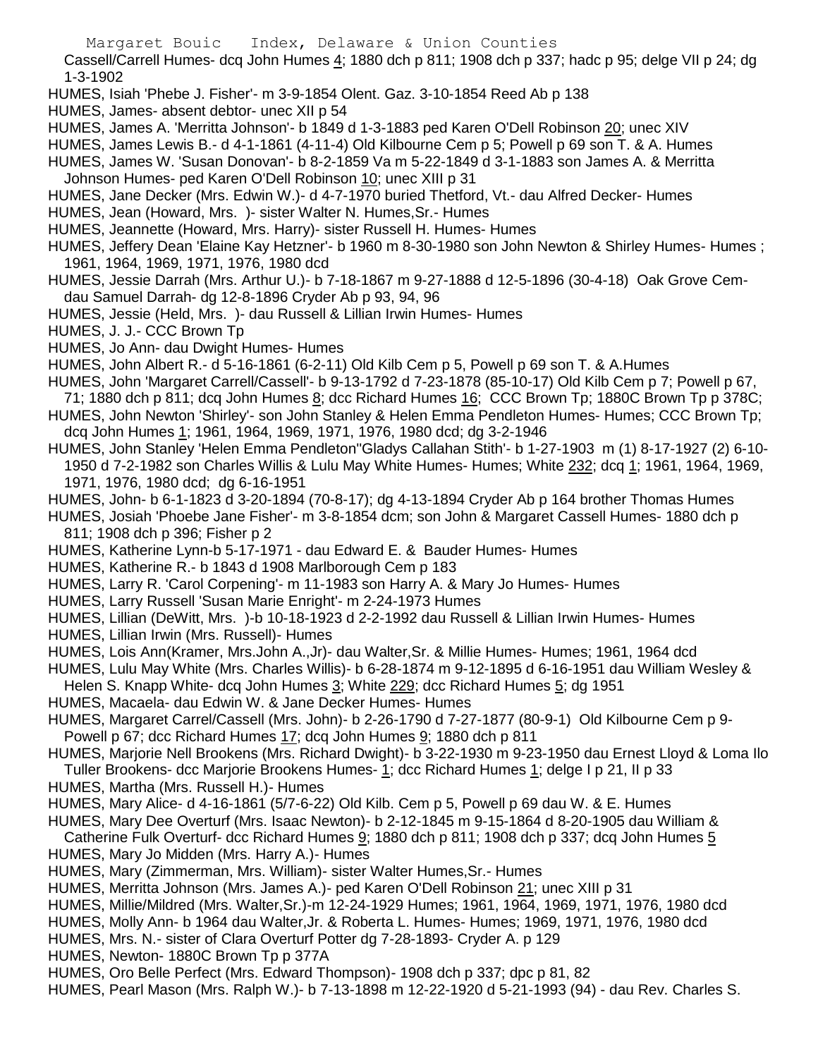Cassell/Carrell Humes- dcq John Humes 4; 1880 dch p 811; 1908 dch p 337; hadc p 95; delge VII p 24; dg 1-3-1902

HUMES, Isiah 'Phebe J. Fisher'- m 3-9-1854 Olent. Gaz. 3-10-1854 Reed Ab p 138

HUMES, James- absent debtor- unec XII p 54

HUMES, James A. 'Merritta Johnson'- b 1849 d 1-3-1883 ped Karen O'Dell Robinson 20; unec XIV

HUMES, James Lewis B.- d 4-1-1861 (4-11-4) Old Kilbourne Cem p 5; Powell p 69 son T. & A. Humes

HUMES, James W. 'Susan Donovan'- b 8-2-1859 Va m 5-22-1849 d 3-1-1883 son James A. & Merritta Johnson Humes- ped Karen O'Dell Robinson 10; unec XIII p 31

HUMES, Jane Decker (Mrs. Edwin W.)- d 4-7-1970 buried Thetford, Vt.- dau Alfred Decker- Humes

HUMES, Jean (Howard, Mrs. )- sister Walter N. Humes,Sr.- Humes

HUMES, Jeannette (Howard, Mrs. Harry)- sister Russell H. Humes- Humes

HUMES, Jeffery Dean 'Elaine Kay Hetzner'- b 1960 m 8-30-1980 son John Newton & Shirley Humes- Humes ; 1961, 1964, 1969, 1971, 1976, 1980 dcd

HUMES, Jessie Darrah (Mrs. Arthur U.)- b 7-18-1867 m 9-27-1888 d 12-5-1896 (30-4-18) Oak Grove Cem- dau Samuel Darrah- dg 12-8-1896 Cryder Ab p 93, 94, 96

HUMES, Jessie (Held, Mrs. )- dau Russell & Lillian Irwin Humes- Humes

HUMES, J. J.- CCC Brown Tp

HUMES, Jo Ann- dau Dwight Humes- Humes

HUMES, John Albert R.- d 5-16-1861 (6-2-11) Old Kilb Cem p 5, Powell p 69 son T. & A.Humes

HUMES, John 'Margaret Carrell/Cassell'- b 9-13-1792 d 7-23-1878 (85-10-17) Old Kilb Cem p 7; Powell p 67, 71; 1880 dch p 811; dcq John Humes 8; dcc Richard Humes 16; CCC Brown Tp; 1880C Brown Tp p 378C;

HUMES, John Newton 'Shirley'- son John Stanley & Helen Emma Pendleton Humes- Humes; CCC Brown Tp; dcq John Humes 1; 1961, 1964, 1969, 1971, 1976, 1980 dcd; dg 3-2-1946

HUMES, John Stanley 'Helen Emma Pendleton''Gladys Callahan Stith'- b 1-27-1903 m (1) 8-17-1927 (2) 6-10-1950 d 7-2-1982 son Charles Willis & Lulu May White Humes- Humes; White 232; dcq 1; 1961, 1964, 1969, 1971, 1976, 1980 dcd; dg 6-16-1951

HUMES, John- b 6-1-1823 d 3-20-1894 (70-8-17); dg 4-13-1894 Cryder Ab p 164 brother Thomas Humes

HUMES, Josiah 'Phoebe Jane Fisher'- m 3-8-1854 dcm; son John & Margaret Cassell Humes- 1880 dch p 811; 1908 dch p 396; Fisher p 2

HUMES, Katherine Lynn-b 5-17-1971 - dau Edward E. & Bauder Humes- Humes

HUMES, Katherine R.- b 1843 d 1908 Marlborough Cem p 183

HUMES, Larry R. 'Carol Corpening'- m 11-1983 son Harry A. & Mary Jo Humes- Humes

HUMES, Larry Russell 'Susan Marie Enright'- m 2-24-1973 Humes

HUMES, Lillian (DeWitt, Mrs. )-b 10-18-1923 d 2-2-1992 dau Russell & Lillian Irwin Humes- Humes

HUMES, Lillian Irwin (Mrs. Russell)- Humes

HUMES, Lois Ann(Kramer, Mrs.John A.,Jr)- dau Walter,Sr. & Millie Humes- Humes; 1961, 1964 dcd

HUMES, Lulu May White (Mrs. Charles Willis)- b 6-28-1874 m 9-12-1895 d 6-16-1951 dau William Wesley & Helen S. Knapp White- dcq John Humes 3; White 229; dcc Richard Humes 5; dg 1951

HUMES, Macaela- dau Edwin W. & Jane Decker Humes- Humes

HUMES, Margaret Carrel/Cassell (Mrs. John)- b 2-26-1790 d 7-27-1877 (80-9-1) Old Kilbourne Cem p 9-Powell p 67; dcc Richard Humes 17; dcq John Humes 9; 1880 dch p 811

HUMES, Marjorie Nell Brookens (Mrs. Richard Dwight)- b 3-22-1930 m 9-23-1950 dau Ernest Lloyd & Loma Ilo Tuller Brookens- dcc Marjorie Brookens Humes- 1; dcc Richard Humes 1; delge I p 21, II p 33

HUMES, Martha (Mrs. Russell H.)- Humes

HUMES, Mary Alice- d 4-16-1861 (5/7-6-22) Old Kilb. Cem p 5, Powell p 69 dau W. & E. Humes

HUMES, Mary Dee Overturf (Mrs. Isaac Newton)- b 2-12-1845 m 9-15-1864 d 8-20-1905 dau William & Catherine Fulk Overturf- dcc Richard Humes 9; 1880 dch p 811; 1908 dch p 337; dcq John Humes 5

HUMES, Mary Jo Midden (Mrs. Harry A.)- Humes

HUMES, Mary (Zimmerman, Mrs. William)- sister Walter Humes,Sr.- Humes

HUMES, Merritta Johnson (Mrs. James A.)- ped Karen O'Dell Robinson 21; unec XIII p 31

HUMES, Millie/Mildred (Mrs. Walter,Sr.)-m 12-24-1929 Humes; 1961, 1964, 1969, 1971, 1976, 1980 dcd

HUMES, Molly Ann- b 1964 dau Walter,Jr. & Roberta L. Humes- Humes; 1969, 1971, 1976, 1980 dcd

HUMES, Mrs. N.- sister of Clara Overturf Potter dg 7-28-1893- Cryder A. p 129

HUMES, Newton- 1880C Brown Tp p 377A

HUMES, Oro Belle Perfect (Mrs. Edward Thompson)- 1908 dch p 337; dpc p 81, 82

HUMES, Pearl Mason (Mrs. Ralph W.)- b 7-13-1898 m 12-22-1920 d 5-21-1993 (94) - dau Rev. Charles S.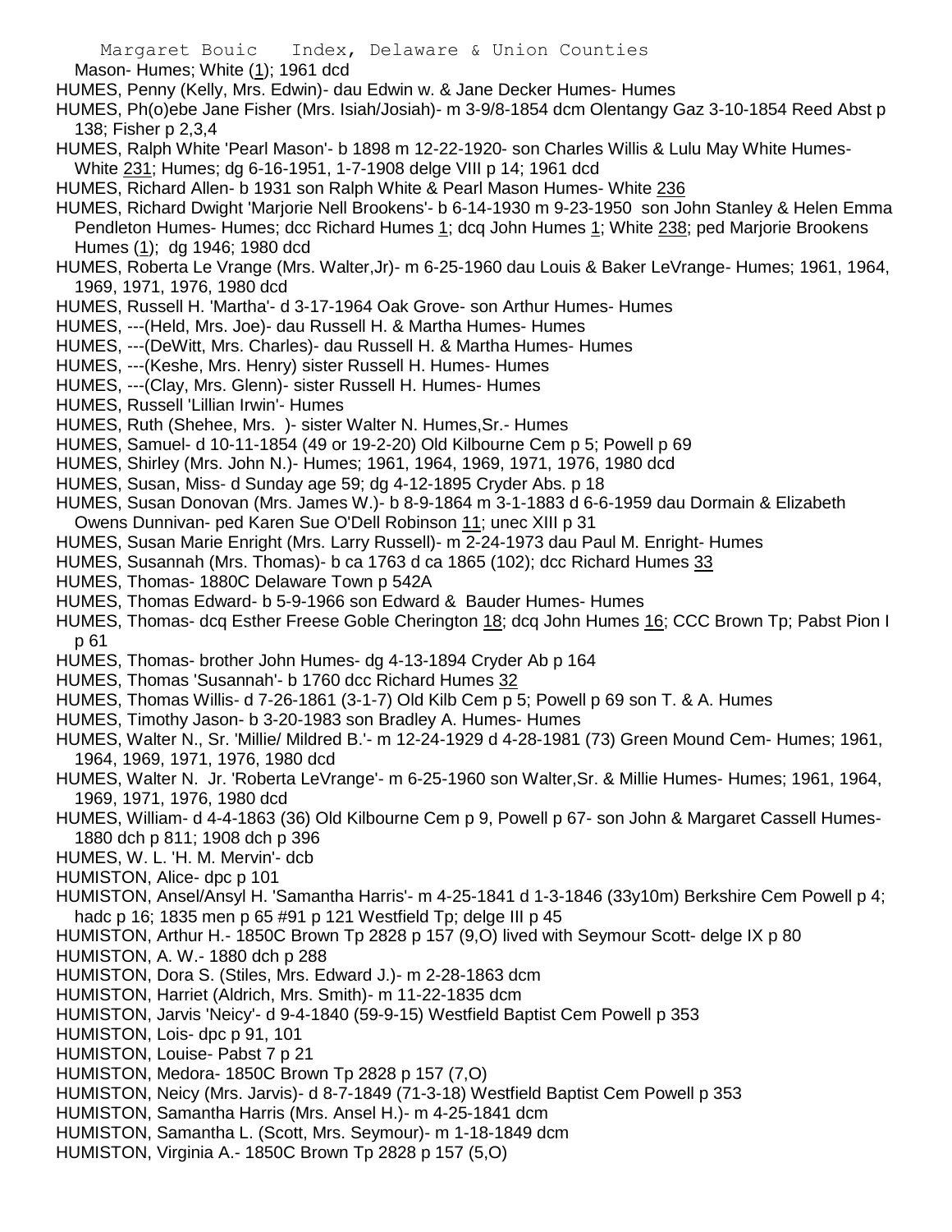Mason- Humes; White (1); 1961 dcd

HUMES, Penny (Kelly, Mrs. Edwin)- dau Edwin w. & Jane Decker Humes- Humes

HUMES, Ph(o)ebe Jane Fisher (Mrs. Isiah/Josiah)- m 3-9/8-1854 dcm Olentangy Gaz 3-10-1854 Reed Abst p 138; Fisher p 2,3,4

HUMES, Ralph White 'Pearl Mason'- b 1898 m 12-22-1920- son Charles Willis & Lulu May White Humes- White 231; Humes; dg 6-16-1951, 1-7-1908 delge VIII p 14; 1961 dcd

HUMES, Richard Allen- b 1931 son Ralph White & Pearl Mason Humes- White 236

HUMES, Richard Dwight 'Marjorie Nell Brookens'- b 6-14-1930 m 9-23-1950 son John Stanley & Helen Emma Pendleton Humes- Humes; dcc Richard Humes 1; dcq John Humes 1; White 238; ped Marjorie Brookens Humes (1); dg 1946; 1980 dcd

HUMES, Roberta Le Vrange (Mrs. Walter,Jr)- m 6-25-1960 dau Louis & Baker LeVrange- Humes; 1961, 1964, 1969, 1971, 1976, 1980 dcd

HUMES, Russell H. 'Martha'- d 3-17-1964 Oak Grove- son Arthur Humes- Humes

HUMES, ---(Held, Mrs. Joe)- dau Russell H. & Martha Humes- Humes

HUMES, ---(DeWitt, Mrs. Charles)- dau Russell H. & Martha Humes- Humes

HUMES, ---(Keshe, Mrs. Henry) sister Russell H. Humes- Humes

HUMES, ---(Clay, Mrs. Glenn)- sister Russell H. Humes- Humes

HUMES, Russell 'Lillian Irwin'- Humes

HUMES, Ruth (Shehee, Mrs. )- sister Walter N. Humes,Sr.- Humes

HUMES, Samuel- d 10-11-1854 (49 or 19-2-20) Old Kilbourne Cem p 5; Powell p 69

HUMES, Shirley (Mrs. John N.)- Humes; 1961, 1964, 1969, 1971, 1976, 1980 dcd

HUMES, Susan, Miss- d Sunday age 59; dg 4-12-1895 Cryder Abs. p 18

HUMES, Susan Donovan (Mrs. James W.)- b 8-9-1864 m 3-1-1883 d 6-6-1959 dau Dormain & Elizabeth Owens Dunnivan- ped Karen Sue O'Dell Robinson 11; unec XIII p 31

HUMES, Susan Marie Enright (Mrs. Larry Russell)- m 2-24-1973 dau Paul M. Enright- Humes

HUMES, Susannah (Mrs. Thomas)- b ca 1763 d ca 1865 (102); dcc Richard Humes 33

HUMES, Thomas- 1880C Delaware Town p 542A

HUMES, Thomas Edward- b 5-9-1966 son Edward & Bauder Humes- Humes

HUMES, Thomas- dcq Esther Freese Goble Cherington 18; dcq John Humes 16; CCC Brown Tp; Pabst Pion I p 61

HUMES, Thomas- brother John Humes- dg 4-13-1894 Cryder Ab p 164

HUMES, Thomas 'Susannah'- b 1760 dcc Richard Humes 32

HUMES, Thomas Willis- d 7-26-1861 (3-1-7) Old Kilb Cem p 5; Powell p 69 son T. & A. Humes

HUMES, Timothy Jason- b 3-20-1983 son Bradley A. Humes- Humes

HUMES, Walter N., Sr. 'Millie/ Mildred B.'- m 12-24-1929 d 4-28-1981 (73) Green Mound Cem- Humes; 1961, 1964, 1969, 1971, 1976, 1980 dcd

HUMES, Walter N. Jr. 'Roberta LeVrange'- m 6-25-1960 son Walter,Sr. & Millie Humes- Humes; 1961, 1964, 1969, 1971, 1976, 1980 dcd

HUMES, William- d 4-4-1863 (36) Old Kilbourne Cem p 9, Powell p 67- son John & Margaret Cassell Humes- 1880 dch p 811; 1908 dch p 396

HUMES, W. L. 'H. M. Mervin'- dcb

HUMISTON, Alice- dpc p 101

HUMISTON, Ansel/Ansyl H. 'Samantha Harris'- m 4-25-1841 d 1-3-1846 (33y10m) Berkshire Cem Powell p 4; hadc p 16; 1835 men p 65 #91 p 121 Westfield Tp; delge III p 45

HUMISTON, Arthur H.- 1850C Brown Tp 2828 p 157 (9,O) lived with Seymour Scott- delge IX p 80

HUMISTON, A. W.- 1880 dch p 288

HUMISTON, Dora S. (Stiles, Mrs. Edward J.)- m 2-28-1863 dcm

HUMISTON, Harriet (Aldrich, Mrs. Smith)- m 11-22-1835 dcm

HUMISTON, Jarvis 'Neicy'- d 9-4-1840 (59-9-15) Westfield Baptist Cem Powell p 353

HUMISTON, Lois- dpc p 91, 101

HUMISTON, Louise- Pabst 7 p 21

HUMISTON, Medora- 1850C Brown Tp 2828 p 157 (7,O)

HUMISTON, Neicy (Mrs. Jarvis)- d 8-7-1849 (71-3-18) Westfield Baptist Cem Powell p 353

HUMISTON, Samantha Harris (Mrs. Ansel H.)- m 4-25-1841 dcm

HUMISTON, Samantha L. (Scott, Mrs. Seymour)- m 1-18-1849 dcm

HUMISTON, Virginia A.- 1850C Brown Tp 2828 p 157 (5,O)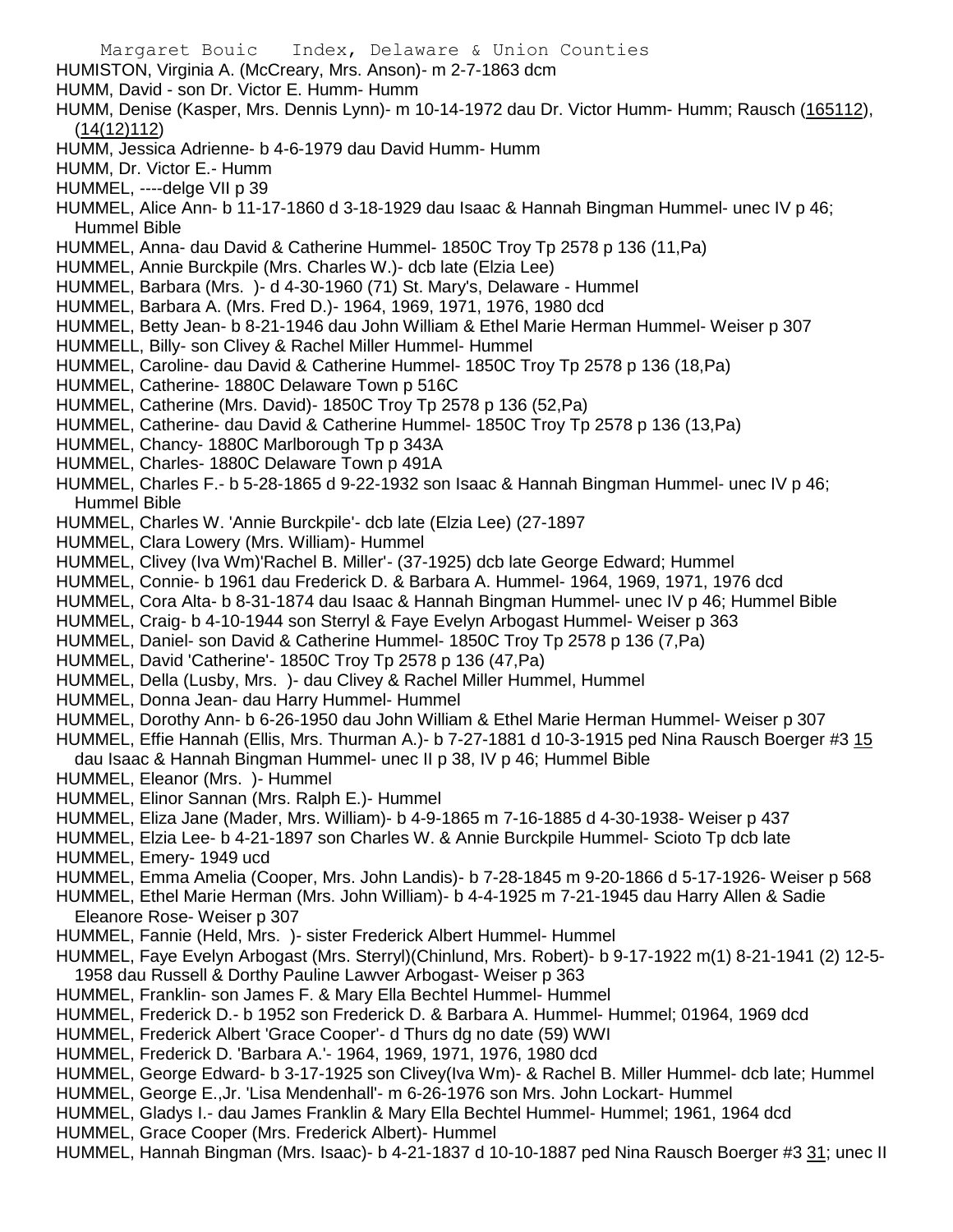HUMISTON, Virginia A. (McCreary, Mrs. Anson)- m 2-7-1863 dcm
HUMM, David - son Dr. Victor E. Humm- Humm
HUMM, Denise (Kasper, Mrs. Dennis Lynn)- m 10-14-1972 dau Dr. Victor Humm- Humm; Rausch (165112), (14(12)112)
HUMM, Jessica Adrienne- b 4-6-1979 dau David Humm- Humm
HUMM, Dr. Victor E.- Humm
HUMMEL, ----delge VII p 39
HUMMEL, Alice Ann- b 11-17-1860 d 3-18-1929 dau Isaac & Hannah Bingman Hummel- unec IV p 46; Hummel Bible
HUMMEL, Anna- dau David & Catherine Hummel- 1850C Troy Tp 2578 p 136 (11,Pa)
HUMMEL, Annie Burckpile (Mrs. Charles W.)- dcb late (Elzia Lee)
HUMMEL, Barbara (Mrs. )- d 4-30-1960 (71) St. Mary's, Delaware - Hummel
HUMMEL, Barbara A. (Mrs. Fred D.)- 1964, 1969, 1971, 1976, 1980 dcd
HUMMEL, Betty Jean- b 8-21-1946 dau John William & Ethel Marie Herman Hummel- Weiser p 307
HUMMELL, Billy- son Clivey & Rachel Miller Hummel- Hummel
HUMMEL, Caroline- dau David & Catherine Hummel- 1850C Troy Tp 2578 p 136 (18,Pa)
HUMMEL, Catherine- 1880C Delaware Town p 516C
HUMMEL, Catherine (Mrs. David)- 1850C Troy Tp 2578 p 136 (52,Pa)
HUMMEL, Catherine- dau David & Catherine Hummel- 1850C Troy Tp 2578 p 136 (13,Pa)
HUMMEL, Chancy- 1880C Marlborough Tp p 343A
HUMMEL, Charles- 1880C Delaware Town p 491A
HUMMEL, Charles F.- b 5-28-1865 d 9-22-1932 son Isaac & Hannah Bingman Hummel- unec IV p 46; Hummel Bible
HUMMEL, Charles W. 'Annie Burckpile'- dcb late (Elzia Lee) (27-1897
HUMMEL, Clara Lowery (Mrs. William)- Hummel
HUMMEL, Clivey (Iva Wm)'Rachel B. Miller'- (37-1925) dcb late George Edward; Hummel
HUMMEL, Connie- b 1961 dau Frederick D. & Barbara A. Hummel- 1964, 1969, 1971, 1976 dcd
HUMMEL, Cora Alta- b 8-31-1874 dau Isaac & Hannah Bingman Hummel- unec IV p 46; Hummel Bible
HUMMEL, Craig- b 4-10-1944 son Sterryl & Faye Evelyn Arbogast Hummel- Weiser p 363
HUMMEL, Daniel- son David & Catherine Hummel- 1850C Troy Tp 2578 p 136 (7,Pa)
HUMMEL, David 'Catherine'- 1850C Troy Tp 2578 p 136 (47,Pa)
HUMMEL, Della (Lusby, Mrs. )- dau Clivey & Rachel Miller Hummel, Hummel
HUMMEL, Donna Jean- dau Harry Hummel- Hummel
HUMMEL, Dorothy Ann- b 6-26-1950 dau John William & Ethel Marie Herman Hummel- Weiser p 307
HUMMEL, Effie Hannah (Ellis, Mrs. Thurman A.)- b 7-27-1881 d 10-3-1915 ped Nina Rausch Boerger #3 15 dau Isaac & Hannah Bingman Hummel- unec II p 38, IV p 46; Hummel Bible
HUMMEL, Eleanor (Mrs. )- Hummel
HUMMEL, Elinor Sannan (Mrs. Ralph E.)- Hummel
HUMMEL, Eliza Jane (Mader, Mrs. William)- b 4-9-1865 m 7-16-1885 d 4-30-1938- Weiser p 437
HUMMEL, Elzia Lee- b 4-21-1897 son Charles W. & Annie Burckpile Hummel- Scioto Tp dcb late
HUMMEL, Emery- 1949 ucd
HUMMEL, Emma Amelia (Cooper, Mrs. John Landis)- b 7-28-1845 m 9-20-1866 d 5-17-1926- Weiser p 568
HUMMEL, Ethel Marie Herman (Mrs. John William)- b 4-4-1925 m 7-21-1945 dau Harry Allen & Sadie Eleanore Rose- Weiser p 307
HUMMEL, Fannie (Held, Mrs. )- sister Frederick Albert Hummel- Hummel
HUMMEL, Faye Evelyn Arbogast (Mrs. Sterryl)(Chinlund, Mrs. Robert)- b 9-17-1922 m(1) 8-21-1941 (2) 12-5-1958 dau Russell & Dorthy Pauline Lawver Arbogast- Weiser p 363
HUMMEL, Franklin- son James F. & Mary Ella Bechtel Hummel- Hummel
HUMMEL, Frederick D.- b 1952 son Frederick D. & Barbara A. Hummel- Hummel; 01964, 1969 dcd
HUMMEL, Frederick Albert 'Grace Cooper'- d Thurs dg no date (59) WWI
HUMMEL, Frederick D. 'Barbara A.'- 1964, 1969, 1971, 1976, 1980 dcd
HUMMEL, George Edward- b 3-17-1925 son Clivey(Iva Wm)- & Rachel B. Miller Hummel- dcb late; Hummel
HUMMEL, George E.,Jr. 'Lisa Mendenhall'- m 6-26-1976 son Mrs. John Lockart- Hummel
HUMMEL, Gladys I.- dau James Franklin & Mary Ella Bechtel Hummel- Hummel; 1961, 1964 dcd
HUMMEL, Grace Cooper (Mrs. Frederick Albert)- Hummel
HUMMEL, Hannah Bingman (Mrs. Isaac)- b 4-21-1837 d 10-10-1887 ped Nina Rausch Boerger #3 31; unec II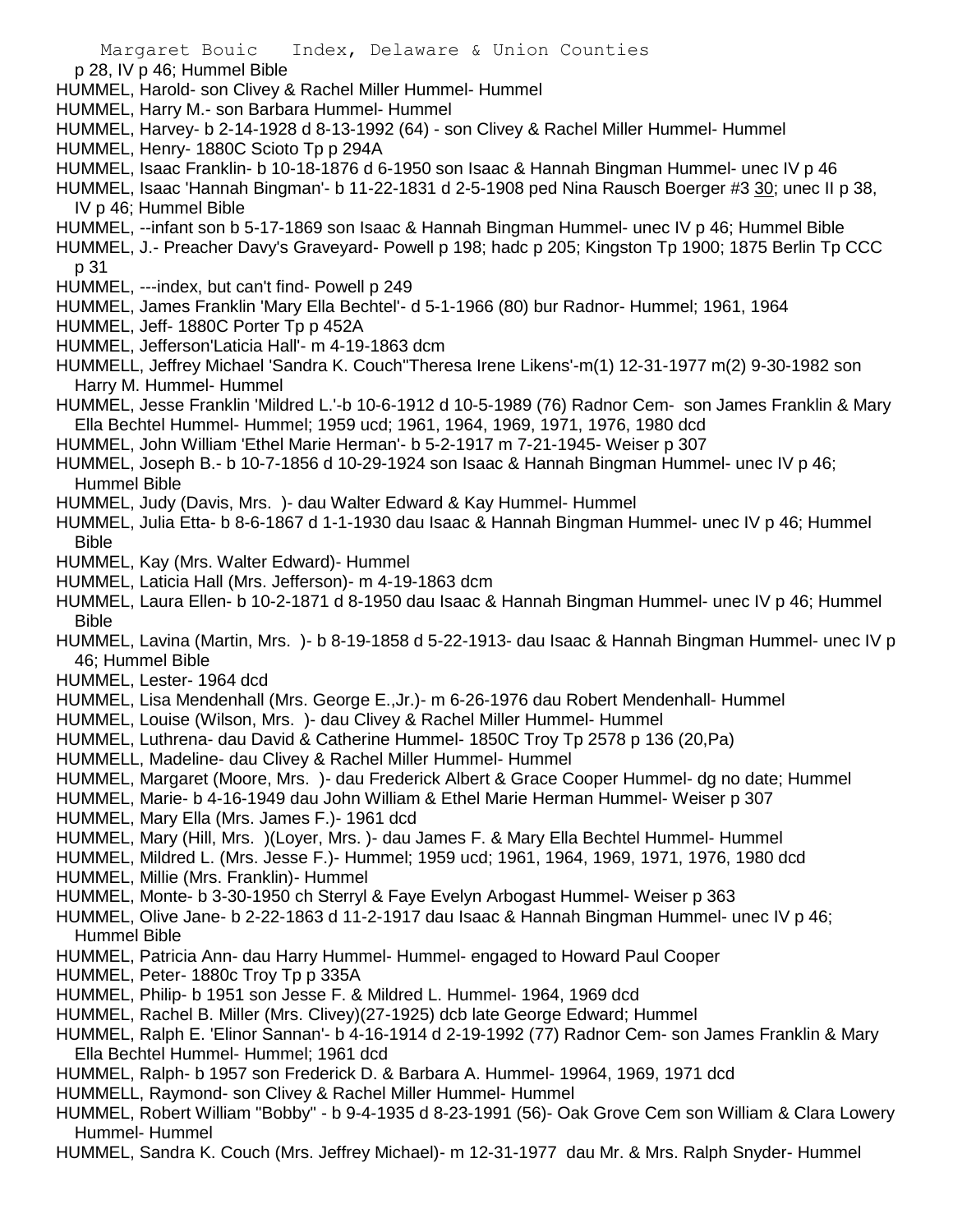p 28, IV p 46; Hummel Bible

HUMMEL, Harold- son Clivey & Rachel Miller Hummel- Hummel

HUMMEL, Harry M.- son Barbara Hummel- Hummel

HUMMEL, Harvey- b 2-14-1928 d 8-13-1992 (64) - son Clivey & Rachel Miller Hummel- Hummel

HUMMEL, Henry- 1880C Scioto Tp p 294A

HUMMEL, Isaac Franklin- b 10-18-1876 d 6-1950 son Isaac & Hannah Bingman Hummel- unec IV p 46

HUMMEL, Isaac 'Hannah Bingman'- b 11-22-1831 d 2-5-1908 ped Nina Rausch Boerger #3 30; unec II p 38, IV p 46; Hummel Bible

HUMMEL, --infant son b 5-17-1869 son Isaac & Hannah Bingman Hummel- unec IV p 46; Hummel Bible

HUMMEL, J.- Preacher Davy's Graveyard- Powell p 198; hadc p 205; Kingston Tp 1900; 1875 Berlin Tp CCC p 31

HUMMEL, ---index, but can't find- Powell p 249

HUMMEL, James Franklin 'Mary Ella Bechtel'- d 5-1-1966 (80) bur Radnor- Hummel; 1961, 1964

HUMMEL, Jeff- 1880C Porter Tp p 452A

HUMMEL, Jefferson'Laticia Hall'- m 4-19-1863 dcm

HUMMELL, Jeffrey Michael 'Sandra K. Couch''Theresa Irene Likens'-m(1) 12-31-1977 m(2) 9-30-1982 son Harry M. Hummel- Hummel

HUMMEL, Jesse Franklin 'Mildred L.'-b 10-6-1912 d 10-5-1989 (76) Radnor Cem- son James Franklin & Mary Ella Bechtel Hummel- Hummel; 1959 ucd; 1961, 1964, 1969, 1971, 1976, 1980 dcd

HUMMEL, John William 'Ethel Marie Herman'- b 5-2-1917 m 7-21-1945- Weiser p 307

HUMMEL, Joseph B.- b 10-7-1856 d 10-29-1924 son Isaac & Hannah Bingman Hummel- unec IV p 46; Hummel Bible

HUMMEL, Judy (Davis, Mrs. )- dau Walter Edward & Kay Hummel- Hummel

HUMMEL, Julia Etta- b 8-6-1867 d 1-1-1930 dau Isaac & Hannah Bingman Hummel- unec IV p 46; Hummel Bible

HUMMEL, Kay (Mrs. Walter Edward)- Hummel

HUMMEL, Laticia Hall (Mrs. Jefferson)- m 4-19-1863 dcm

HUMMEL, Laura Ellen- b 10-2-1871 d 8-1950 dau Isaac & Hannah Bingman Hummel- unec IV p 46; Hummel Bible

HUMMEL, Lavina (Martin, Mrs. )- b 8-19-1858 d 5-22-1913- dau Isaac & Hannah Bingman Hummel- unec IV p 46; Hummel Bible

HUMMEL, Lester- 1964 dcd

HUMMEL, Lisa Mendenhall (Mrs. George E.,Jr.)- m 6-26-1976 dau Robert Mendenhall- Hummel

HUMMEL, Louise (Wilson, Mrs. )- dau Clivey & Rachel Miller Hummel- Hummel

HUMMEL, Luthrena- dau David & Catherine Hummel- 1850C Troy Tp 2578 p 136 (20,Pa)

HUMMELL, Madeline- dau Clivey & Rachel Miller Hummel- Hummel

HUMMEL, Margaret (Moore, Mrs. )- dau Frederick Albert & Grace Cooper Hummel- dg no date; Hummel

HUMMEL, Marie- b 4-16-1949 dau John William & Ethel Marie Herman Hummel- Weiser p 307

HUMMEL, Mary Ella (Mrs. James F.)- 1961 dcd

HUMMEL, Mary (Hill, Mrs. )(Loyer, Mrs. )- dau James F. & Mary Ella Bechtel Hummel- Hummel

HUMMEL, Mildred L. (Mrs. Jesse F.)- Hummel; 1959 ucd; 1961, 1964, 1969, 1971, 1976, 1980 dcd

HUMMEL, Millie (Mrs. Franklin)- Hummel

HUMMEL, Monte- b 3-30-1950 ch Sterryl & Faye Evelyn Arbogast Hummel- Weiser p 363

HUMMEL, Olive Jane- b 2-22-1863 d 11-2-1917 dau Isaac & Hannah Bingman Hummel- unec IV p 46; Hummel Bible

HUMMEL, Patricia Ann- dau Harry Hummel- Hummel- engaged to Howard Paul Cooper

HUMMEL, Peter- 1880c Troy Tp p 335A

HUMMEL, Philip- b 1951 son Jesse F. & Mildred L. Hummel- 1964, 1969 dcd

HUMMEL, Rachel B. Miller (Mrs. Clivey)(27-1925) dcb late George Edward; Hummel

HUMMEL, Ralph E. 'Elinor Sannan'- b 4-16-1914 d 2-19-1992 (77) Radnor Cem- son James Franklin & Mary Ella Bechtel Hummel- Hummel; 1961 dcd

HUMMEL, Ralph- b 1957 son Frederick D. & Barbara A. Hummel- 19964, 1969, 1971 dcd

HUMMELL, Raymond- son Clivey & Rachel Miller Hummel- Hummel

HUMMEL, Robert William "Bobby" - b 9-4-1935 d 8-23-1991 (56)- Oak Grove Cem son William & Clara Lowery Hummel- Hummel

HUMMEL, Sandra K. Couch (Mrs. Jeffrey Michael)- m 12-31-1977 dau Mr. & Mrs. Ralph Snyder- Hummel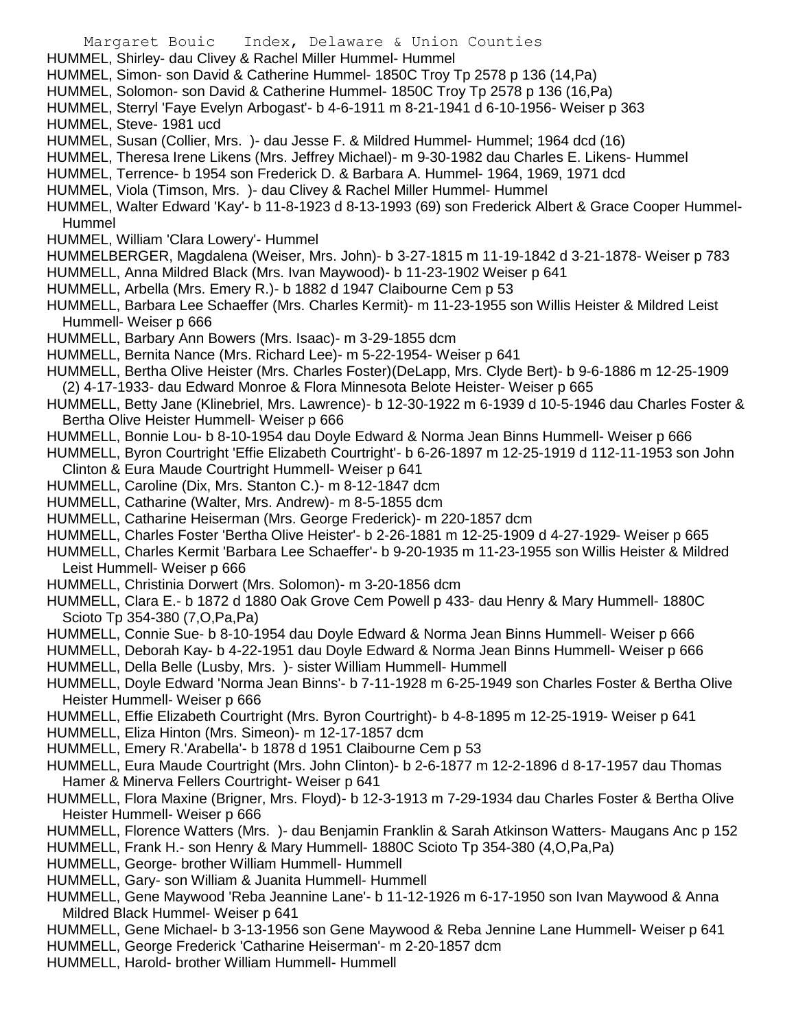HUMMEL, Shirley- dau Clivey & Rachel Miller Hummel- Hummel

HUMMEL, Simon- son David & Catherine Hummel- 1850C Troy Tp 2578 p 136 (14,Pa)

HUMMEL, Solomon- son David & Catherine Hummel- 1850C Troy Tp 2578 p 136 (16,Pa)

HUMMEL, Sterryl 'Faye Evelyn Arbogast'- b 4-6-1911 m 8-21-1941 d 6-10-1956- Weiser p 363

HUMMEL, Steve- 1981 ucd

HUMMEL, Susan (Collier, Mrs. )- dau Jesse F. & Mildred Hummel- Hummel; 1964 dcd (16)

HUMMEL, Theresa Irene Likens (Mrs. Jeffrey Michael)- m 9-30-1982 dau Charles E. Likens- Hummel

HUMMEL, Terrence- b 1954 son Frederick D. & Barbara A. Hummel- 1964, 1969, 1971 dcd

HUMMEL, Viola (Timson, Mrs. )- dau Clivey & Rachel Miller Hummel- Hummel

HUMMEL, Walter Edward 'Kay'- b 11-8-1923 d 8-13-1993 (69) son Frederick Albert & Grace Cooper Hummel- Hummel

HUMMEL, William 'Clara Lowery'- Hummel

HUMMELBERGER, Magdalena (Weiser, Mrs. John)- b 3-27-1815 m 11-19-1842 d 3-21-1878- Weiser p 783

HUMMELL, Anna Mildred Black (Mrs. Ivan Maywood)- b 11-23-1902 Weiser p 641

HUMMELL, Arbella (Mrs. Emery R.)- b 1882 d 1947 Claibourne Cem p 53

HUMMELL, Barbara Lee Schaeffer (Mrs. Charles Kermit)- m 11-23-1955 son Willis Heister & Mildred Leist Hummell- Weiser p 666

HUMMELL, Barbary Ann Bowers (Mrs. Isaac)- m 3-29-1855 dcm

HUMMELL, Bernita Nance (Mrs. Richard Lee)- m 5-22-1954- Weiser p 641

HUMMELL, Bertha Olive Heister (Mrs. Charles Foster)(DeLapp, Mrs. Clyde Bert)- b 9-6-1886 m 12-25-1909 (2) 4-17-1933- dau Edward Monroe & Flora Minnesota Belote Heister- Weiser p 665

HUMMELL, Betty Jane (Klinebriel, Mrs. Lawrence)- b 12-30-1922 m 6-1939 d 10-5-1946 dau Charles Foster & Bertha Olive Heister Hummell- Weiser p 666

HUMMELL, Bonnie Lou- b 8-10-1954 dau Doyle Edward & Norma Jean Binns Hummell- Weiser p 666

HUMMELL, Byron Courtright 'Effie Elizabeth Courtright'- b 6-26-1897 m 12-25-1919 d 112-11-1953 son John Clinton & Eura Maude Courtright Hummell- Weiser p 641

HUMMELL, Caroline (Dix, Mrs. Stanton C.)- m 8-12-1847 dcm

HUMMELL, Catharine (Walter, Mrs. Andrew)- m 8-5-1855 dcm

HUMMELL, Catharine Heiserman (Mrs. George Frederick)- m 220-1857 dcm

HUMMELL, Charles Foster 'Bertha Olive Heister'- b 2-26-1881 m 12-25-1909 d 4-27-1929- Weiser p 665

HUMMELL, Charles Kermit 'Barbara Lee Schaeffer'- b 9-20-1935 m 11-23-1955 son Willis Heister & Mildred Leist Hummell- Weiser p 666

HUMMELL, Christinia Dorwert (Mrs. Solomon)- m 3-20-1856 dcm

HUMMELL, Clara E.- b 1872 d 1880 Oak Grove Cem Powell p 433- dau Henry & Mary Hummell- 1880C Scioto Tp 354-380 (7,O,Pa,Pa)

HUMMELL, Connie Sue- b 8-10-1954 dau Doyle Edward & Norma Jean Binns Hummell- Weiser p 666

HUMMELL, Deborah Kay- b 4-22-1951 dau Doyle Edward & Norma Jean Binns Hummell- Weiser p 666

HUMMELL, Della Belle (Lusby, Mrs. )- sister William Hummell- Hummell

HUMMELL, Doyle Edward 'Norma Jean Binns'- b 7-11-1928 m 6-25-1949 son Charles Foster & Bertha Olive Heister Hummell- Weiser p 666

HUMMELL, Effie Elizabeth Courtright (Mrs. Byron Courtright)- b 4-8-1895 m 12-25-1919- Weiser p 641

HUMMELL, Eliza Hinton (Mrs. Simeon)- m 12-17-1857 dcm

HUMMELL, Emery R.'Arabella'- b 1878 d 1951 Claibourne Cem p 53

HUMMELL, Eura Maude Courtright (Mrs. John Clinton)- b 2-6-1877 m 12-2-1896 d 8-17-1957 dau Thomas Hamer & Minerva Fellers Courtright- Weiser p 641

HUMMELL, Flora Maxine (Brigner, Mrs. Floyd)- b 12-3-1913 m 7-29-1934 dau Charles Foster & Bertha Olive Heister Hummell- Weiser p 666

HUMMELL, Florence Watters (Mrs. )- dau Benjamin Franklin & Sarah Atkinson Watters- Maugans Anc p 152

HUMMELL, Frank H.- son Henry & Mary Hummell- 1880C Scioto Tp 354-380 (4,O,Pa,Pa)

HUMMELL, George- brother William Hummell- Hummell

HUMMELL, Gary- son William & Juanita Hummell- Hummell

HUMMELL, Gene Maywood 'Reba Jeannine Lane'- b 11-12-1926 m 6-17-1950 son Ivan Maywood & Anna Mildred Black Hummel- Weiser p 641

HUMMELL, Gene Michael- b 3-13-1956 son Gene Maywood & Reba Jennine Lane Hummell- Weiser p 641

HUMMELL, George Frederick 'Catharine Heiserman'- m 2-20-1857 dcm

HUMMELL, Harold- brother William Hummell- Hummell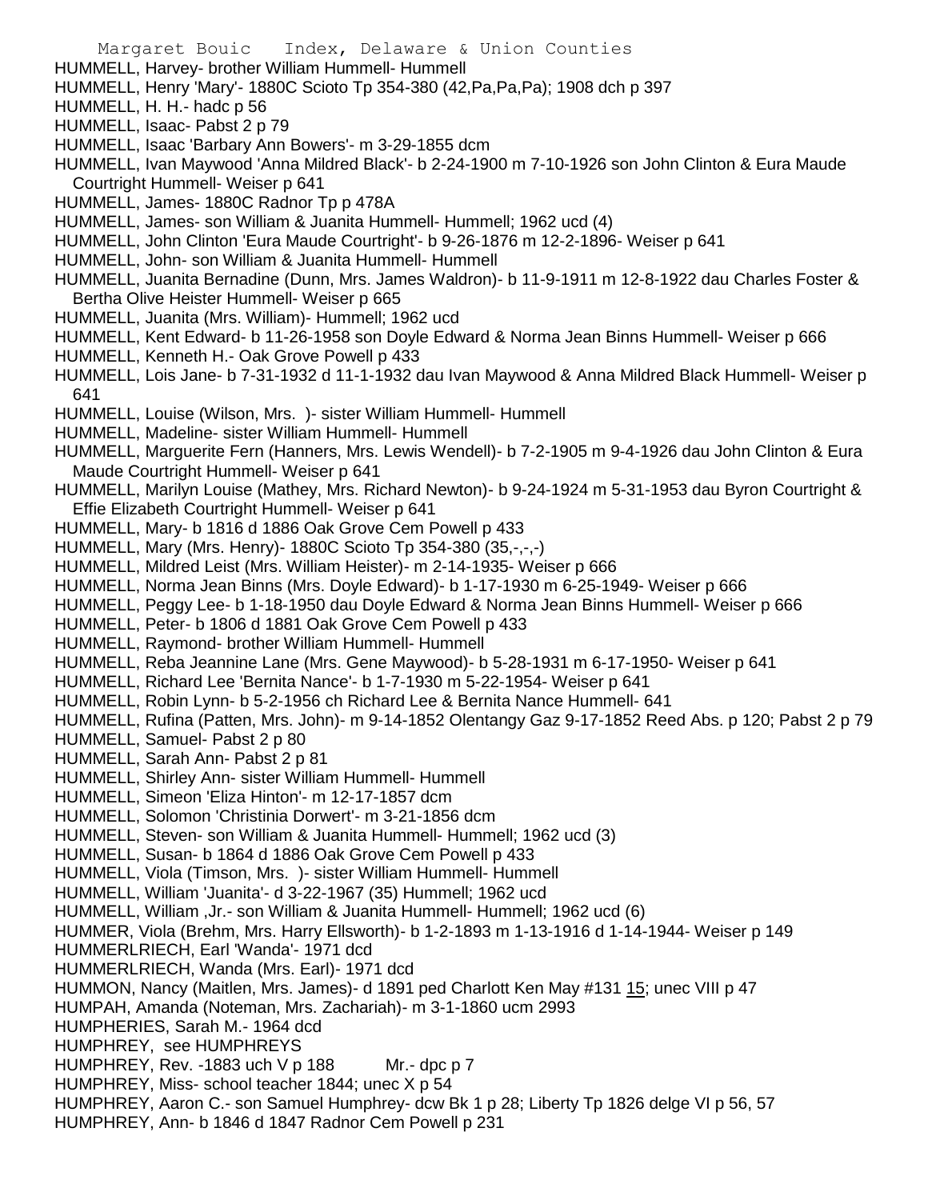HUMMELL, Harvey- brother William Hummell- Hummell
HUMMELL, Henry 'Mary'- 1880C Scioto Tp 354-380 (42,Pa,Pa,Pa); 1908 dch p 397
HUMMELL, H. H.- hadc p 56
HUMMELL, Isaac- Pabst 2 p 79
HUMMELL, Isaac 'Barbary Ann Bowers'- m 3-29-1855 dcm
HUMMELL, Ivan Maywood 'Anna Mildred Black'- b 2-24-1900 m 7-10-1926 son John Clinton & Eura Maude Courtright Hummell- Weiser p 641
HUMMELL, James- 1880C Radnor Tp p 478A
HUMMELL, James- son William & Juanita Hummell- Hummell; 1962 ucd (4)
HUMMELL, John Clinton 'Eura Maude Courtright'- b 9-26-1876 m 12-2-1896- Weiser p 641
HUMMELL, John- son William & Juanita Hummell- Hummell
HUMMELL, Juanita Bernadine (Dunn, Mrs. James Waldron)- b 11-9-1911 m 12-8-1922 dau Charles Foster & Bertha Olive Heister Hummell- Weiser p 665
HUMMELL, Juanita (Mrs. William)- Hummell; 1962 ucd
HUMMELL, Kent Edward- b 11-26-1958 son Doyle Edward & Norma Jean Binns Hummell- Weiser p 666
HUMMELL, Kenneth H.- Oak Grove Powell p 433
HUMMELL, Lois Jane- b 7-31-1932 d 11-1-1932 dau Ivan Maywood & Anna Mildred Black Hummell- Weiser p 641
HUMMELL, Louise (Wilson, Mrs. )- sister William Hummell- Hummell
HUMMELL, Madeline- sister William Hummell- Hummell
HUMMELL, Marguerite Fern (Hanners, Mrs. Lewis Wendell)- b 7-2-1905 m 9-4-1926 dau John Clinton & Eura Maude Courtright Hummell- Weiser p 641
HUMMELL, Marilyn Louise (Mathey, Mrs. Richard Newton)- b 9-24-1924 m 5-31-1953 dau Byron Courtright & Effie Elizabeth Courtright Hummell- Weiser p 641
HUMMELL, Mary- b 1816 d 1886 Oak Grove Cem Powell p 433
HUMMELL, Mary (Mrs. Henry)- 1880C Scioto Tp 354-380 (35,-,-,-)
HUMMELL, Mildred Leist (Mrs. William Heister)- m 2-14-1935- Weiser p 666
HUMMELL, Norma Jean Binns (Mrs. Doyle Edward)- b 1-17-1930 m 6-25-1949- Weiser p 666
HUMMELL, Peggy Lee- b 1-18-1950 dau Doyle Edward & Norma Jean Binns Hummell- Weiser p 666
HUMMELL, Peter- b 1806 d 1881 Oak Grove Cem Powell p 433
HUMMELL, Raymond- brother William Hummell- Hummell
HUMMELL, Reba Jeannine Lane (Mrs. Gene Maywood)- b 5-28-1931 m 6-17-1950- Weiser p 641
HUMMELL, Richard Lee 'Bernita Nance'- b 1-7-1930 m 5-22-1954- Weiser p 641
HUMMELL, Robin Lynn- b 5-2-1956 ch Richard Lee & Bernita Nance Hummell- 641
HUMMELL, Rufina (Patten, Mrs. John)- m 9-14-1852 Olentangy Gaz 9-17-1852 Reed Abs. p 120; Pabst 2 p 79
HUMMELL, Samuel- Pabst 2 p 80
HUMMELL, Sarah Ann- Pabst 2 p 81
HUMMELL, Shirley Ann- sister William Hummell- Hummell
HUMMELL, Simeon 'Eliza Hinton'- m 12-17-1857 dcm
HUMMELL, Solomon 'Christinia Dorwert'- m 3-21-1856 dcm
HUMMELL, Steven- son William & Juanita Hummell- Hummell; 1962 ucd (3)
HUMMELL, Susan- b 1864 d 1886 Oak Grove Cem Powell p 433
HUMMELL, Viola (Timson, Mrs. )- sister William Hummell- Hummell
HUMMELL, William 'Juanita'- d 3-22-1967 (35) Hummell; 1962 ucd
HUMMELL, William ,Jr.- son William & Juanita Hummell- Hummell; 1962 ucd (6)
HUMMER, Viola (Brehm, Mrs. Harry Ellsworth)- b 1-2-1893 m 1-13-1916 d 1-14-1944- Weiser p 149
HUMMERLRIECH, Earl 'Wanda'- 1971 dcd
HUMMERLRIECH, Wanda (Mrs. Earl)- 1971 dcd
HUMMON, Nancy (Maitlen, Mrs. James)- d 1891 ped Charlott Ken May #131 15; unec VIII p 47
HUMPAH, Amanda (Noteman, Mrs. Zachariah)- m 3-1-1860 ucm 2993
HUMPHERIES, Sarah M.- 1964 dcd
HUMPHREY, see HUMPHREYS
HUMPHREY, Rev. -1883 uch V p 188 Mr.- dpc p 7
HUMPHREY, Miss- school teacher 1844; unec X p 54
HUMPHREY, Aaron C.- son Samuel Humphrey- dcw Bk 1 p 28; Liberty Tp 1826 delge VI p 56, 57
HUMPHREY, Ann- b 1846 d 1847 Radnor Cem Powell p 231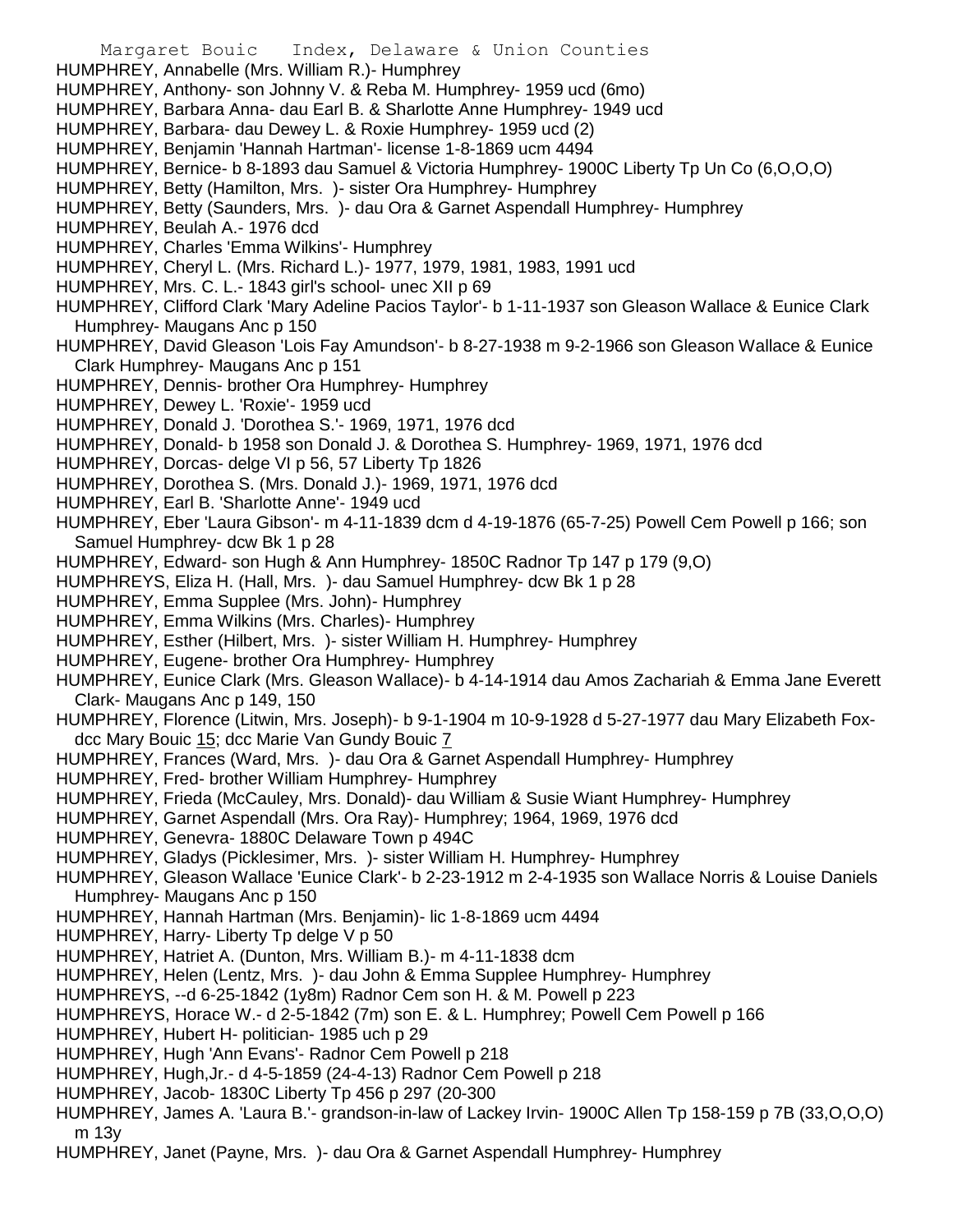HUMPHREY, Annabelle (Mrs. William R.)- Humphrey
HUMPHREY, Anthony- son Johnny V. & Reba M. Humphrey- 1959 ucd (6mo)
HUMPHREY, Barbara Anna- dau Earl B. & Sharlotte Anne Humphrey- 1949 ucd
HUMPHREY, Barbara- dau Dewey L. & Roxie Humphrey- 1959 ucd (2)
HUMPHREY, Benjamin 'Hannah Hartman'- license 1-8-1869 ucm 4494
HUMPHREY, Bernice- b 8-1893 dau Samuel & Victoria Humphrey- 1900C Liberty Tp Un Co (6,O,O,O)
HUMPHREY, Betty (Hamilton, Mrs. )- sister Ora Humphrey- Humphrey
HUMPHREY, Betty (Saunders, Mrs. )- dau Ora & Garnet Aspendall Humphrey- Humphrey
HUMPHREY, Beulah A.- 1976 dcd
HUMPHREY, Charles 'Emma Wilkins'- Humphrey
HUMPHREY, Cheryl L. (Mrs. Richard L.)- 1977, 1979, 1981, 1983, 1991 ucd
HUMPHREY, Mrs. C. L.- 1843 girl's school- unec XII p 69
HUMPHREY, Clifford Clark 'Mary Adeline Pacios Taylor'- b 1-11-1937 son Gleason Wallace & Eunice Clark Humphrey- Maugans Anc p 150
HUMPHREY, David Gleason 'Lois Fay Amundson'- b 8-27-1938 m 9-2-1966 son Gleason Wallace & Eunice Clark Humphrey- Maugans Anc p 151
HUMPHREY, Dennis- brother Ora Humphrey- Humphrey
HUMPHREY, Dewey L. 'Roxie'- 1959 ucd
HUMPHREY, Donald J. 'Dorothea S.'- 1969, 1971, 1976 dcd
HUMPHREY, Donald- b 1958 son Donald J. & Dorothea S. Humphrey- 1969, 1971, 1976 dcd
HUMPHREY, Dorcas- delge VI p 56, 57 Liberty Tp 1826
HUMPHREY, Dorothea S. (Mrs. Donald J.)- 1969, 1971, 1976 dcd
HUMPHREY, Earl B. 'Sharlotte Anne'- 1949 ucd
HUMPHREY, Eber 'Laura Gibson'- m 4-11-1839 dcm d 4-19-1876 (65-7-25) Powell Cem Powell p 166; son Samuel Humphrey- dcw Bk 1 p 28
HUMPHREY, Edward- son Hugh & Ann Humphrey- 1850C Radnor Tp 147 p 179 (9,O)
HUMPHREYS, Eliza H. (Hall, Mrs. )- dau Samuel Humphrey- dcw Bk 1 p 28
HUMPHREY, Emma Supplee (Mrs. John)- Humphrey
HUMPHREY, Emma Wilkins (Mrs. Charles)- Humphrey
HUMPHREY, Esther (Hilbert, Mrs. )- sister William H. Humphrey- Humphrey
HUMPHREY, Eugene- brother Ora Humphrey- Humphrey
HUMPHREY, Eunice Clark (Mrs. Gleason Wallace)- b 4-14-1914 dau Amos Zachariah & Emma Jane Everett Clark- Maugans Anc p 149, 150
HUMPHREY, Florence (Litwin, Mrs. Joseph)- b 9-1-1904 m 10-9-1928 d 5-27-1977 dau Mary Elizabeth Fox- dcc Mary Bouic 15; dcc Marie Van Gundy Bouic 7
HUMPHREY, Frances (Ward, Mrs. )- dau Ora & Garnet Aspendall Humphrey- Humphrey
HUMPHREY, Fred- brother William Humphrey- Humphrey
HUMPHREY, Frieda (McCauley, Mrs. Donald)- dau William & Susie Wiant Humphrey- Humphrey
HUMPHREY, Garnet Aspendall (Mrs. Ora Ray)- Humphrey; 1964, 1969, 1976 dcd
HUMPHREY, Genevra- 1880C Delaware Town p 494C
HUMPHREY, Gladys (Picklesimer, Mrs. )- sister William H. Humphrey- Humphrey
HUMPHREY, Gleason Wallace 'Eunice Clark'- b 2-23-1912 m 2-4-1935 son Wallace Norris & Louise Daniels Humphrey- Maugans Anc p 150
HUMPHREY, Hannah Hartman (Mrs. Benjamin)- lic 1-8-1869 ucm 4494
HUMPHREY, Harry- Liberty Tp delge V p 50
HUMPHREY, Hatriet A. (Dunton, Mrs. William B.)- m 4-11-1838 dcm
HUMPHREY, Helen (Lentz, Mrs. )- dau John & Emma Supplee Humphrey- Humphrey
HUMPHREYS, --d 6-25-1842 (1y8m) Radnor Cem son H. & M. Powell p 223
HUMPHREYS, Horace W.- d 2-5-1842 (7m) son E. & L. Humphrey; Powell Cem Powell p 166
HUMPHREY, Hubert H- politician- 1985 uch p 29
HUMPHREY, Hugh 'Ann Evans'- Radnor Cem Powell p 218
HUMPHREY, Hugh,Jr.- d 4-5-1859 (24-4-13) Radnor Cem Powell p 218
HUMPHREY, Jacob- 1830C Liberty Tp 456 p 297 (20-300
HUMPHREY, James A. 'Laura B.'- grandson-in-law of Lackey Irvin- 1900C Allen Tp 158-159 p 7B (33,O,O,O) m 13y
HUMPHREY, Janet (Payne, Mrs. )- dau Ora & Garnet Aspendall Humphrey- Humphrey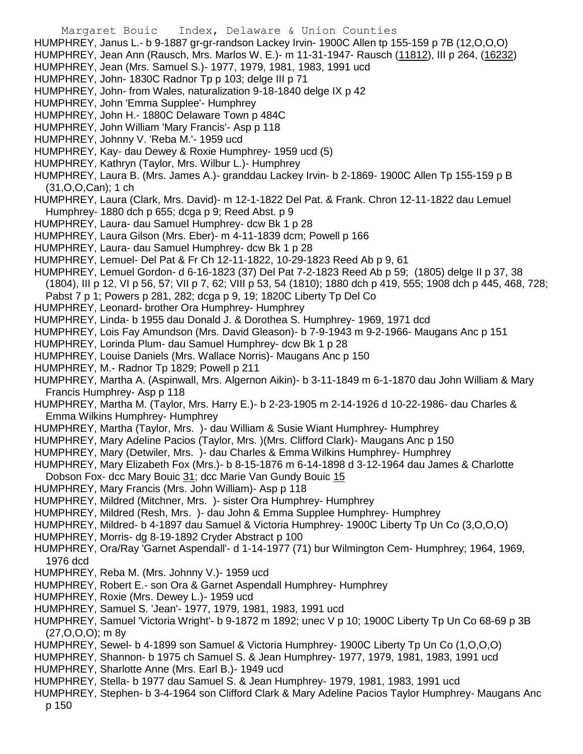HUMPHREY, Janus L.- b 9-1887 gr-gr-randson Lackey Irvin- 1900C Allen tp 155-159 p 7B (12,O,O,O)
HUMPHREY, Jean Ann (Rausch, Mrs. Marlos W. E.)- m 11-31-1947- Rausch (11812), III p 264, (16232)
HUMPHREY, Jean (Mrs. Samuel S.)- 1977, 1979, 1981, 1983, 1991 ucd
HUMPHREY, John- 1830C Radnor Tp p 103; delge III p 71
HUMPHREY, John- from Wales, naturalization 9-18-1840 delge IX p 42
HUMPHREY, John 'Emma Supplee'- Humphrey
HUMPHREY, John H.- 1880C Delaware Town p 484C
HUMPHREY, John William 'Mary Francis'- Asp p 118
HUMPHREY, Johnny V. 'Reba M.'- 1959 ucd
HUMPHREY, Kay- dau Dewey & Roxie Humphrey- 1959 ucd (5)
HUMPHREY, Kathryn (Taylor, Mrs. Wilbur L.)- Humphrey
HUMPHREY, Laura B. (Mrs. James A.)- granddau Lackey Irvin- b 2-1869- 1900C Allen Tp 155-159 p B (31,O,O,Can); 1 ch
HUMPHREY, Laura (Clark, Mrs. David)- m 12-1-1822 Del Pat. & Frank. Chron 12-11-1822 dau Lemuel Humphrey- 1880 dch p 655; dcga p 9; Reed Abst. p 9
HUMPHREY, Laura- dau Samuel Humphrey- dcw Bk 1 p 28
HUMPHREY, Laura Gilson (Mrs. Eber)- m 4-11-1839 dcm; Powell p 166
HUMPHREY, Laura- dau Samuel Humphrey- dcw Bk 1 p 28
HUMPHREY, Lemuel- Del Pat & Fr Ch 12-11-1822, 10-29-1823 Reed Ab p 9, 61
HUMPHREY, Lemuel Gordon- d 6-16-1823 (37) Del Pat 7-2-1823 Reed Ab p 59; (1805) delge II p 37, 38 (1804), III p 12, VI p 56, 57; VII p 7, 62; VIII p 53, 54 (1810); 1880 dch p 419, 555; 1908 dch p 445, 468, 728; Pabst 7 p 1; Powers p 281, 282; dcga p 9, 19; 1820C Liberty Tp Del Co
HUMPHREY, Leonard- brother Ora Humphrey- Humphrey
HUMPHREY, Linda- b 1955 dau Donald J. & Dorothea S. Humphrey- 1969, 1971 dcd
HUMPHREY, Lois Fay Amundson (Mrs. David Gleason)- b 7-9-1943 m 9-2-1966- Maugans Anc p 151
HUMPHREY, Lorinda Plum- dau Samuel Humphrey- dcw Bk 1 p 28
HUMPHREY, Louise Daniels (Mrs. Wallace Norris)- Maugans Anc p 150
HUMPHREY, M.- Radnor Tp 1829; Powell p 211
HUMPHREY, Martha A. (Aspinwall, Mrs. Algernon Aikin)- b 3-11-1849 m 6-1-1870 dau John William & Mary Francis Humphrey- Asp p 118
HUMPHREY, Martha M. (Taylor, Mrs. Harry E.)- b 2-23-1905 m 2-14-1926 d 10-22-1986- dau Charles & Emma Wilkins Humphrey- Humphrey
HUMPHREY, Martha (Taylor, Mrs. )- dau William & Susie Wiant Humphrey- Humphrey
HUMPHREY, Mary Adeline Pacios (Taylor, Mrs. )(Mrs. Clifford Clark)- Maugans Anc p 150
HUMPHREY, Mary (Detwiler, Mrs. )- dau Charles & Emma Wilkins Humphrey- Humphrey
HUMPHREY, Mary Elizabeth Fox (Mrs.)- b 8-15-1876 m 6-14-1898 d 3-12-1964 dau James & Charlotte Dobson Fox- dcc Mary Bouic 31; dcc Marie Van Gundy Bouic 15
HUMPHREY, Mary Francis (Mrs. John William)- Asp p 118
HUMPHREY, Mildred (Mitchner, Mrs. )- sister Ora Humphrey- Humphrey
HUMPHREY, Mildred (Resh, Mrs. )- dau John & Emma Supplee Humphrey- Humphrey
HUMPHREY, Mildred- b 4-1897 dau Samuel & Victoria Humphrey- 1900C Liberty Tp Un Co (3,O,O,O)
HUMPHREY, Morris- dg 8-19-1892 Cryder Abstract p 100
HUMPHREY, Ora/Ray 'Garnet Aspendall'- d 1-14-1977 (71) bur Wilmington Cem- Humphrey; 1964, 1969, 1976 dcd
HUMPHREY, Reba M. (Mrs. Johnny V.)- 1959 ucd
HUMPHREY, Robert E.- son Ora & Garnet Aspendall Humphrey- Humphrey
HUMPHREY, Roxie (Mrs. Dewey L.)- 1959 ucd
HUMPHREY, Samuel S. 'Jean'- 1977, 1979, 1981, 1983, 1991 ucd
HUMPHREY, Samuel 'Victoria Wright'- b 9-1872 m 1892; unec V p 10; 1900C Liberty Tp Un Co 68-69 p 3B (27,O,O,O); m 8y
HUMPHREY, Sewel- b 4-1899 son Samuel & Victoria Humphrey- 1900C Liberty Tp Un Co (1,O,O,O)
HUMPHREY, Shannon- b 1975 ch Samuel S. & Jean Humphrey- 1977, 1979, 1981, 1983, 1991 ucd
HUMPHREY, Sharlotte Anne (Mrs. Earl B.)- 1949 ucd
HUMPHREY, Stella- b 1977 dau Samuel S. & Jean Humphrey- 1979, 1981, 1983, 1991 ucd
HUMPHREY, Stephen- b 3-4-1964 son Clifford Clark & Mary Adeline Pacios Taylor Humphrey- Maugans Anc p 150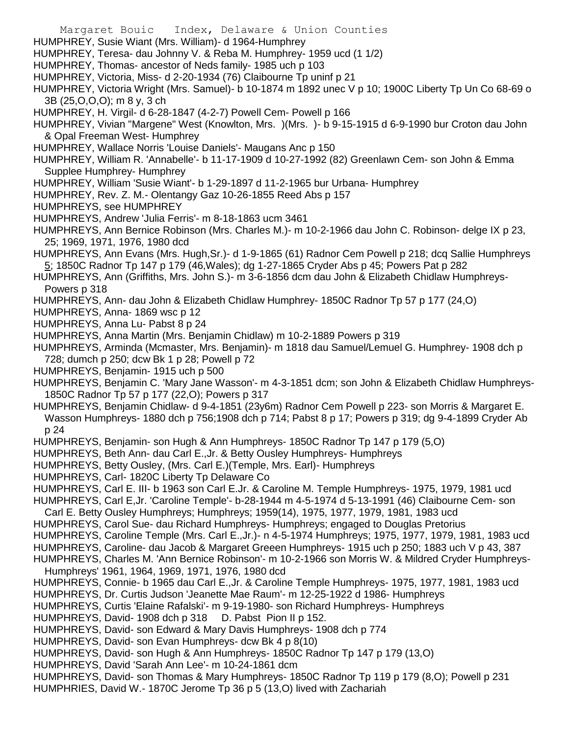HUMPHREY, Susie Wiant (Mrs. William)- d 1964-Humphrey

HUMPHREY, Teresa- dau Johnny V. & Reba M. Humphrey- 1959 ucd (1 1/2)

HUMPHREY, Thomas- ancestor of Neds family- 1985 uch p 103

HUMPHREY, Victoria, Miss- d 2-20-1934 (76) Claibourne Tp uninf p 21

HUMPHREY, Victoria Wright (Mrs. Samuel)- b 10-1874 m 1892 unec V p 10; 1900C Liberty Tp Un Co 68-69 o 3B (25,O,O,O); m 8 y, 3 ch

HUMPHREY, H. Virgil- d 6-28-1847 (4-2-7) Powell Cem- Powell p 166

HUMPHREY, Vivian "Margene" West (Knowlton, Mrs. )(Mrs. )- b 9-15-1915 d 6-9-1990 bur Croton dau John & Opal Freeman West- Humphrey

HUMPHREY, Wallace Norris 'Louise Daniels'- Maugans Anc p 150

HUMPHREY, William R. 'Annabelle'- b 11-17-1909 d 10-27-1992 (82) Greenlawn Cem- son John & Emma Supplee Humphrey- Humphrey

HUMPHREY, William 'Susie Wiant'- b 1-29-1897 d 11-2-1965 bur Urbana- Humphrey

HUMPHREY, Rev. Z. M.- Olentangy Gaz 10-26-1855 Reed Abs p 157

HUMPHREYS, see HUMPHREY

HUMPHREYS, Andrew 'Julia Ferris'- m 8-18-1863 ucm 3461

HUMPHREYS, Ann Bernice Robinson (Mrs. Charles M.)- m 10-2-1966 dau John C. Robinson- delge IX p 23, 25; 1969, 1971, 1976, 1980 dcd

HUMPHREYS, Ann Evans (Mrs. Hugh,Sr.)- d 1-9-1865 (61) Radnor Cem Powell p 218; dcq Sallie Humphreys 5; 1850C Radnor Tp 147 p 179 (46,Wales); dg 1-27-1865 Cryder Abs p 45; Powers Pat p 282

HUMPHREYS, Ann (Griffiths, Mrs. John S.)- m 3-6-1856 dcm dau John & Elizabeth Chidlaw Humphreys-Powers p 318

HUMPHREYS, Ann- dau John & Elizabeth Chidlaw Humphrey- 1850C Radnor Tp 57 p 177 (24,O)

HUMPHREYS, Anna- 1869 wsc p 12

HUMPHREYS, Anna Lu- Pabst 8 p 24

HUMPHREYS, Anna Martin (Mrs. Benjamin Chidlaw) m 10-2-1889 Powers p 319

HUMPHREYS, Arminda (Mcmaster, Mrs. Benjamin)- m 1818 dau Samuel/Lemuel G. Humphrey- 1908 dch p 728; dumch p 250; dcw Bk 1 p 28; Powell p 72

HUMPHREYS, Benjamin- 1915 uch p 500

HUMPHREYS, Benjamin C. 'Mary Jane Wasson'- m 4-3-1851 dcm; son John & Elizabeth Chidlaw Humphreys- 1850C Radnor Tp 57 p 177 (22,O); Powers p 317

HUMPHREYS, Benjamin Chidlaw- d 9-4-1851 (23y6m) Radnor Cem Powell p 223- son Morris & Margaret E. Wasson Humphreys- 1880 dch p 756;1908 dch p 714; Pabst 8 p 17; Powers p 319; dg 9-4-1899 Cryder Ab p 24

HUMPHREYS, Benjamin- son Hugh & Ann Humphreys- 1850C Radnor Tp 147 p 179 (5,O)

HUMPHREYS, Beth Ann- dau Carl E.,Jr. & Betty Ousley Humphreys- Humphreys

HUMPHREYS, Betty Ousley, (Mrs. Carl E.)(Temple, Mrs. Earl)- Humphreys

HUMPHREYS, Carl- 1820C Liberty Tp Delaware Co

HUMPHREYS, Carl E. III- b 1963 son Carl E.Jr. & Caroline M. Temple Humphreys- 1975, 1979, 1981 ucd

HUMPHREYS, Carl E,Jr. 'Caroline Temple'- b-28-1944 m 4-5-1974 d 5-13-1991 (46) Claibourne Cem- son Carl E. Betty Ousley Humphreys; Humphreys; 1959(14), 1975, 1977, 1979, 1981, 1983 ucd

HUMPHREYS, Carol Sue- dau Richard Humphreys- Humphreys; engaged to Douglas Pretorius

HUMPHREYS, Caroline Temple (Mrs. Carl E.,Jr.)- n 4-5-1974 Humphreys; 1975, 1977, 1979, 1981, 1983 ucd

HUMPHREYS, Caroline- dau Jacob & Margaret Greeen Humphreys- 1915 uch p 250; 1883 uch V p 43, 387

HUMPHREYS, Charles M. 'Ann Bernice Robinson'- m 10-2-1966 son Morris W. & Mildred Cryder Humphreys-Humphreys' 1961, 1964, 1969, 1971, 1976, 1980 dcd

HUMPHREYS, Connie- b 1965 dau Carl E.,Jr. & Caroline Temple Humphreys- 1975, 1977, 1981, 1983 ucd

HUMPHREYS, Dr. Curtis Judson 'Jeanette Mae Raum'- m 12-25-1922 d 1986- Humphreys

HUMPHREYS, Curtis 'Elaine Rafalski'- m 9-19-1980- son Richard Humphreys- Humphreys

HUMPHREYS, David- 1908 dch p 318 D. Pabst Pion II p 152.

HUMPHREYS, David- son Edward & Mary Davis Humphreys- 1908 dch p 774

HUMPHREYS, David- son Evan Humphreys- dcw Bk 4 p 8(10)

HUMPHREYS, David- son Hugh & Ann Humphreys- 1850C Radnor Tp 147 p 179 (13,O)

HUMPHREYS, David 'Sarah Ann Lee'- m 10-24-1861 dcm

HUMPHREYS, David- son Thomas & Mary Humphreys- 1850C Radnor Tp 119 p 179 (8,O); Powell p 231

HUMPHRIES, David W.- 1870C Jerome Tp 36 p 5 (13,O) lived with Zachariah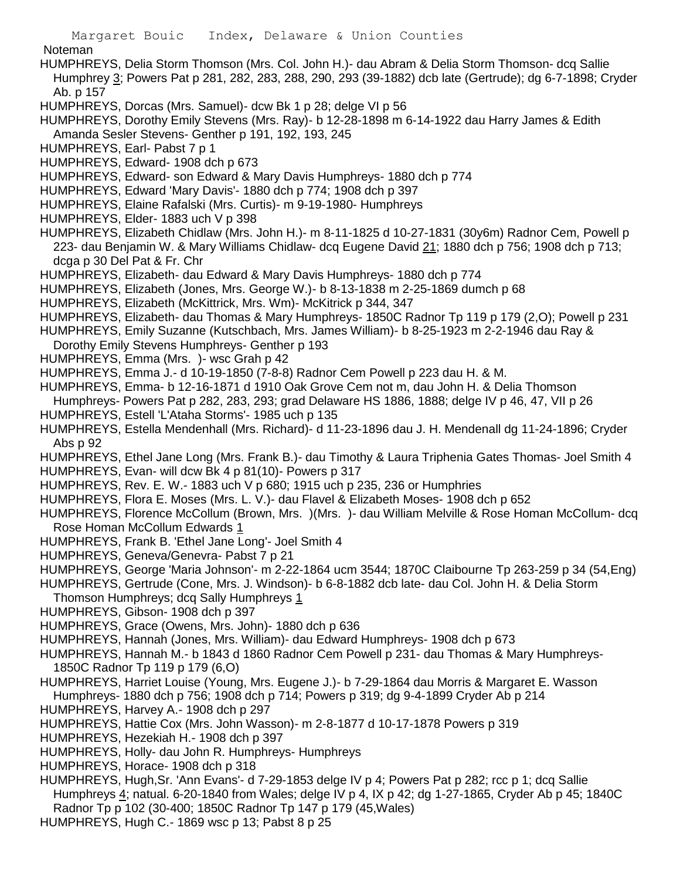Noteman

HUMPHREYS, Delia Storm Thomson (Mrs. Col. John H.)- dau Abram & Delia Storm Thomson- dcq Sallie Humphrey 3; Powers Pat p 281, 282, 283, 288, 290, 293 (39-1882) dcb late (Gertrude); dg 6-7-1898; Cryder Ab. p 157

HUMPHREYS, Dorcas (Mrs. Samuel)- dcw Bk 1 p 28; delge VI p 56

HUMPHREYS, Dorothy Emily Stevens (Mrs. Ray)- b 12-28-1898 m 6-14-1922 dau Harry James & Edith Amanda Sesler Stevens- Genther p 191, 192, 193, 245

HUMPHREYS, Earl- Pabst 7 p 1

HUMPHREYS, Edward- 1908 dch p 673

HUMPHREYS, Edward- son Edward & Mary Davis Humphreys- 1880 dch p 774

HUMPHREYS, Edward 'Mary Davis'- 1880 dch p 774; 1908 dch p 397

HUMPHREYS, Elaine Rafalski (Mrs. Curtis)- m 9-19-1980- Humphreys

HUMPHREYS, Elder- 1883 uch V p 398

HUMPHREYS, Elizabeth Chidlaw (Mrs. John H.)- m 8-11-1825 d 10-27-1831 (30y6m) Radnor Cem, Powell p 223- dau Benjamin W. & Mary Williams Chidlaw- dcq Eugene David 21; 1880 dch p 756; 1908 dch p 713; dcga p 30 Del Pat & Fr. Chr

HUMPHREYS, Elizabeth- dau Edward & Mary Davis Humphreys- 1880 dch p 774

HUMPHREYS, Elizabeth (Jones, Mrs. George W.)- b 8-13-1838 m 2-25-1869 dumch p 68

HUMPHREYS, Elizabeth (McKittrick, Mrs. Wm)- McKitrick p 344, 347

HUMPHREYS, Elizabeth- dau Thomas & Mary Humphreys- 1850C Radnor Tp 119 p 179 (2,O); Powell p 231

HUMPHREYS, Emily Suzanne (Kutschbach, Mrs. James William)- b 8-25-1923 m 2-2-1946 dau Ray & Dorothy Emily Stevens Humphreys- Genther p 193

HUMPHREYS, Emma (Mrs. )- wsc Grah p 42

HUMPHREYS, Emma J.- d 10-19-1850 (7-8-8) Radnor Cem Powell p 223 dau H. & M.

HUMPHREYS, Emma- b 12-16-1871 d 1910 Oak Grove Cem not m, dau John H. & Delia Thomson Humphreys- Powers Pat p 282, 283, 293; grad Delaware HS 1886, 1888; delge IV p 46, 47, VII p 26

HUMPHREYS, Estell 'L'Ataha Storms'- 1985 uch p 135

HUMPHREYS, Estella Mendenhall (Mrs. Richard)- d 11-23-1896 dau J. H. Mendenall dg 11-24-1896; Cryder Abs p 92

HUMPHREYS, Ethel Jane Long (Mrs. Frank B.)- dau Timothy & Laura Triphenia Gates Thomas- Joel Smith 4

HUMPHREYS, Evan- will dcw Bk 4 p 81(10)- Powers p 317

HUMPHREYS, Rev. E. W.- 1883 uch V p 680; 1915 uch p 235, 236 or Humphries

HUMPHREYS, Flora E. Moses (Mrs. L. V.)- dau Flavel & Elizabeth Moses- 1908 dch p 652

HUMPHREYS, Florence McCollum (Brown, Mrs. )(Mrs. )- dau William Melville & Rose Homan McCollum- dcq Rose Homan McCollum Edwards 1

HUMPHREYS, Frank B. 'Ethel Jane Long'- Joel Smith 4

HUMPHREYS, Geneva/Genevra- Pabst 7 p 21

HUMPHREYS, George 'Maria Johnson'- m 2-22-1864 ucm 3544; 1870C Claibourne Tp 263-259 p 34 (54,Eng)

HUMPHREYS, Gertrude (Cone, Mrs. J. Windson)- b 6-8-1882 dcb late- dau Col. John H. & Delia Storm Thomson Humphreys; dcq Sally Humphreys 1

HUMPHREYS, Gibson- 1908 dch p 397

HUMPHREYS, Grace (Owens, Mrs. John)- 1880 dch p 636

HUMPHREYS, Hannah (Jones, Mrs. William)- dau Edward Humphreys- 1908 dch p 673

HUMPHREYS, Hannah M.- b 1843 d 1860 Radnor Cem Powell p 231- dau Thomas & Mary Humphreys- 1850C Radnor Tp 119 p 179 (6,O)

HUMPHREYS, Harriet Louise (Young, Mrs. Eugene J.)- b 7-29-1864 dau Morris & Margaret E. Wasson Humphreys- 1880 dch p 756; 1908 dch p 714; Powers p 319; dg 9-4-1899 Cryder Ab p 214

HUMPHREYS, Harvey A.- 1908 dch p 297

HUMPHREYS, Hattie Cox (Mrs. John Wasson)- m 2-8-1877 d 10-17-1878 Powers p 319

HUMPHREYS, Hezekiah H.- 1908 dch p 397

HUMPHREYS, Holly- dau John R. Humphreys- Humphreys

HUMPHREYS, Horace- 1908 dch p 318

HUMPHREYS, Hugh,Sr. 'Ann Evans'- d 7-29-1853 delge IV p 4; Powers Pat p 282; rcc p 1; dcq Sallie Humphreys 4; natual. 6-20-1840 from Wales; delge IV p 4, IX p 42; dg 1-27-1865, Cryder Ab p 45; 1840C Radnor Tp p 102 (30-400; 1850C Radnor Tp 147 p 179 (45,Wales)

HUMPHREYS, Hugh C.- 1869 wsc p 13; Pabst 8 p 25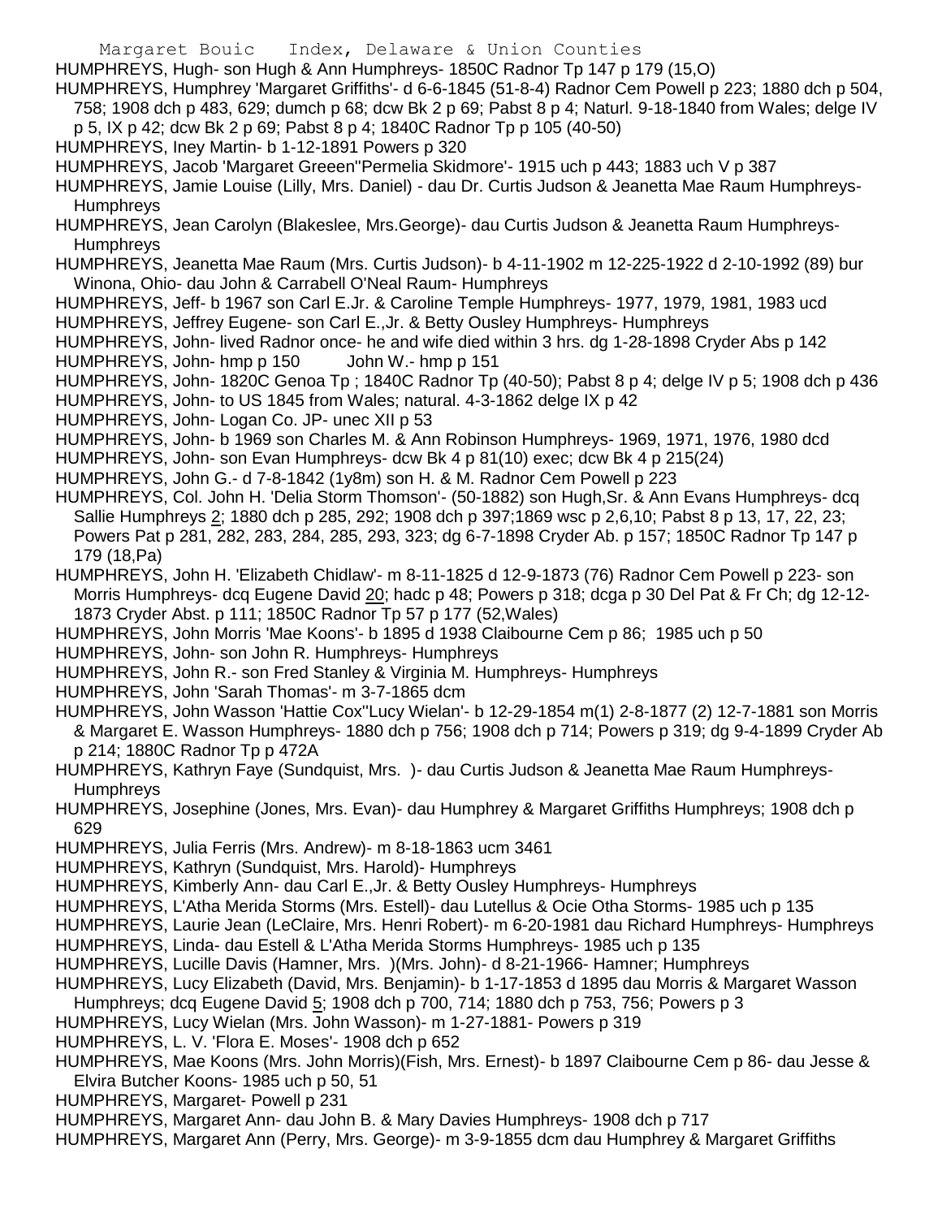HUMPHREYS, Hugh- son Hugh & Ann Humphreys- 1850C Radnor Tp 147 p 179 (15,O)

HUMPHREYS, Humphrey 'Margaret Griffiths'- d 6-6-1845 (51-8-4) Radnor Cem Powell p 223; 1880 dch p 504, 758; 1908 dch p 483, 629; dumch p 68; dcw Bk 2 p 69; Pabst 8 p 4; Naturl. 9-18-1840 from Wales; delge IV p 5, IX p 42; dcw Bk 2 p 69; Pabst 8 p 4; 1840C Radnor Tp p 105 (40-50)

HUMPHREYS, Iney Martin- b 1-12-1891 Powers p 320

HUMPHREYS, Jacob 'Margaret Greeen''Permelia Skidmore'- 1915 uch p 443; 1883 uch V p 387

HUMPHREYS, Jamie Louise (Lilly, Mrs. Daniel) - dau Dr. Curtis Judson & Jeanetta Mae Raum Humphreys- Humphreys

HUMPHREYS, Jean Carolyn (Blakeslee, Mrs.George)- dau Curtis Judson & Jeanetta Raum Humphreys- Humphreys

HUMPHREYS, Jeanetta Mae Raum (Mrs. Curtis Judson)- b 4-11-1902 m 12-225-1922 d 2-10-1992 (89) bur Winona, Ohio- dau John & Carrabell O'Neal Raum- Humphreys

HUMPHREYS, Jeff- b 1967 son Carl E.Jr. & Caroline Temple Humphreys- 1977, 1979, 1981, 1983 ucd

HUMPHREYS, Jeffrey Eugene- son Carl E.,Jr. & Betty Ousley Humphreys- Humphreys

HUMPHREYS, John- lived Radnor once- he and wife died within 3 hrs. dg 1-28-1898 Cryder Abs p 142

HUMPHREYS, John- hmp p 150 John W.- hmp p 151

HUMPHREYS, John- 1820C Genoa Tp ; 1840C Radnor Tp (40-50); Pabst 8 p 4; delge IV p 5; 1908 dch p 436

HUMPHREYS, John- to US 1845 from Wales; natural. 4-3-1862 delge IX p 42

HUMPHREYS, John- Logan Co. JP- unec XII p 53

HUMPHREYS, John- b 1969 son Charles M. & Ann Robinson Humphreys- 1969, 1971, 1976, 1980 dcd

HUMPHREYS, John- son Evan Humphreys- dcw Bk 4 p 81(10) exec; dcw Bk 4 p 215(24)

HUMPHREYS, John G.- d 7-8-1842 (1y8m) son H. & M. Radnor Cem Powell p 223

HUMPHREYS, Col. John H. 'Delia Storm Thomson'- (50-1882) son Hugh,Sr. & Ann Evans Humphreys- dcq Sallie Humphreys 2; 1880 dch p 285, 292; 1908 dch p 397;1869 wsc p 2,6,10; Pabst 8 p 13, 17, 22, 23; Powers Pat p 281, 282, 283, 284, 285, 293, 323; dg 6-7-1898 Cryder Ab. p 157; 1850C Radnor Tp 147 p 179 (18,Pa)

HUMPHREYS, John H. 'Elizabeth Chidlaw'- m 8-11-1825 d 12-9-1873 (76) Radnor Cem Powell p 223- son Morris Humphreys- dcq Eugene David 20; hadc p 48; Powers p 318; dcga p 30 Del Pat & Fr Ch; dg 12-12-1873 Cryder Abst. p 111; 1850C Radnor Tp 57 p 177 (52,Wales)

HUMPHREYS, John Morris 'Mae Koons'- b 1895 d 1938 Claibourne Cem p 86; 1985 uch p 50

HUMPHREYS, John- son John R. Humphreys- Humphreys

HUMPHREYS, John R.- son Fred Stanley & Virginia M. Humphreys- Humphreys

HUMPHREYS, John 'Sarah Thomas'- m 3-7-1865 dcm

HUMPHREYS, John Wasson 'Hattie Cox''Lucy Wielan'- b 12-29-1854 m(1) 2-8-1877 (2) 12-7-1881 son Morris & Margaret E. Wasson Humphreys- 1880 dch p 756; 1908 dch p 714; Powers p 319; dg 9-4-1899 Cryder Ab p 214; 1880C Radnor Tp p 472A

HUMPHREYS, Kathryn Faye (Sundquist, Mrs. )- dau Curtis Judson & Jeanetta Mae Raum Humphreys- Humphreys

HUMPHREYS, Josephine (Jones, Mrs. Evan)- dau Humphrey & Margaret Griffiths Humphreys; 1908 dch p 629

HUMPHREYS, Julia Ferris (Mrs. Andrew)- m 8-18-1863 ucm 3461

HUMPHREYS, Kathryn (Sundquist, Mrs. Harold)- Humphreys

HUMPHREYS, Kimberly Ann- dau Carl E.,Jr. & Betty Ousley Humphreys- Humphreys

HUMPHREYS, L'Atha Merida Storms (Mrs. Estell)- dau Lutellus & Ocie Otha Storms- 1985 uch p 135

HUMPHREYS, Laurie Jean (LeClaire, Mrs. Henri Robert)- m 6-20-1981 dau Richard Humphreys- Humphreys

HUMPHREYS, Linda- dau Estell & L'Atha Merida Storms Humphreys- 1985 uch p 135

HUMPHREYS, Lucille Davis (Hamner, Mrs. )(Mrs. John)- d 8-21-1966- Hamner; Humphreys

HUMPHREYS, Lucy Elizabeth (David, Mrs. Benjamin)- b 1-17-1853 d 1895 dau Morris & Margaret Wasson Humphreys; dcq Eugene David 5; 1908 dch p 700, 714; 1880 dch p 753, 756; Powers p 3

HUMPHREYS, Lucy Wielan (Mrs. John Wasson)- m 1-27-1881- Powers p 319

HUMPHREYS, L. V. 'Flora E. Moses'- 1908 dch p 652

HUMPHREYS, Mae Koons (Mrs. John Morris)(Fish, Mrs. Ernest)- b 1897 Claibourne Cem p 86- dau Jesse & Elvira Butcher Koons- 1985 uch p 50, 51

HUMPHREYS, Margaret- Powell p 231

HUMPHREYS, Margaret Ann- dau John B. & Mary Davies Humphreys- 1908 dch p 717

HUMPHREYS, Margaret Ann (Perry, Mrs. George)- m 3-9-1855 dcm dau Humphrey & Margaret Griffiths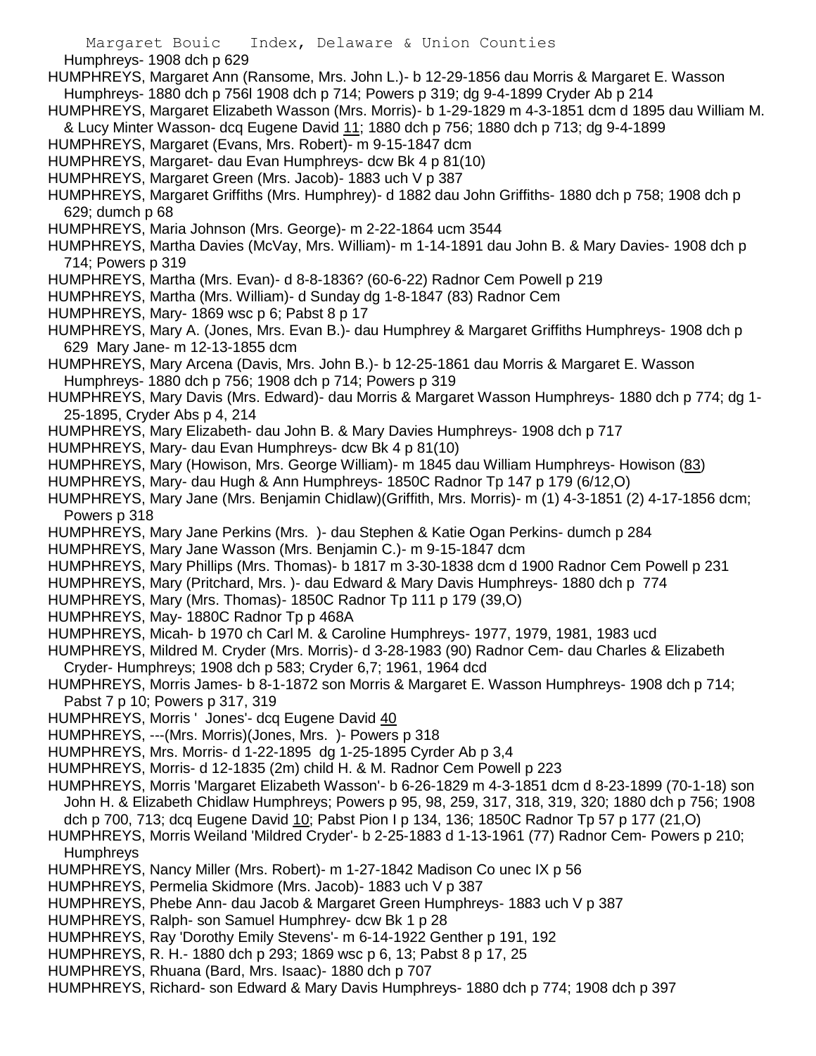Humphreys- 1908 dch p 629

HUMPHREYS, Margaret Ann (Ransome, Mrs. John L.)- b 12-29-1856 dau Morris & Margaret E. Wasson Humphreys- 1880 dch p 756l 1908 dch p 714; Powers p 319; dg 9-4-1899 Cryder Ab p 214

HUMPHREYS, Margaret Elizabeth Wasson (Mrs. Morris)- b 1-29-1829 m 4-3-1851 dcm d 1895 dau William M. & Lucy Minter Wasson- dcq Eugene David 11; 1880 dch p 756; 1880 dch p 713; dg 9-4-1899

HUMPHREYS, Margaret (Evans, Mrs. Robert)- m 9-15-1847 dcm

HUMPHREYS, Margaret- dau Evan Humphreys- dcw Bk 4 p 81(10)

HUMPHREYS, Margaret Green (Mrs. Jacob)- 1883 uch V p 387

HUMPHREYS, Margaret Griffiths (Mrs. Humphrey)- d 1882 dau John Griffiths- 1880 dch p 758; 1908 dch p 629; dumch p 68

HUMPHREYS, Maria Johnson (Mrs. George)- m 2-22-1864 ucm 3544

HUMPHREYS, Martha Davies (McVay, Mrs. William)- m 1-14-1891 dau John B. & Mary Davies- 1908 dch p 714; Powers p 319

HUMPHREYS, Martha (Mrs. Evan)- d 8-8-1836? (60-6-22) Radnor Cem Powell p 219

HUMPHREYS, Martha (Mrs. William)- d Sunday dg 1-8-1847 (83) Radnor Cem

HUMPHREYS, Mary- 1869 wsc p 6; Pabst 8 p 17

HUMPHREYS, Mary A. (Jones, Mrs. Evan B.)- dau Humphrey & Margaret Griffiths Humphreys- 1908 dch p 629 Mary Jane- m 12-13-1855 dcm

HUMPHREYS, Mary Arcena (Davis, Mrs. John B.)- b 12-25-1861 dau Morris & Margaret E. Wasson Humphreys- 1880 dch p 756; 1908 dch p 714; Powers p 319

HUMPHREYS, Mary Davis (Mrs. Edward)- dau Morris & Margaret Wasson Humphreys- 1880 dch p 774; dg 1-25-1895, Cryder Abs p 4, 214

HUMPHREYS, Mary Elizabeth- dau John B. & Mary Davies Humphreys- 1908 dch p 717

HUMPHREYS, Mary- dau Evan Humphreys- dcw Bk 4 p 81(10)

HUMPHREYS, Mary (Howison, Mrs. George William)- m 1845 dau William Humphreys- Howison (83)

HUMPHREYS, Mary- dau Hugh & Ann Humphreys- 1850C Radnor Tp 147 p 179 (6/12,O)

HUMPHREYS, Mary Jane (Mrs. Benjamin Chidlaw)(Griffith, Mrs. Morris)- m (1) 4-3-1851 (2) 4-17-1856 dcm; Powers p 318

HUMPHREYS, Mary Jane Perkins (Mrs. )- dau Stephen & Katie Ogan Perkins- dumch p 284

HUMPHREYS, Mary Jane Wasson (Mrs. Benjamin C.)- m 9-15-1847 dcm

HUMPHREYS, Mary Phillips (Mrs. Thomas)- b 1817 m 3-30-1838 dcm d 1900 Radnor Cem Powell p 231

HUMPHREYS, Mary (Pritchard, Mrs. )- dau Edward & Mary Davis Humphreys- 1880 dch p 774

HUMPHREYS, Mary (Mrs. Thomas)- 1850C Radnor Tp 111 p 179 (39,O)

HUMPHREYS, May- 1880C Radnor Tp p 468A

HUMPHREYS, Micah- b 1970 ch Carl M. & Caroline Humphreys- 1977, 1979, 1981, 1983 ucd

HUMPHREYS, Mildred M. Cryder (Mrs. Morris)- d 3-28-1983 (90) Radnor Cem- dau Charles & Elizabeth Cryder- Humphreys; 1908 dch p 583; Cryder 6,7; 1961, 1964 dcd

HUMPHREYS, Morris James- b 8-1-1872 son Morris & Margaret E. Wasson Humphreys- 1908 dch p 714; Pabst 7 p 10; Powers p 317, 319

HUMPHREYS, Morris ' Jones'- dcq Eugene David 40

HUMPHREYS, ---(Mrs. Morris)(Jones, Mrs. )- Powers p 318

HUMPHREYS, Mrs. Morris- d 1-22-1895 dg 1-25-1895 Cyrder Ab p 3,4

HUMPHREYS, Morris- d 12-1835 (2m) child H. & M. Radnor Cem Powell p 223

HUMPHREYS, Morris 'Margaret Elizabeth Wasson'- b 6-26-1829 m 4-3-1851 dcm d 8-23-1899 (70-1-18) son John H. & Elizabeth Chidlaw Humphreys; Powers p 95, 98, 259, 317, 318, 319, 320; 1880 dch p 756; 1908 dch p 700, 713; dcq Eugene David 10; Pabst Pion I p 134, 136; 1850C Radnor Tp 57 p 177 (21,O)

HUMPHREYS, Morris Weiland 'Mildred Cryder'- b 2-25-1883 d 1-13-1961 (77) Radnor Cem- Powers p 210; Humphreys

HUMPHREYS, Nancy Miller (Mrs. Robert)- m 1-27-1842 Madison Co unec IX p 56

HUMPHREYS, Permelia Skidmore (Mrs. Jacob)- 1883 uch V p 387

HUMPHREYS, Phebe Ann- dau Jacob & Margaret Green Humphreys- 1883 uch V p 387

HUMPHREYS, Ralph- son Samuel Humphrey- dcw Bk 1 p 28

HUMPHREYS, Ray 'Dorothy Emily Stevens'- m 6-14-1922 Genther p 191, 192

HUMPHREYS, R. H.- 1880 dch p 293; 1869 wsc p 6, 13; Pabst 8 p 17, 25

HUMPHREYS, Rhuana (Bard, Mrs. Isaac)- 1880 dch p 707

HUMPHREYS, Richard- son Edward & Mary Davis Humphreys- 1880 dch p 774; 1908 dch p 397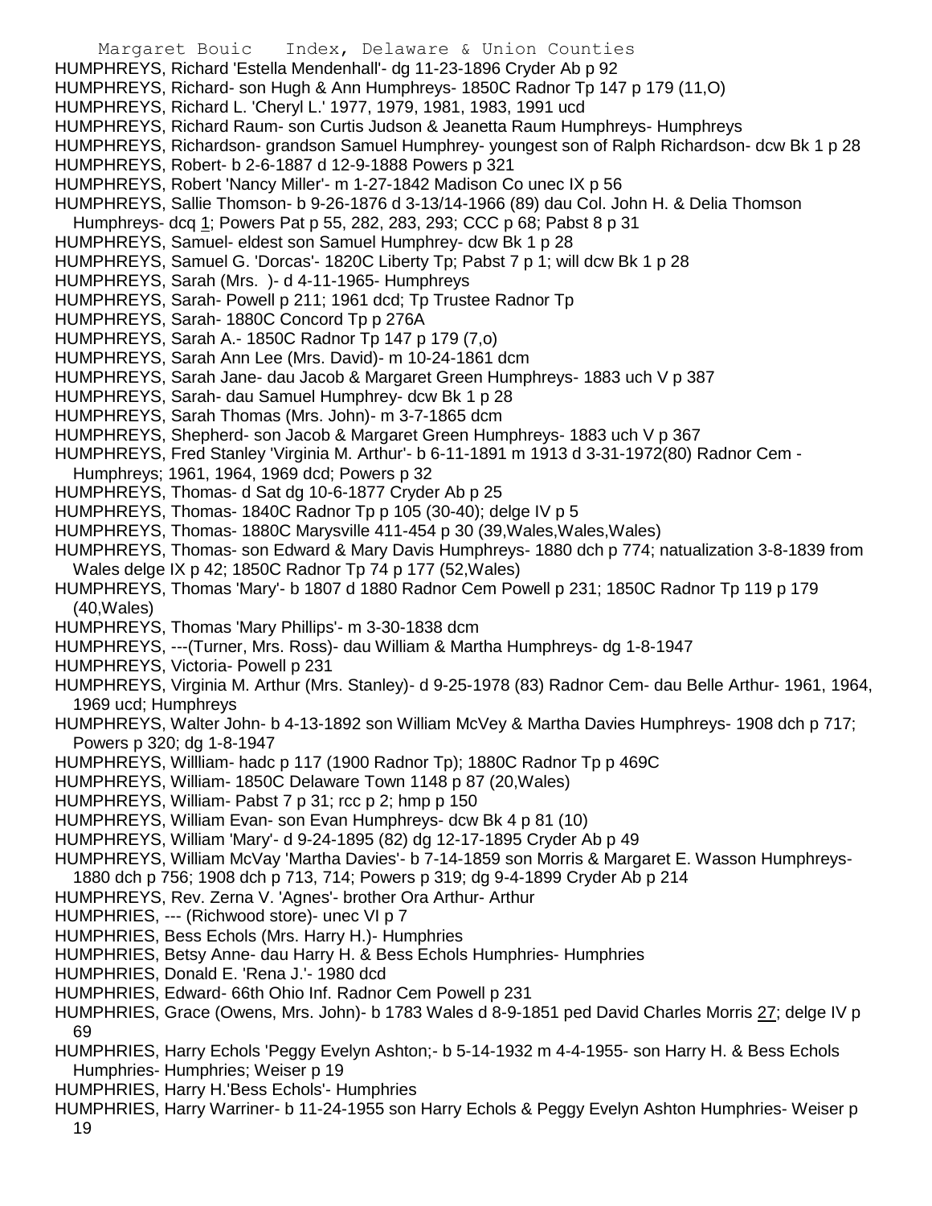HUMPHREYS, Richard 'Estella Mendenhall'- dg 11-23-1896 Cryder Ab p 92
HUMPHREYS, Richard- son Hugh & Ann Humphreys- 1850C Radnor Tp 147 p 179 (11,O)
HUMPHREYS, Richard L. 'Cheryl L.' 1977, 1979, 1981, 1983, 1991 ucd
HUMPHREYS, Richard Raum- son Curtis Judson & Jeanetta Raum Humphreys- Humphreys
HUMPHREYS, Richardson- grandson Samuel Humphrey- youngest son of Ralph Richardson- dcw Bk 1 p 28
HUMPHREYS, Robert- b 2-6-1887 d 12-9-1888 Powers p 321
HUMPHREYS, Robert 'Nancy Miller'- m 1-27-1842 Madison Co unec IX p 56
HUMPHREYS, Sallie Thomson- b 9-26-1876 d 3-13/14-1966 (89) dau Col. John H. & Delia Thomson Humphreys- dcq 1; Powers Pat p 55, 282, 283, 293; CCC p 68; Pabst 8 p 31
HUMPHREYS, Samuel- eldest son Samuel Humphrey- dcw Bk 1 p 28
HUMPHREYS, Samuel G. 'Dorcas'- 1820C Liberty Tp; Pabst 7 p 1; will dcw Bk 1 p 28
HUMPHREYS, Sarah (Mrs. )- d 4-11-1965- Humphreys
HUMPHREYS, Sarah- Powell p 211; 1961 dcd; Tp Trustee Radnor Tp
HUMPHREYS, Sarah- 1880C Concord Tp p 276A
HUMPHREYS, Sarah A.- 1850C Radnor Tp 147 p 179 (7,o)
HUMPHREYS, Sarah Ann Lee (Mrs. David)- m 10-24-1861 dcm
HUMPHREYS, Sarah Jane- dau Jacob & Margaret Green Humphreys- 1883 uch V p 387
HUMPHREYS, Sarah- dau Samuel Humphrey- dcw Bk 1 p 28
HUMPHREYS, Sarah Thomas (Mrs. John)- m 3-7-1865 dcm
HUMPHREYS, Shepherd- son Jacob & Margaret Green Humphreys- 1883 uch V p 367
HUMPHREYS, Fred Stanley 'Virginia M. Arthur'- b 6-11-1891 m 1913 d 3-31-1972(80) Radnor Cem - Humphreys; 1961, 1964, 1969 dcd; Powers p 32
HUMPHREYS, Thomas- d Sat dg 10-6-1877 Cryder Ab p 25
HUMPHREYS, Thomas- 1840C Radnor Tp p 105 (30-40); delge IV p 5
HUMPHREYS, Thomas- 1880C Marysville 411-454 p 30 (39,Wales,Wales,Wales)
HUMPHREYS, Thomas- son Edward & Mary Davis Humphreys- 1880 dch p 774; natualization 3-8-1839 from Wales delge IX p 42; 1850C Radnor Tp 74 p 177 (52,Wales)
HUMPHREYS, Thomas 'Mary'- b 1807 d 1880 Radnor Cem Powell p 231; 1850C Radnor Tp 119 p 179 (40,Wales)
HUMPHREYS, Thomas 'Mary Phillips'- m 3-30-1838 dcm
HUMPHREYS, ---(Turner, Mrs. Ross)- dau William & Martha Humphreys- dg 1-8-1947
HUMPHREYS, Victoria- Powell p 231
HUMPHREYS, Virginia M. Arthur (Mrs. Stanley)- d 9-25-1978 (83) Radnor Cem- dau Belle Arthur- 1961, 1964, 1969 ucd; Humphreys
HUMPHREYS, Walter John- b 4-13-1892 son William McVey & Martha Davies Humphreys- 1908 dch p 717; Powers p 320; dg 1-8-1947
HUMPHREYS, Willliam- hadc p 117 (1900 Radnor Tp); 1880C Radnor Tp p 469C
HUMPHREYS, William- 1850C Delaware Town 1148 p 87 (20,Wales)
HUMPHREYS, William- Pabst 7 p 31; rcc p 2; hmp p 150
HUMPHREYS, William Evan- son Evan Humphreys- dcw Bk 4 p 81 (10)
HUMPHREYS, William 'Mary'- d 9-24-1895 (82) dg 12-17-1895 Cryder Ab p 49
HUMPHREYS, William McVay 'Martha Davies'- b 7-14-1859 son Morris & Margaret E. Wasson Humphreys- 1880 dch p 756; 1908 dch p 713, 714; Powers p 319; dg 9-4-1899 Cryder Ab p 214
HUMPHREYS, Rev. Zerna V. 'Agnes'- brother Ora Arthur- Arthur
HUMPHRIES, --- (Richwood store)- unec VI p 7
HUMPHRIES, Bess Echols (Mrs. Harry H.)- Humphries
HUMPHRIES, Betsy Anne- dau Harry H. & Bess Echols Humphries- Humphries
HUMPHRIES, Donald E. 'Rena J.'- 1980 dcd
HUMPHRIES, Edward- 66th Ohio Inf. Radnor Cem Powell p 231
HUMPHRIES, Grace (Owens, Mrs. John)- b 1783 Wales d 8-9-1851 ped David Charles Morris 27; delge IV p 69
HUMPHRIES, Harry Echols 'Peggy Evelyn Ashton;- b 5-14-1932 m 4-4-1955- son Harry H. & Bess Echols Humphries- Humphries; Weiser p 19
HUMPHRIES, Harry H.'Bess Echols'- Humphries
HUMPHRIES, Harry Warriner- b 11-24-1955 son Harry Echols & Peggy Evelyn Ashton Humphries- Weiser p 19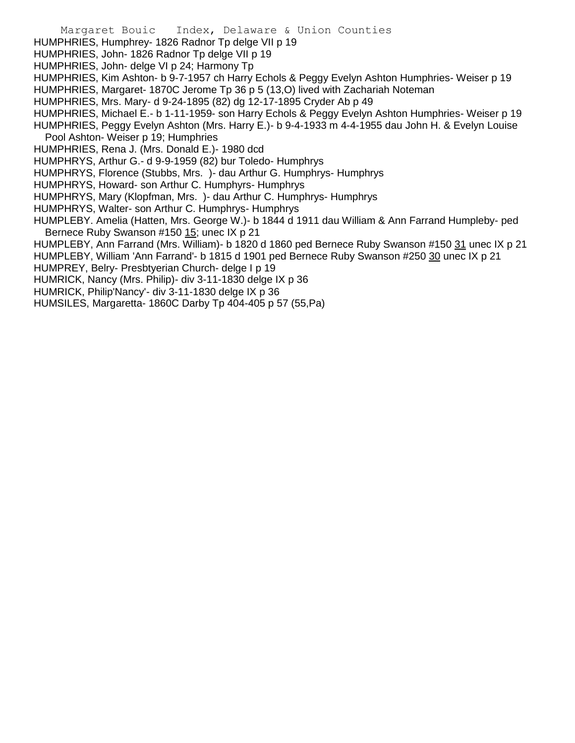HUMPHRIES, Humphrey- 1826 Radnor Tp delge VII p 19
HUMPHRIES, John- 1826 Radnor Tp delge VII p 19
HUMPHRIES, John- delge VI p 24; Harmony Tp
HUMPHRIES, Kim Ashton- b 9-7-1957 ch Harry Echols & Peggy Evelyn Ashton Humphries- Weiser p 19
HUMPHRIES, Margaret- 1870C Jerome Tp 36 p 5 (13,O) lived with Zachariah Noteman
HUMPHRIES, Mrs. Mary- d 9-24-1895 (82) dg 12-17-1895 Cryder Ab p 49
HUMPHRIES, Michael E.- b 1-11-1959- son Harry Echols & Peggy Evelyn Ashton Humphries- Weiser p 19
HUMPHRIES, Peggy Evelyn Ashton (Mrs. Harry E.)- b 9-4-1933 m 4-4-1955 dau John H. & Evelyn Louise Pool Ashton- Weiser p 19; Humphries
HUMPHRIES, Rena J. (Mrs. Donald E.)- 1980 dcd
HUMPHRYS, Arthur G.- d 9-9-1959 (82) bur Toledo- Humphrys
HUMPHRYS, Florence (Stubbs, Mrs. )- dau Arthur G. Humphrys- Humphrys
HUMPHRYS, Howard- son Arthur C. Humphyrs- Humphrys
HUMPHRYS, Mary (Klopfman, Mrs. )- dau Arthur C. Humphrys- Humphrys
HUMPHRYS, Walter- son Arthur C. Humphrys- Humphrys
HUMPLEBY. Amelia (Hatten, Mrs. George W.)- b 1844 d 1911 dau William & Ann Farrand Humpleby- ped Bernece Ruby Swanson #150 15; unec IX p 21
HUMPLEBY, Ann Farrand (Mrs. William)- b 1820 d 1860 ped Bernece Ruby Swanson #150 31 unec IX p 21
HUMPLEBY, William 'Ann Farrand'- b 1815 d 1901 ped Bernece Ruby Swanson #250 30 unec IX p 21
HUMPREY, Belry- Presbtyerian Church- delge I p 19
HUMRICK, Nancy (Mrs. Philip)- div 3-11-1830 delge IX p 36
HUMRICK, Philip'Nancy'- div 3-11-1830 delge IX p 36
HUMSILES, Margaretta- 1860C Darby Tp 404-405 p 57 (55,Pa)